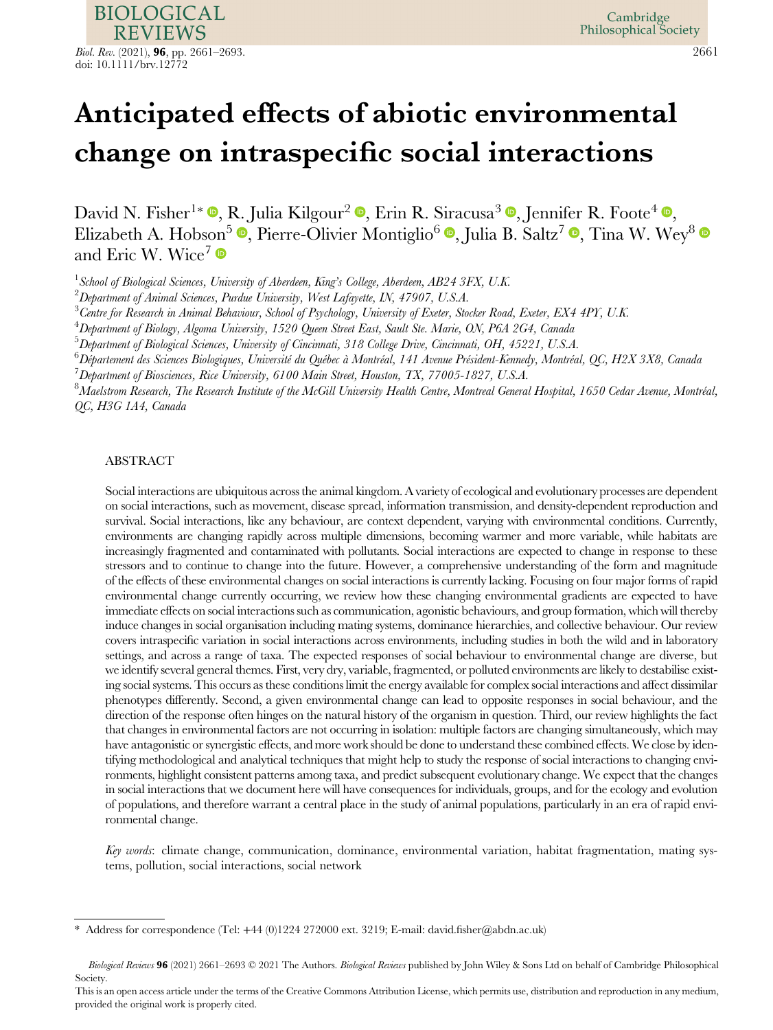# Anticipated effects of abiotic environmental change on intraspecific social interactions

David N. Fisher[1]*, R. Julia Kilgour[2], Erin R. Siracusa[3], Jennifer R. Foote[4], Elizabeth A. Hobson[5], Pierre-Olivier Montiglio[6], Julia B. Saltz[7], Tina W. Wey[8] and Eric W. Wice[7]

[1] *School of Biological Sciences, University of Aberdeen, King's College, Aberdeen, AB24 3FX, U.K.*
[2] *Department of Animal Sciences, Purdue University, West Lafayette, IN, 47907, U.S.A.*
[3] *Centre for Research in Animal Behaviour, School of Psychology, University of Exeter, Stocker Road, Exeter, EX4 4PY, U.K.*
[4] *Department of Biology, Algoma University, 1520 Queen Street East, Sault Ste. Marie, ON, P6A 2G4, Canada*
[5] *Department of Biological Sciences, University of Cincinnati, 318 College Drive, Cincinnati, OH, 45221, U.S.A.*
[6] *Département des Sciences Biologiques, Université du Québec à Montréal, 141 Avenue Président-Kennedy, Montréal, QC, H2X 3X8, Canada*
[7] *Department of Biosciences, Rice University, 6100 Main Street, Houston, TX, 77005-1827, U.S.A.*
[8] *Maelstrom Research, The Research Institute of the McGill University Health Centre, Montreal General Hospital, 1650 Cedar Avenue, Montréal, QC, H3G 1A4, Canada*

## ABSTRACT

Social interactions are ubiquitous across the animal kingdom. A variety of ecological and evolutionary processes are dependent on social interactions, such as movement, disease spread, information transmission, and density-dependent reproduction and survival. Social interactions, like any behaviour, are context dependent, varying with environmental conditions. Currently, environments are changing rapidly across multiple dimensions, becoming warmer and more variable, while habitats are increasingly fragmented and contaminated with pollutants. Social interactions are expected to change in response to these stressors and to continue to change into the future. However, a comprehensive understanding of the form and magnitude of the effects of these environmental changes on social interactions is currently lacking. Focusing on four major forms of rapid environmental change currently occurring, we review how these changing environmental gradients are expected to have immediate effects on social interactions such as communication, agonistic behaviours, and group formation, which will thereby induce changes in social organisation including mating systems, dominance hierarchies, and collective behaviour. Our review covers intraspecific variation in social interactions across environments, including studies in both the wild and in laboratory settings, and across a range of taxa. The expected responses of social behaviour to environmental change are diverse, but we identify several general themes. First, very dry, variable, fragmented, or polluted environments are likely to destabilise existing social systems. This occurs as these conditions limit the energy available for complex social interactions and affect dissimilar phenotypes differently. Second, a given environmental change can lead to opposite responses in social behaviour, and the direction of the response often hinges on the natural history of the organism in question. Third, our review highlights the fact that changes in environmental factors are not occurring in isolation: multiple factors are changing simultaneously, which may have antagonistic or synergistic effects, and more work should be done to understand these combined effects. We close by identifying methodological and analytical techniques that might help to study the response of social interactions to changing environments, highlight consistent patterns among taxa, and predict subsequent evolutionary change. We expect that the changes in social interactions that we document here will have consequences for individuals, groups, and for the ecology and evolution of populations, and therefore warrant a central place in the study of animal populations, particularly in an era of rapid environmental change.

*Key words*: climate change, communication, dominance, environmental variation, habitat fragmentation, mating systems, pollution, social interactions, social network

* Address for correspondence (Tel: +44 (0)1224 272000 ext. 3219; E-mail: david.fisher@abdn.ac.uk)

*Biological Reviews* **96** (2021) 2661–2693 © 2021 The Authors. *Biological Reviews* published by John Wiley & Sons Ltd on behalf of Cambridge Philosophical Society.
This is an open access article under the terms of the Creative Commons Attribution License, which permits use, distribution and reproduction in any medium, provided the original work is properly cited.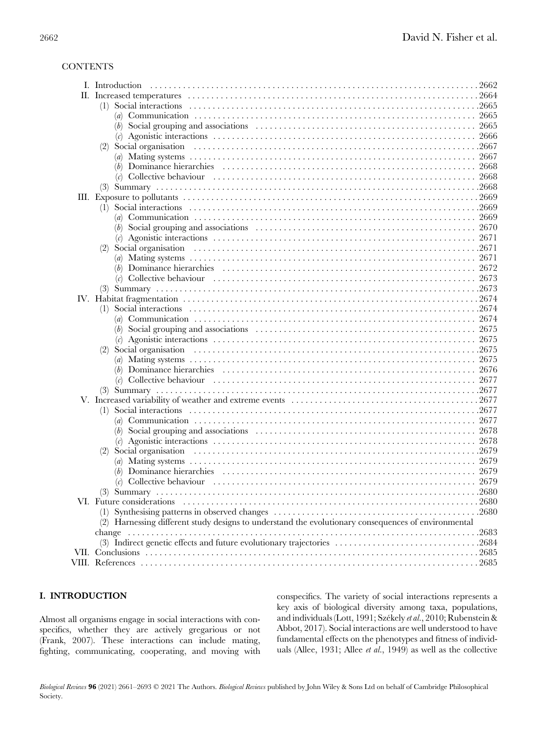CONTENTS

- I. Introduction .......... 2662
- II. Increased temperatures .......... 2664
  - (1) Social interactions .......... 2665
    - (*a*) Communication .......... 2665
    - (*b*) Social grouping and associations .......... 2665
    - (*c*) Agonistic interactions .......... 2666
  - (2) Social organisation .......... 2667
    - (*a*) Mating systems .......... 2667
    - (*b*) Dominance hierarchies .......... 2668
    - (*c*) Collective behaviour .......... 2668
  - (3) Summary .......... 2668
- III. Exposure to pollutants .......... 2669
  - (1) Social interactions .......... 2669
    - (*a*) Communication .......... 2669
    - (*b*) Social grouping and associations .......... 2670
    - (*c*) Agonistic interactions .......... 2671
  - (2) Social organisation .......... 2671
    - (*a*) Mating systems .......... 2671
    - (*b*) Dominance hierarchies .......... 2672
    - (*c*) Collective behaviour .......... 2673
  - (3) Summary .......... 2673
- IV. Habitat fragmentation .......... 2674
  - (1) Social interactions .......... 2674
    - (*a*) Communication .......... 2674
    - (*b*) Social grouping and associations .......... 2675
    - (*c*) Agonistic interactions .......... 2675
  - (2) Social organisation .......... 2675
    - (*a*) Mating systems .......... 2675
    - (*b*) Dominance hierarchies .......... 2676
    - (*c*) Collective behaviour .......... 2677
  - (3) Summary .......... 2677
- V. Increased variability of weather and extreme events .......... 2677
  - (1) Social interactions .......... 2677
    - (*a*) Communication .......... 2677
    - (*b*) Social grouping and associations .......... 2678
    - (*c*) Agonistic interactions .......... 2678
  - (2) Social organisation .......... 2679
    - (*a*) Mating systems .......... 2679
    - (*b*) Dominance hierarchies .......... 2679
    - (*c*) Collective behaviour .......... 2679
  - (3) Summary .......... 2680
- VI. Future considerations .......... 2680
  - (1) Synthesising patterns in observed changes .......... 2680
  - (2) Harnessing different study designs to understand the evolutionary consequences of environmental change .......... 2683
  - (3) Indirect genetic effects and future evolutionary trajectories .......... 2684
- VII. Conclusions .......... 2685
- VIII. References .......... 2685

## I. INTRODUCTION

Almost all organisms engage in social interactions with conspecifics, whether they are actively gregarious or not (Frank, 2007). These interactions can include mating, fighting, communicating, cooperating, and moving with conspecifics. The variety of social interactions represents a key axis of biological diversity among taxa, populations, and individuals (Lott, 1991; Székely *et al.*, 2010; Rubenstein & Abbot, 2017). Social interactions are well understood to have fundamental effects on the phenotypes and fitness of individuals (Allee, 1931; Allee *et al.*, 1949) as well as the collective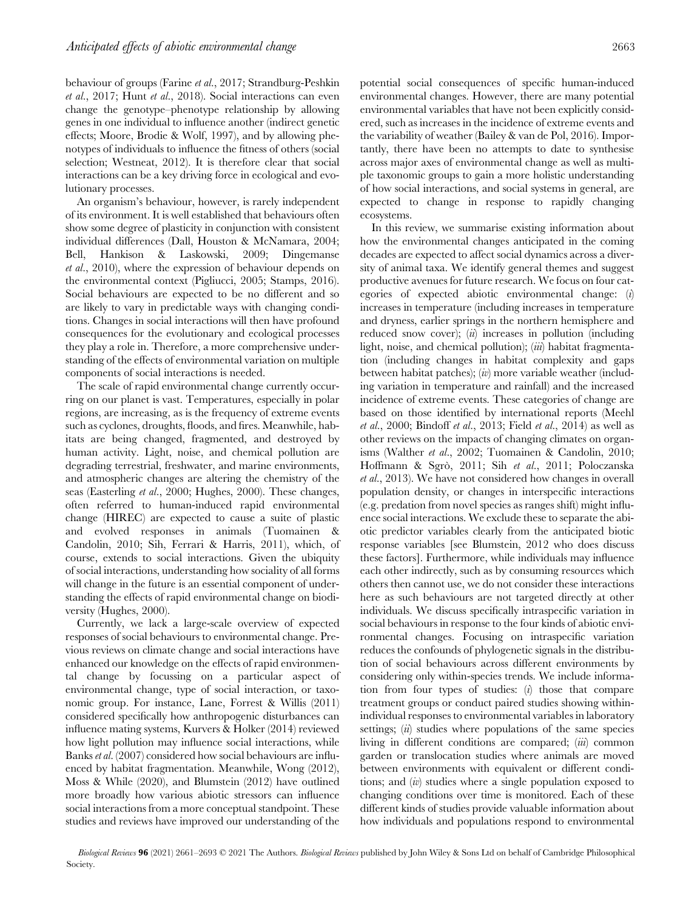behaviour of groups (Farine *et al.*, 2017; Strandburg-Peshkin *et al.*, 2017; Hunt *et al.*, 2018). Social interactions can even change the genotype–phenotype relationship by allowing genes in one individual to influence another (indirect genetic effects; Moore, Brodie & Wolf, 1997), and by allowing phenotypes of individuals to influence the fitness of others (social selection; Westneat, 2012). It is therefore clear that social interactions can be a key driving force in ecological and evolutionary processes.

An organism's behaviour, however, is rarely independent of its environment. It is well established that behaviours often show some degree of plasticity in conjunction with consistent individual differences (Dall, Houston & McNamara, 2004; Bell, Hankison & Laskowski, 2009; Dingemanse *et al.*, 2010), where the expression of behaviour depends on the environmental context (Pigliucci, 2005; Stamps, 2016). Social behaviours are expected to be no different and so are likely to vary in predictable ways with changing conditions. Changes in social interactions will then have profound consequences for the evolutionary and ecological processes they play a role in. Therefore, a more comprehensive understanding of the effects of environmental variation on multiple components of social interactions is needed.

The scale of rapid environmental change currently occurring on our planet is vast. Temperatures, especially in polar regions, are increasing, as is the frequency of extreme events such as cyclones, droughts, floods, and fires. Meanwhile, habitats are being changed, fragmented, and destroyed by human activity. Light, noise, and chemical pollution are degrading terrestrial, freshwater, and marine environments, and atmospheric changes are altering the chemistry of the seas (Easterling *et al.*, 2000; Hughes, 2000). These changes, often referred to human-induced rapid environmental change (HIREC) are expected to cause a suite of plastic and evolved responses in animals (Tuomainen & Candolin, 2010; Sih, Ferrari & Harris, 2011), which, of course, extends to social interactions. Given the ubiquity of social interactions, understanding how sociality of all forms will change in the future is an essential component of understanding the effects of rapid environmental change on biodiversity (Hughes, 2000).

Currently, we lack a large-scale overview of expected responses of social behaviours to environmental change. Previous reviews on climate change and social interactions have enhanced our knowledge on the effects of rapid environmental change by focussing on a particular aspect of environmental change, type of social interaction, or taxonomic group. For instance, Lane, Forrest & Willis (2011) considered specifically how anthropogenic disturbances can influence mating systems, Kurvers & Holker (2014) reviewed how light pollution may influence social interactions, while Banks *et al.* (2007) considered how social behaviours are influenced by habitat fragmentation. Meanwhile, Wong (2012), Moss & While (2020), and Blumstein (2012) have outlined more broadly how various abiotic stressors can influence social interactions from a more conceptual standpoint. These studies and reviews have improved our understanding of the potential social consequences of specific human-induced environmental changes. However, there are many potential environmental variables that have not been explicitly considered, such as increases in the incidence of extreme events and the variability of weather (Bailey & van de Pol, 2016). Importantly, there have been no attempts to date to synthesise across major axes of environmental change as well as multiple taxonomic groups to gain a more holistic understanding of how social interactions, and social systems in general, are expected to change in response to rapidly changing ecosystems.

In this review, we summarise existing information about how the environmental changes anticipated in the coming decades are expected to affect social dynamics across a diversity of animal taxa. We identify general themes and suggest productive avenues for future research. We focus on four categories of expected abiotic environmental change: (*i*) increases in temperature (including increases in temperature and dryness, earlier springs in the northern hemisphere and reduced snow cover); (*ii*) increases in pollution (including light, noise, and chemical pollution); (*iii*) habitat fragmentation (including changes in habitat complexity and gaps between habitat patches); (*iv*) more variable weather (including variation in temperature and rainfall) and the increased incidence of extreme events. These categories of change are based on those identified by international reports (Meehl *et al.*, 2000; Bindoff *et al.*, 2013; Field *et al.*, 2014) as well as other reviews on the impacts of changing climates on organisms (Walther *et al.*, 2002; Tuomainen & Candolin, 2010; Hoffmann & Sgrò, 2011; Sih *et al.*, 2011; Poloczanska *et al.*, 2013). We have not considered how changes in overall population density, or changes in interspecific interactions (e.g. predation from novel species as ranges shift) might influence social interactions. We exclude these to separate the abiotic predictor variables clearly from the anticipated biotic response variables [see Blumstein, 2012 who does discuss these factors]. Furthermore, while individuals may influence each other indirectly, such as by consuming resources which others then cannot use, we do not consider these interactions here as such behaviours are not targeted directly at other individuals. We discuss specifically intraspecific variation in social behaviours in response to the four kinds of abiotic environmental changes. Focusing on intraspecific variation reduces the confounds of phylogenetic signals in the distribution of social behaviours across different environments by considering only within-species trends. We include information from four types of studies: (*i*) those that compare treatment groups or conduct paired studies showing within-individual responses to environmental variables in laboratory settings; (*ii*) studies where populations of the same species living in different conditions are compared; (*iii*) common garden or translocation studies where animals are moved between environments with equivalent or different conditions; and (*iv*) studies where a single population exposed to changing conditions over time is monitored. Each of these different kinds of studies provide valuable information about how individuals and populations respond to environmental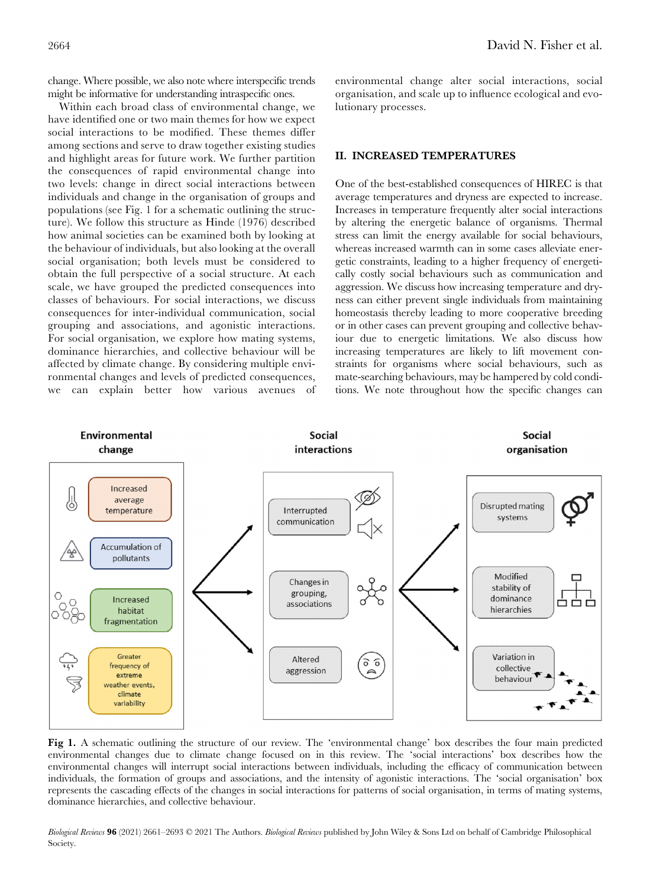change. Where possible, we also note where interspecific trends might be informative for understanding intraspecific ones.

Within each broad class of environmental change, we have identified one or two main themes for how we expect social interactions to be modified. These themes differ among sections and serve to draw together existing studies and highlight areas for future work. We further partition the consequences of rapid environmental change into two levels: change in direct social interactions between individuals and change in the organisation of groups and populations (see Fig. 1 for a schematic outlining the structure). We follow this structure as Hinde (1976) described how animal societies can be examined both by looking at the behaviour of individuals, but also looking at the overall social organisation; both levels must be considered to obtain the full perspective of a social structure. At each scale, we have grouped the predicted consequences into classes of behaviours. For social interactions, we discuss consequences for inter-individual communication, social grouping and associations, and agonistic interactions. For social organisation, we explore how mating systems, dominance hierarchies, and collective behaviour will be affected by climate change. By considering multiple environmental changes and levels of predicted consequences, we can explain better how various avenues of environmental change alter social interactions, social organisation, and scale up to influence ecological and evolutionary processes.

## II. INCREASED TEMPERATURES

One of the best-established consequences of HIREC is that average temperatures and dryness are expected to increase. Increases in temperature frequently alter social interactions by altering the energetic balance of organisms. Thermal stress can limit the energy available for social behaviours, whereas increased warmth can in some cases alleviate energetic constraints, leading to a higher frequency of energetically costly social behaviours such as communication and aggression. We discuss how increasing temperature and dryness can either prevent single individuals from maintaining homeostasis thereby leading to more cooperative breeding or in other cases can prevent grouping and collective behaviour due to energetic limitations. We also discuss how increasing temperatures are likely to lift movement constraints for organisms where social behaviours, such as mate-searching behaviours, may be hampered by cold conditions. We note throughout how the specific changes can

**Fig 1.** A schematic outlining the structure of our review. The 'environmental change' box describes the four main predicted environmental changes due to climate change focused on in this review. The 'social interactions' box describes how the environmental changes will interrupt social interactions between individuals, including the efficacy of communication between individuals, the formation of groups and associations, and the intensity of agonistic interactions. The 'social organisation' box represents the cascading effects of the changes in social interactions for patterns of social organisation, in terms of mating systems, dominance hierarchies, and collective behaviour.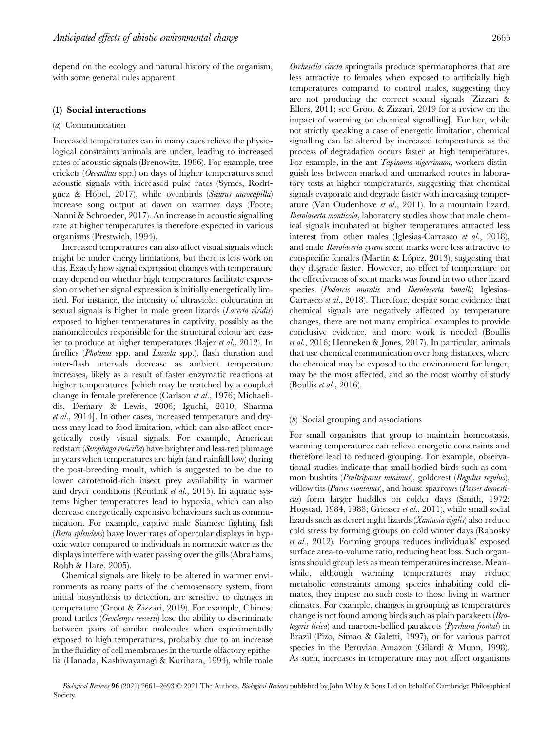depend on the ecology and natural history of the organism, with some general rules apparent.

### (1) Social interactions

#### (a) Communication

Increased temperatures can in many cases relieve the physiological constraints animals are under, leading to increased rates of acoustic signals (Brenowitz, 1986). For example, tree crickets (*Oecanthus* spp.) on days of higher temperatures send acoustic signals with increased pulse rates (Symes, Rodríguez & Höbel, 2017), while ovenbirds (*Seiurus aurocapilla*) increase song output at dawn on warmer days (Foote, Nanni & Schroeder, 2017). An increase in acoustic signalling rate at higher temperatures is therefore expected in various organisms (Prestwich, 1994).

Increased temperatures can also affect visual signals which might be under energy limitations, but there is less work on this. Exactly how signal expression changes with temperature may depend on whether high temperatures facilitate expression or whether signal expression is initially energetically limited. For instance, the intensity of ultraviolet colouration in sexual signals is higher in male green lizards (*Lacerta viridis*) exposed to higher temperatures in captivity, possibly as the nanomolecules responsible for the structural colour are easier to produce at higher temperatures (Bajer *et al.*, 2012). In fireflies (*Photinus* spp. and *Luciola* spp.), flash duration and inter-flash intervals decrease as ambient temperature increases, likely as a result of faster enzymatic reactions at higher temperatures [which may be matched by a coupled change in female preference (Carlson *et al.*, 1976; Michaelidis, Demary & Lewis, 2006; Iguchi, 2010; Sharma *et al.*, 2014]. In other cases, increased temperature and dryness may lead to food limitation, which can also affect energetically costly visual signals. For example, American redstart (*Setophaga ruticilla*) have brighter and less-red plumage in years when temperatures are high (and rainfall low) during the post-breeding moult, which is suggested to be due to lower carotenoid-rich insect prey availability in warmer and dryer conditions (Reudink *et al.*, 2015). In aquatic systems higher temperatures lead to hypoxia, which can also decrease energetically expensive behaviours such as communication. For example, captive male Siamese fighting fish (*Betta splendens*) have lower rates of opercular displays in hypoxic water compared to individuals in normoxic water as the displays interfere with water passing over the gills (Abrahams, Robb & Hare, 2005).

Chemical signals are likely to be altered in warmer environments as many parts of the chemosensory system, from initial biosynthesis to detection, are sensitive to changes in temperature (Groot & Zizzari, 2019). For example, Chinese pond turtles (*Geoclemys reevesii*) lose the ability to discriminate between pairs of similar molecules when experimentally exposed to high temperatures, probably due to an increase in the fluidity of cell membranes in the turtle olfactory epithelia (Hanada, Kashiwayanagi & Kurihara, 1994), while male *Orchesella cincta* springtails produce spermatophores that are less attractive to females when exposed to artificially high temperatures compared to control males, suggesting they are not producing the correct sexual signals [Zizzari & Ellers, 2011; see Groot & Zizzari, 2019 for a review on the impact of warming on chemical signalling]. Further, while not strictly speaking a case of energetic limitation, chemical signalling can be altered by increased temperatures as the process of degradation occurs faster at high temperatures. For example, in the ant *Tapinoma nigerrimum*, workers distinguish less between marked and unmarked routes in laboratory tests at higher temperatures, suggesting that chemical signals evaporate and degrade faster with increasing temperature (Van Oudenhove *et al.*, 2011). In a mountain lizard, *Iberolacerta monticola*, laboratory studies show that male chemical signals incubated at higher temperatures attracted less interest from other males (Iglesias-Carrasco *et al.*, 2018), and male *Iberolacerta cyreni* scent marks were less attractive to conspecific females (Martín & López, 2013), suggesting that they degrade faster. However, no effect of temperature on the effectiveness of scent marks was found in two other lizard species (*Podarcis muralis* and *Iberolacerta bonalli*; Iglesias-Carrasco *et al.*, 2018). Therefore, despite some evidence that chemical signals are negatively affected by temperature changes, there are not many empirical examples to provide conclusive evidence, and more work is needed (Boullis *et al.*, 2016; Henneken & Jones, 2017). In particular, animals that use chemical communication over long distances, where the chemical may be exposed to the environment for longer, may be the most affected, and so the most worthy of study (Boullis *et al.*, 2016).

#### (b) Social grouping and associations

For small organisms that group to maintain homeostasis, warming temperatures can relieve energetic constraints and therefore lead to reduced grouping. For example, observational studies indicate that small-bodied birds such as common bushtits (*Psultriparus minimus*), goldcrest (*Regulus regulus*), willow tits (*Parus montanus*), and house sparrows (*Passer domesticus*) form larger huddles on colder days (Smith, 1972; Hogstad, 1984, 1988; Griesser *et al.*, 2011), while small social lizards such as desert night lizards (*Xantusia vigilis*) also reduce cold stress by forming groups on cold winter days (Rabosky *et al.*, 2012). Forming groups reduces individuals' exposed surface area-to-volume ratio, reducing heat loss. Such organisms should group less as mean temperatures increase. Meanwhile, although warming temperatures may reduce metabolic constraints among species inhabiting cold climates, they impose no such costs to those living in warmer climates. For example, changes in grouping as temperatures change is not found among birds such as plain parakeets (*Brotogeris tirica*) and maroon-bellied parakeets (*Pyrrhura frontal*) in Brazil (Pizo, Simao & Galetti, 1997), or for various parrot species in the Peruvian Amazon (Gilardi & Munn, 1998). As such, increases in temperature may not affect organisms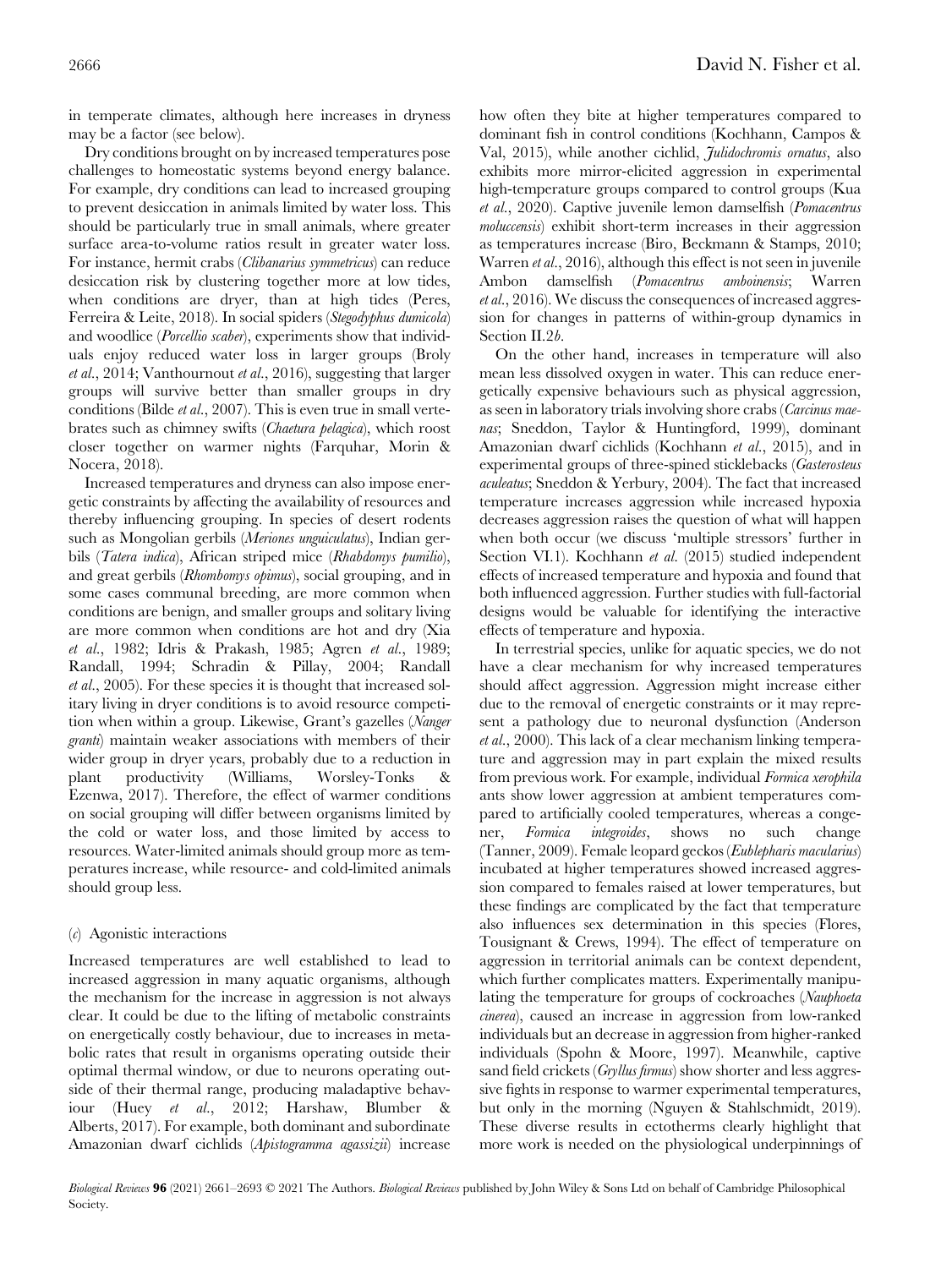in temperate climates, although here increases in dryness may be a factor (see below).

Dry conditions brought on by increased temperatures pose challenges to homeostatic systems beyond energy balance. For example, dry conditions can lead to increased grouping to prevent desiccation in animals limited by water loss. This should be particularly true in small animals, where greater surface area-to-volume ratios result in greater water loss. For instance, hermit crabs (*Clibanarius symmetricus*) can reduce desiccation risk by clustering together more at low tides, when conditions are dryer, than at high tides (Peres, Ferreira & Leite, 2018). In social spiders (*Stegodyphus dumicola*) and woodlice (*Porcellio scaber*), experiments show that individuals enjoy reduced water loss in larger groups (Broly *et al.*, 2014; Vanthournout *et al.*, 2016), suggesting that larger groups will survive better than smaller groups in dry conditions (Bilde *et al.*, 2007). This is even true in small vertebrates such as chimney swifts (*Chaetura pelagica*), which roost closer together on warmer nights (Farquhar, Morin & Nocera, 2018).

Increased temperatures and dryness can also impose energetic constraints by affecting the availability of resources and thereby influencing grouping. In species of desert rodents such as Mongolian gerbils (*Meriones unguiculatus*), Indian gerbils (*Tatera indica*), African striped mice (*Rhabdomys pumilio*), and great gerbils (*Rhombomys opimus*), social grouping, and in some cases communal breeding, are more common when conditions are benign, and smaller groups and solitary living are more common when conditions are hot and dry (Xia *et al.*, 1982; Idris & Prakash, 1985; Agren *et al.*, 1989; Randall, 1994; Schradin & Pillay, 2004; Randall *et al.*, 2005). For these species it is thought that increased solitary living in dryer conditions is to avoid resource competition when within a group. Likewise, Grant's gazelles (*Nanger granti*) maintain weaker associations with members of their wider group in dryer years, probably due to a reduction in plant productivity (Williams, Worsley-Tonks & Ezenwa, 2017). Therefore, the effect of warmer conditions on social grouping will differ between organisms limited by the cold or water loss, and those limited by access to resources. Water-limited animals should group more as temperatures increase, while resource- and cold-limited animals should group less.

### (c) Agonistic interactions

Increased temperatures are well established to lead to increased aggression in many aquatic organisms, although the mechanism for the increase in aggression is not always clear. It could be due to the lifting of metabolic constraints on energetically costly behaviour, due to increases in metabolic rates that result in organisms operating outside their optimal thermal window, or due to neurons operating outside of their thermal range, producing maladaptive behaviour (Huey *et al.*, 2012; Harshaw, Blumber & Alberts, 2017). For example, both dominant and subordinate Amazonian dwarf cichlids (*Apistogramma agassizii*) increase how often they bite at higher temperatures compared to dominant fish in control conditions (Kochhann, Campos & Val, 2015), while another cichlid, *Julidochromis ornatus*, also exhibits more mirror-elicited aggression in experimental high-temperature groups compared to control groups (Kua *et al.*, 2020). Captive juvenile lemon damselfish (*Pomacentrus moluccensis*) exhibit short-term increases in their aggression as temperatures increase (Biro, Beckmann & Stamps, 2010; Warren *et al.*, 2016), although this effect is not seen in juvenile Ambon damselfish (*Pomacentrus amboinensis*; Warren *et al.*, 2016). We discuss the consequences of increased aggression for changes in patterns of within-group dynamics in Section II.2*b*.

On the other hand, increases in temperature will also mean less dissolved oxygen in water. This can reduce energetically expensive behaviours such as physical aggression, as seen in laboratory trials involving shore crabs (*Carcinus maenas*; Sneddon, Taylor & Huntingford, 1999), dominant Amazonian dwarf cichlids (Kochhann *et al.*, 2015), and in experimental groups of three-spined sticklebacks (*Gasterosteus aculeatus*; Sneddon & Yerbury, 2004). The fact that increased temperature increases aggression while increased hypoxia decreases aggression raises the question of what will happen when both occur (we discuss 'multiple stressors' further in Section VI.1). Kochhann *et al.* (2015) studied independent effects of increased temperature and hypoxia and found that both influenced aggression. Further studies with full-factorial designs would be valuable for identifying the interactive effects of temperature and hypoxia.

In terrestrial species, unlike for aquatic species, we do not have a clear mechanism for why increased temperatures should affect aggression. Aggression might increase either due to the removal of energetic constraints or it may represent a pathology due to neuronal dysfunction (Anderson *et al.*, 2000). This lack of a clear mechanism linking temperature and aggression may in part explain the mixed results from previous work. For example, individual *Formica xerophila* ants show lower aggression at ambient temperatures compared to artificially cooled temperatures, whereas a congener, *Formica integroides*, shows no such change (Tanner, 2009). Female leopard geckos (*Eublepharis macularius*) incubated at higher temperatures showed increased aggression compared to females raised at lower temperatures, but these findings are complicated by the fact that temperature also influences sex determination in this species (Flores, Tousignant & Crews, 1994). The effect of temperature on aggression in territorial animals can be context dependent, which further complicates matters. Experimentally manipulating the temperature for groups of cockroaches (*Nauphoeta cinerea*), caused an increase in aggression from low-ranked individuals but an decrease in aggression from higher-ranked individuals (Spohn & Moore, 1997). Meanwhile, captive sand field crickets (*Gryllus firmus*) show shorter and less aggressive fights in response to warmer experimental temperatures, but only in the morning (Nguyen & Stahlschmidt, 2019). These diverse results in ectotherms clearly highlight that more work is needed on the physiological underpinnings of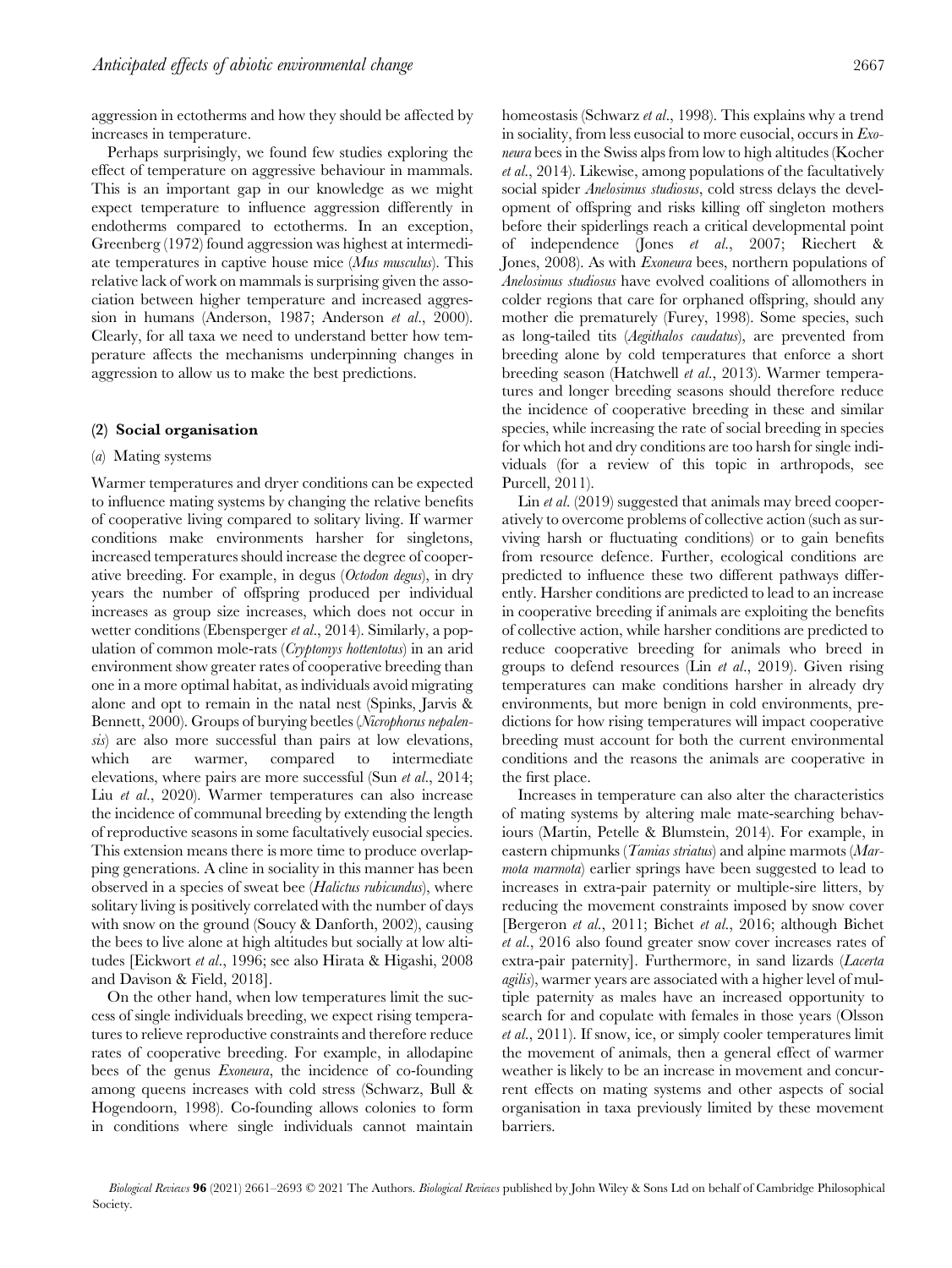aggression in ectotherms and how they should be affected by increases in temperature.

Perhaps surprisingly, we found few studies exploring the effect of temperature on aggressive behaviour in mammals. This is an important gap in our knowledge as we might expect temperature to influence aggression differently in endotherms compared to ectotherms. In an exception, Greenberg (1972) found aggression was highest at intermediate temperatures in captive house mice (*Mus musculus*). This relative lack of work on mammals is surprising given the association between higher temperature and increased aggression in humans (Anderson, 1987; Anderson *et al*., 2000). Clearly, for all taxa we need to understand better how temperature affects the mechanisms underpinning changes in aggression to allow us to make the best predictions.

### (2) Social organisation

#### (*a*) Mating systems

Warmer temperatures and dryer conditions can be expected to influence mating systems by changing the relative benefits of cooperative living compared to solitary living. If warmer conditions make environments harsher for singletons, increased temperatures should increase the degree of cooperative breeding. For example, in degus (*Octodon degus*), in dry years the number of offspring produced per individual increases as group size increases, which does not occur in wetter conditions (Ebensperger *et al*., 2014). Similarly, a population of common mole-rats (*Cryptomys hottentotus*) in an arid environment show greater rates of cooperative breeding than one in a more optimal habitat, as individuals avoid migrating alone and opt to remain in the natal nest (Spinks, Jarvis & Bennett, 2000). Groups of burying beetles (*Nicrophorus nepalensis*) are also more successful than pairs at low elevations, which are warmer, compared to intermediate elevations, where pairs are more successful (Sun *et al*., 2014; Liu *et al*., 2020). Warmer temperatures can also increase the incidence of communal breeding by extending the length of reproductive seasons in some facultatively eusocial species. This extension means there is more time to produce overlapping generations. A cline in sociality in this manner has been observed in a species of sweat bee (*Halictus rubicundus*), where solitary living is positively correlated with the number of days with snow on the ground (Soucy & Danforth, 2002), causing the bees to live alone at high altitudes but socially at low altitudes [Eickwort *et al*., 1996; see also Hirata & Higashi, 2008 and Davison & Field, 2018].

On the other hand, when low temperatures limit the success of single individuals breeding, we expect rising temperatures to relieve reproductive constraints and therefore reduce rates of cooperative breeding. For example, in allodapine bees of the genus *Exoneura*, the incidence of co-founding among queens increases with cold stress (Schwarz, Bull & Hogendoorn, 1998). Co-founding allows colonies to form in conditions where single individuals cannot maintain homeostasis (Schwarz *et al*., 1998). This explains why a trend in sociality, from less eusocial to more eusocial, occurs in *Exoneura* bees in the Swiss alps from low to high altitudes (Kocher *et al*., 2014). Likewise, among populations of the facultatively social spider *Anelosimus studiosus*, cold stress delays the development of offspring and risks killing off singleton mothers before their spiderlings reach a critical developmental point of independence (Jones *et al*., 2007; Riechert & Jones, 2008). As with *Exoneura* bees, northern populations of *Anelosimus studiosus* have evolved coalitions of allomothers in colder regions that care for orphaned offspring, should any mother die prematurely (Furey, 1998). Some species, such as long-tailed tits (*Aegithalos caudatus*), are prevented from breeding alone by cold temperatures that enforce a short breeding season (Hatchwell *et al*., 2013). Warmer temperatures and longer breeding seasons should therefore reduce the incidence of cooperative breeding in these and similar species, while increasing the rate of social breeding in species for which hot and dry conditions are too harsh for single individuals (for a review of this topic in arthropods, see Purcell, 2011).

Lin *et al*. (2019) suggested that animals may breed cooperatively to overcome problems of collective action (such as surviving harsh or fluctuating conditions) or to gain benefits from resource defence. Further, ecological conditions are predicted to influence these two different pathways differently. Harsher conditions are predicted to lead to an increase in cooperative breeding if animals are exploiting the benefits of collective action, while harsher conditions are predicted to reduce cooperative breeding for animals who breed in groups to defend resources (Lin *et al*., 2019). Given rising temperatures can make conditions harsher in already dry environments, but more benign in cold environments, predictions for how rising temperatures will impact cooperative breeding must account for both the current environmental conditions and the reasons the animals are cooperative in the first place.

Increases in temperature can also alter the characteristics of mating systems by altering male mate-searching behaviours (Martin, Petelle & Blumstein, 2014). For example, in eastern chipmunks (*Tamias striatus*) and alpine marmots (*Marmota marmota*) earlier springs have been suggested to lead to increases in extra-pair paternity or multiple-sire litters, by reducing the movement constraints imposed by snow cover [Bergeron *et al*., 2011; Bichet *et al*., 2016; although Bichet *et al*., 2016 also found greater snow cover increases rates of extra-pair paternity]. Furthermore, in sand lizards (*Lacerta agilis*), warmer years are associated with a higher level of multiple paternity as males have an increased opportunity to search for and copulate with females in those years (Olsson *et al*., 2011). If snow, ice, or simply cooler temperatures limit the movement of animals, then a general effect of warmer weather is likely to be an increase in movement and concurrent effects on mating systems and other aspects of social organisation in taxa previously limited by these movement barriers.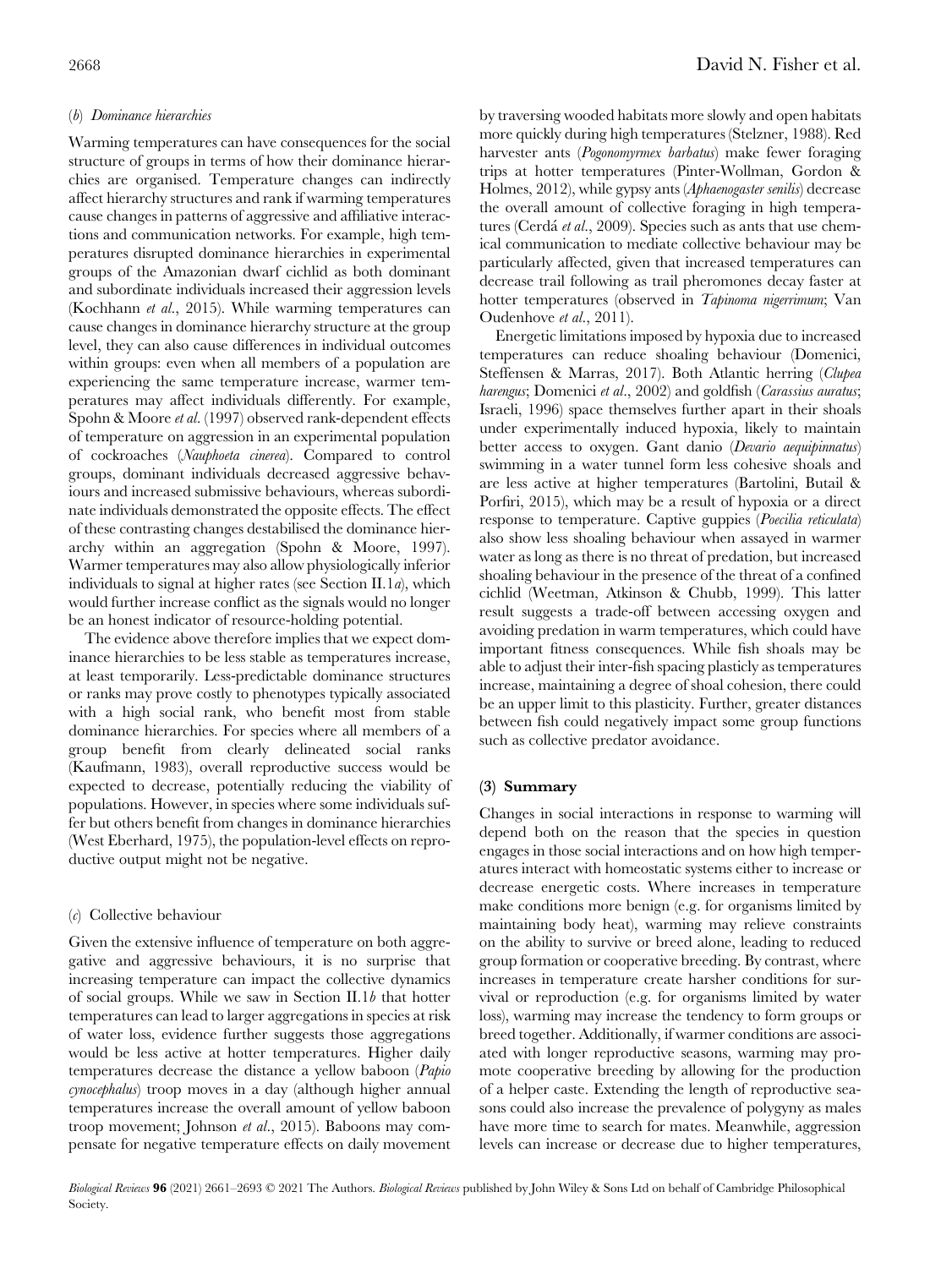### (*b*) *Dominance hierarchies*

Warming temperatures can have consequences for the social structure of groups in terms of how their dominance hierarchies are organised. Temperature changes can indirectly affect hierarchy structures and rank if warming temperatures cause changes in patterns of aggressive and affiliative interactions and communication networks. For example, high temperatures disrupted dominance hierarchies in experimental groups of the Amazonian dwarf cichlid as both dominant and subordinate individuals increased their aggression levels (Kochhann *et al*., 2015). While warming temperatures can cause changes in dominance hierarchy structure at the group level, they can also cause differences in individual outcomes within groups: even when all members of a population are experiencing the same temperature increase, warmer temperatures may affect individuals differently. For example, Spohn & Moore *et al*. (1997) observed rank-dependent effects of temperature on aggression in an experimental population of cockroaches (*Nauphoeta cinerea*). Compared to control groups, dominant individuals decreased aggressive behaviours and increased submissive behaviours, whereas subordinate individuals demonstrated the opposite effects. The effect of these contrasting changes destabilised the dominance hierarchy within an aggregation (Spohn & Moore, 1997). Warmer temperatures may also allow physiologically inferior individuals to signal at higher rates (see Section II.1*a*), which would further increase conflict as the signals would no longer be an honest indicator of resource-holding potential.

The evidence above therefore implies that we expect dominance hierarchies to be less stable as temperatures increase, at least temporarily. Less-predictable dominance structures or ranks may prove costly to phenotypes typically associated with a high social rank, who benefit most from stable dominance hierarchies. For species where all members of a group benefit from clearly delineated social ranks (Kaufmann, 1983), overall reproductive success would be expected to decrease, potentially reducing the viability of populations. However, in species where some individuals suffer but others benefit from changes in dominance hierarchies (West Eberhard, 1975), the population-level effects on reproductive output might not be negative.

### (*c*) Collective behaviour

Given the extensive influence of temperature on both aggregative and aggressive behaviours, it is no surprise that increasing temperature can impact the collective dynamics of social groups. While we saw in Section II.1*b* that hotter temperatures can lead to larger aggregations in species at risk of water loss, evidence further suggests those aggregations would be less active at hotter temperatures. Higher daily temperatures decrease the distance a yellow baboon (*Papio cynocephalus*) troop moves in a day (although higher annual temperatures increase the overall amount of yellow baboon troop movement; Johnson *et al*., 2015). Baboons may compensate for negative temperature effects on daily movement by traversing wooded habitats more slowly and open habitats more quickly during high temperatures (Stelzner, 1988). Red harvester ants (*Pogonomyrmex barbatus*) make fewer foraging trips at hotter temperatures (Pinter-Wollman, Gordon & Holmes, 2012), while gypsy ants (*Aphaenogaster senilis*) decrease the overall amount of collective foraging in high temperatures (Cerdá *et al*., 2009). Species such as ants that use chemical communication to mediate collective behaviour may be particularly affected, given that increased temperatures can decrease trail following as trail pheromones decay faster at hotter temperatures (observed in *Tapinoma nigerrimum*; Van Oudenhove *et al*., 2011).

Energetic limitations imposed by hypoxia due to increased temperatures can reduce shoaling behaviour (Domenici, Steffensen & Marras, 2017). Both Atlantic herring (*Clupea harengus*; Domenici *et al*., 2002) and goldfish (*Carassius auratus*; Israeli, 1996) space themselves further apart in their shoals under experimentally induced hypoxia, likely to maintain better access to oxygen. Gant danio (*Devario aequipinnatus*) swimming in a water tunnel form less cohesive shoals and are less active at higher temperatures (Bartolini, Butail & Porfiri, 2015), which may be a result of hypoxia or a direct response to temperature. Captive guppies (*Poecilia reticulata*) also show less shoaling behaviour when assayed in warmer water as long as there is no threat of predation, but increased shoaling behaviour in the presence of the threat of a confined cichlid (Weetman, Atkinson & Chubb, 1999). This latter result suggests a trade-off between accessing oxygen and avoiding predation in warm temperatures, which could have important fitness consequences. While fish shoals may be able to adjust their inter-fish spacing plasticly as temperatures increase, maintaining a degree of shoal cohesion, there could be an upper limit to this plasticity. Further, greater distances between fish could negatively impact some group functions such as collective predator avoidance.

## (3) Summary

Changes in social interactions in response to warming will depend both on the reason that the species in question engages in those social interactions and on how high temperatures interact with homeostatic systems either to increase or decrease energetic costs. Where increases in temperature make conditions more benign (e.g. for organisms limited by maintaining body heat), warming may relieve constraints on the ability to survive or breed alone, leading to reduced group formation or cooperative breeding. By contrast, where increases in temperature create harsher conditions for survival or reproduction (e.g. for organisms limited by water loss), warming may increase the tendency to form groups or breed together. Additionally, if warmer conditions are associated with longer reproductive seasons, warming may promote cooperative breeding by allowing for the production of a helper caste. Extending the length of reproductive seasons could also increase the prevalence of polygyny as males have more time to search for mates. Meanwhile, aggression levels can increase or decrease due to higher temperatures,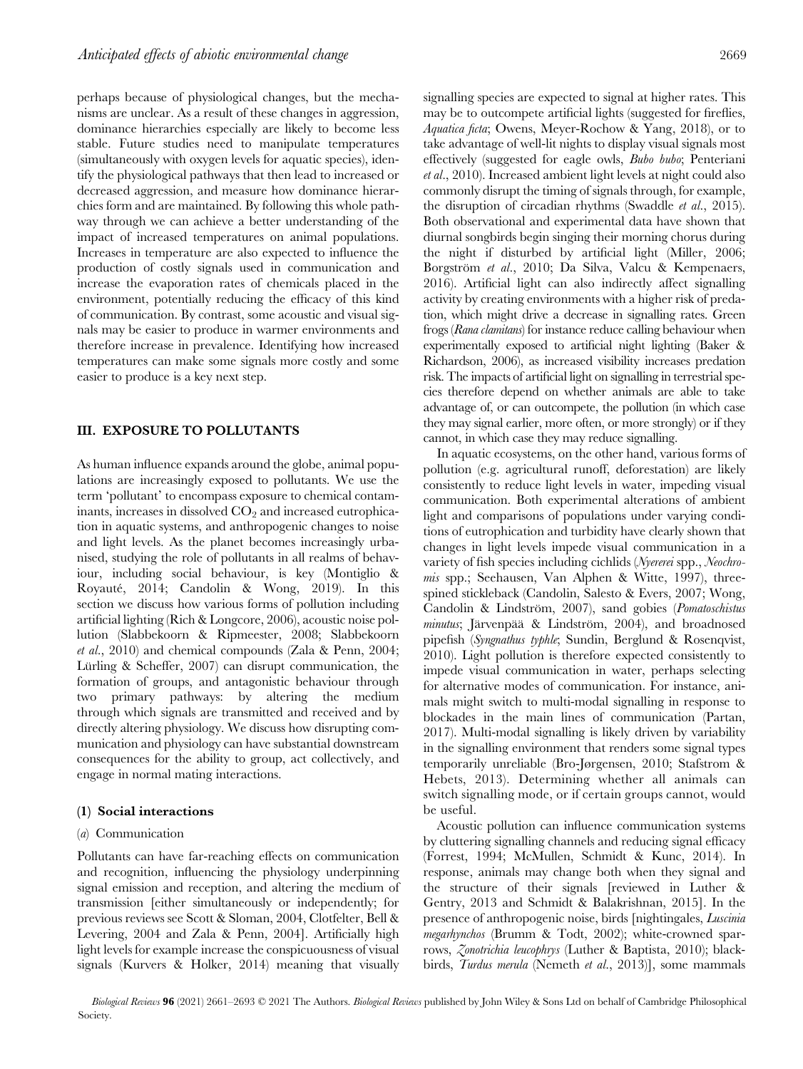perhaps because of physiological changes, but the mechanisms are unclear. As a result of these changes in aggression, dominance hierarchies especially are likely to become less stable. Future studies need to manipulate temperatures (simultaneously with oxygen levels for aquatic species), identify the physiological pathways that then lead to increased or decreased aggression, and measure how dominance hierarchies form and are maintained. By following this whole pathway through we can achieve a better understanding of the impact of increased temperatures on animal populations. Increases in temperature are also expected to influence the production of costly signals used in communication and increase the evaporation rates of chemicals placed in the environment, potentially reducing the efficacy of this kind of communication. By contrast, some acoustic and visual signals may be easier to produce in warmer environments and therefore increase in prevalence. Identifying how increased temperatures can make some signals more costly and some easier to produce is a key next step.

## III. EXPOSURE TO POLLUTANTS

As human influence expands around the globe, animal populations are increasingly exposed to pollutants. We use the term 'pollutant' to encompass exposure to chemical contaminants, increases in dissolved $CO_2$ and increased eutrophication in aquatic systems, and anthropogenic changes to noise and light levels. As the planet becomes increasingly urbanised, studying the role of pollutants in all realms of behaviour, including social behaviour, is key (Montiglio & Royauté, 2014; Candolin & Wong, 2019). In this section we discuss how various forms of pollution including artificial lighting (Rich & Longcore, 2006), acoustic noise pollution (Slabbekoorn & Ripmeester, 2008; Slabbekoorn *et al*., 2010) and chemical compounds (Zala & Penn, 2004; Lürling & Scheffer, 2007) can disrupt communication, the formation of groups, and antagonistic behaviour through two primary pathways: by altering the medium through which signals are transmitted and received and by directly altering physiology. We discuss how disrupting communication and physiology can have substantial downstream consequences for the ability to group, act collectively, and engage in normal mating interactions.

### (1) Social interactions

#### (*a*) Communication

Pollutants can have far-reaching effects on communication and recognition, influencing the physiology underpinning signal emission and reception, and altering the medium of transmission [either simultaneously or independently; for previous reviews see Scott & Sloman, 2004, Clotfelter, Bell & Levering, 2004 and Zala & Penn, 2004]. Artificially high light levels for example increase the conspicuousness of visual signals (Kurvers & Holker, 2014) meaning that visually signalling species are expected to signal at higher rates. This may be to outcompete artificial lights (suggested for fireflies, *Aquatica ficta*; Owens, Meyer-Rochow & Yang, 2018), or to take advantage of well-lit nights to display visual signals most effectively (suggested for eagle owls, *Bubo bubo*; Penteriani *et al*., 2010). Increased ambient light levels at night could also commonly disrupt the timing of signals through, for example, the disruption of circadian rhythms (Swaddle *et al*., 2015). Both observational and experimental data have shown that diurnal songbirds begin singing their morning chorus during the night if disturbed by artificial light (Miller, 2006; Borgström *et al*., 2010; Da Silva, Valcu & Kempenaers, 2016). Artificial light can also indirectly affect signalling activity by creating environments with a higher risk of predation, which might drive a decrease in signalling rates. Green frogs (*Rana clamitans*) for instance reduce calling behaviour when experimentally exposed to artificial night lighting (Baker & Richardson, 2006), as increased visibility increases predation risk. The impacts of artificial light on signalling in terrestrial species therefore depend on whether animals are able to take advantage of, or can outcompete, the pollution (in which case they may signal earlier, more often, or more strongly) or if they cannot, in which case they may reduce signalling.

In aquatic ecosystems, on the other hand, various forms of pollution (e.g. agricultural runoff, deforestation) are likely consistently to reduce light levels in water, impeding visual communication. Both experimental alterations of ambient light and comparisons of populations under varying conditions of eutrophication and turbidity have clearly shown that changes in light levels impede visual communication in a variety of fish species including cichlids (*Nyererei* spp., *Neochromis* spp.; Seehausen, Van Alphen & Witte, 1997), three-spined stickleback (Candolin, Salesto & Evers, 2007; Wong, Candolin & Lindström, 2007), sand gobies (*Pomatoschistus minutus*; Järvenpää & Lindström, 2004), and broadnosed pipefish (*Syngnathus typhle*; Sundin, Berglund & Rosenqvist, 2010). Light pollution is therefore expected consistently to impede visual communication in water, perhaps selecting for alternative modes of communication. For instance, animals might switch to multi-modal signalling in response to blockades in the main lines of communication (Partan, 2017). Multi-modal signalling is likely driven by variability in the signalling environment that renders some signal types temporarily unreliable (Bro-Jørgensen, 2010; Stafstrom & Hebets, 2013). Determining whether all animals can switch signalling mode, or if certain groups cannot, would be useful.

Acoustic pollution can influence communication systems by cluttering signalling channels and reducing signal efficacy (Forrest, 1994; McMullen, Schmidt & Kunc, 2014). In response, animals may change both when they signal and the structure of their signals [reviewed in Luther & Gentry, 2013 and Schmidt & Balakrishnan, 2015]. In the presence of anthropogenic noise, birds [nightingales, *Luscinia megarhynchos* (Brumm & Todt, 2002); white-crowned sparrows, *Zonotrichia leucophrys* (Luther & Baptista, 2010); blackbirds, *Turdus merula* (Nemeth *et al*., 2013)], some mammals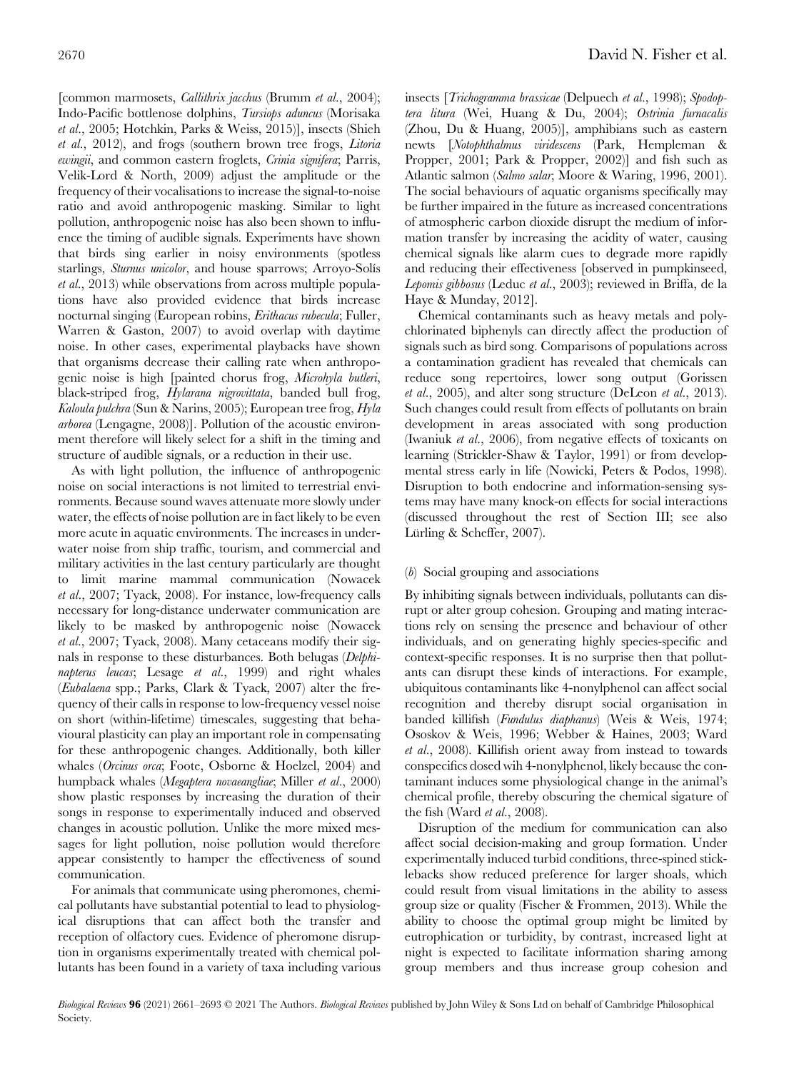[common marmosets, *Callithrix jacchus* (Brumm *et al.*, 2004); Indo-Pacific bottlenose dolphins, *Tursiops aduncus* (Morisaka *et al.*, 2005; Hotchkin, Parks & Weiss, 2015)], insects (Shieh *et al.*, 2012), and frogs (southern brown tree frogs, *Litoria ewingii*, and common eastern froglets, *Crinia signifera*; Parris, Velik-Lord & North, 2009) adjust the amplitude or the frequency of their vocalisations to increase the signal-to-noise ratio and avoid anthropogenic masking. Similar to light pollution, anthropogenic noise has also been shown to influence the timing of audible signals. Experiments have shown that birds sing earlier in noisy environments (spotless starlings, *Sturnus unicolor*, and house sparrows; Arroyo-Solís *et al.*, 2013) while observations from across multiple populations have also provided evidence that birds increase nocturnal singing (European robins, *Erithacus rubecula*; Fuller, Warren & Gaston, 2007) to avoid overlap with daytime noise. In other cases, experimental playbacks have shown that organisms decrease their calling rate when anthropogenic noise is high [painted chorus frog, *Microhyla butleri*, black-striped frog, *Hylarana nigrovittata*, banded bull frog, *Kaloula pulchra* (Sun & Narins, 2005); European tree frog, *Hyla arborea* (Lengagne, 2008)]. Pollution of the acoustic environment therefore will likely select for a shift in the timing and structure of audible signals, or a reduction in their use.

As with light pollution, the influence of anthropogenic noise on social interactions is not limited to terrestrial environments. Because sound waves attenuate more slowly under water, the effects of noise pollution are in fact likely to be even more acute in aquatic environments. The increases in underwater noise from ship traffic, tourism, and commercial and military activities in the last century particularly are thought to limit marine mammal communication (Nowacek *et al.*, 2007; Tyack, 2008). For instance, low-frequency calls necessary for long-distance underwater communication are likely to be masked by anthropogenic noise (Nowacek *et al.*, 2007; Tyack, 2008). Many cetaceans modify their signals in response to these disturbances. Both belugas (*Delphinapterus leucas*; Lesage *et al.*, 1999) and right whales (*Eubalaena* spp.; Parks, Clark & Tyack, 2007) alter the frequency of their calls in response to low-frequency vessel noise on short (within-lifetime) timescales, suggesting that behavioural plasticity can play an important role in compensating for these anthropogenic changes. Additionally, both killer whales (*Orcinus orca*; Foote, Osborne & Hoelzel, 2004) and humpback whales (*Megaptera novaeangliae*; Miller *et al.*, 2000) show plastic responses by increasing the duration of their songs in response to experimentally induced and observed changes in acoustic pollution. Unlike the more mixed messages for light pollution, noise pollution would therefore appear consistently to hamper the effectiveness of sound communication.

For animals that communicate using pheromones, chemical pollutants have substantial potential to lead to physiological disruptions that can affect both the transfer and reception of olfactory cues. Evidence of pheromone disruption in organisms experimentally treated with chemical pollutants has been found in a variety of taxa including various insects [*Trichogramma brassicae* (Delpuech *et al.*, 1998); *Spodoptera litura* (Wei, Huang & Du, 2004); *Ostrinia furnacalis* (Zhou, Du & Huang, 2005)], amphibians such as eastern newts [*Notophthalmus viridescens* (Park, Hempleman & Propper, 2001; Park & Propper, 2002)] and fish such as Atlantic salmon (*Salmo salar*; Moore & Waring, 1996, 2001). The social behaviours of aquatic organisms specifically may be further impaired in the future as increased concentrations of atmospheric carbon dioxide disrupt the medium of information transfer by increasing the acidity of water, causing chemical signals like alarm cues to degrade more rapidly and reducing their effectiveness [observed in pumpkinseed, *Lepomis gibbosus* (Leduc *et al.*, 2003); reviewed in Briffa, de la Haye & Munday, 2012].

Chemical contaminants such as heavy metals and polychlorinated biphenyls can directly affect the production of signals such as bird song. Comparisons of populations across a contamination gradient has revealed that chemicals can reduce song repertoires, lower song output (Gorissen *et al.*, 2005), and alter song structure (DeLeon *et al.*, 2013). Such changes could result from effects of pollutants on brain development in areas associated with song production (Iwaniuk *et al.*, 2006), from negative effects of toxicants on learning (Strickler-Shaw & Taylor, 1991) or from developmental stress early in life (Nowicki, Peters & Podos, 1998). Disruption to both endocrine and information-sensing systems may have many knock-on effects for social interactions (discussed throughout the rest of Section III; see also Lürling & Scheffer, 2007).

### (*b*) Social grouping and associations

By inhibiting signals between individuals, pollutants can disrupt or alter group cohesion. Grouping and mating interactions rely on sensing the presence and behaviour of other individuals, and on generating highly species-specific and context-specific responses. It is no surprise then that pollutants can disrupt these kinds of interactions. For example, ubiquitous contaminants like 4-nonylphenol can affect social recognition and thereby disrupt social organisation in banded killifish (*Fundulus diaphanus*) (Weis & Weis, 1974; Ososkov & Weis, 1996; Webber & Haines, 2003; Ward *et al.*, 2008). Killifish orient away from instead to towards conspecifics dosed wih 4-nonylphenol, likely because the contaminant induces some physiological change in the animal's chemical profile, thereby obscuring the chemical sigature of the fish (Ward *et al.*, 2008).

Disruption of the medium for communication can also affect social decision-making and group formation. Under experimentally induced turbid conditions, three-spined sticklebacks show reduced preference for larger shoals, which could result from visual limitations in the ability to assess group size or quality (Fischer & Frommen, 2013). While the ability to choose the optimal group might be limited by eutrophication or turbidity, by contrast, increased light at night is expected to facilitate information sharing among group members and thus increase group cohesion and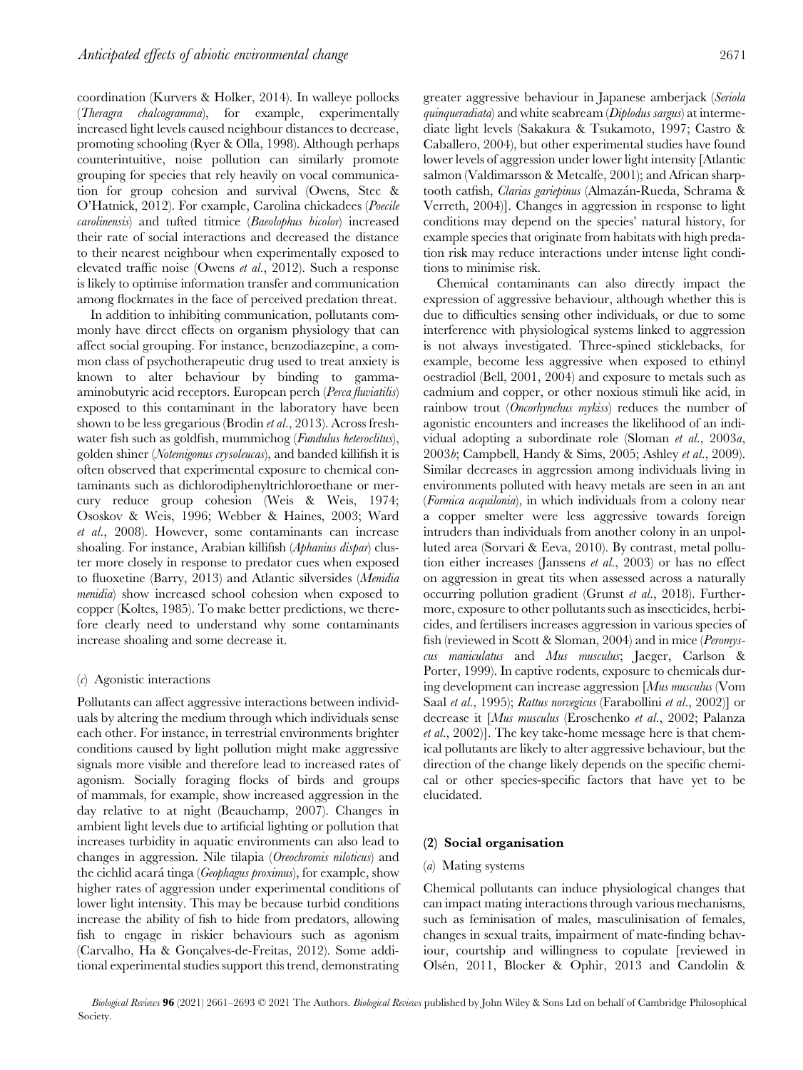coordination (Kurvers & Holker, 2014). In walleye pollocks (*Theragra chalcogramma*), for example, experimentally increased light levels caused neighbour distances to decrease, promoting schooling (Ryer & Olla, 1998). Although perhaps counterintuitive, noise pollution can similarly promote grouping for species that rely heavily on vocal communication for group cohesion and survival (Owens, Stec & O'Hatnick, 2012). For example, Carolina chickadees (*Poecile carolinensis*) and tufted titmice (*Baeolophus bicolor*) increased their rate of social interactions and decreased the distance to their nearest neighbour when experimentally exposed to elevated traffic noise (Owens *et al.*, 2012). Such a response is likely to optimise information transfer and communication among flockmates in the face of perceived predation threat.

In addition to inhibiting communication, pollutants commonly have direct effects on organism physiology that can affect social grouping. For instance, benzodiazepine, a common class of psychotherapeutic drug used to treat anxiety is known to alter behaviour by binding to gamma-aminobutyric acid receptors. European perch (*Perca fluviatilis*) exposed to this contaminant in the laboratory have been shown to be less gregarious (Brodin *et al.*, 2013). Across freshwater fish such as goldfish, mummichog (*Fundulus heteroclitus*), golden shiner (*Notemigonus crysoleucas*), and banded killifish it is often observed that experimental exposure to chemical contaminants such as dichlorodiphenyltrichloroethane or mercury reduce group cohesion (Weis & Weis, 1974; Ososkov & Weis, 1996; Webber & Haines, 2003; Ward *et al.*, 2008). However, some contaminants can increase shoaling. For instance, Arabian killifish (*Aphanius dispar*) cluster more closely in response to predator cues when exposed to fluoxetine (Barry, 2013) and Atlantic silversides (*Menidia menidia*) show increased school cohesion when exposed to copper (Koltes, 1985). To make better predictions, we therefore clearly need to understand why some contaminants increase shoaling and some decrease it.

#### (*c*) Agonistic interactions

Pollutants can affect aggressive interactions between individuals by altering the medium through which individuals sense each other. For instance, in terrestrial environments brighter conditions caused by light pollution might make aggressive signals more visible and therefore lead to increased rates of agonism. Socially foraging flocks of birds and groups of mammals, for example, show increased aggression in the day relative to at night (Beauchamp, 2007). Changes in ambient light levels due to artificial lighting or pollution that increases turbidity in aquatic environments can also lead to changes in aggression. Nile tilapia (*Oreochromis niloticus*) and the cichlid acará tinga (*Geophagus proximus*), for example, show higher rates of aggression under experimental conditions of lower light intensity. This may be because turbid conditions increase the ability of fish to hide from predators, allowing fish to engage in riskier behaviours such as agonism (Carvalho, Ha & Gonçalves-de-Freitas, 2012). Some additional experimental studies support this trend, demonstrating greater aggressive behaviour in Japanese amberjack (*Seriola quinqueradiata*) and white seabream (*Diplodus sargus*) at intermediate light levels (Sakakura & Tsukamoto, 1997; Castro & Caballero, 2004), but other experimental studies have found lower levels of aggression under lower light intensity [Atlantic salmon (Valdimarsson & Metcalfe, 2001); and African sharptooth catfish, *Clarias gariepinus* (Almazán-Rueda, Schrama & Verreth, 2004)]. Changes in aggression in response to light conditions may depend on the species' natural history, for example species that originate from habitats with high predation risk may reduce interactions under intense light conditions to minimise risk.

Chemical contaminants can also directly impact the expression of aggressive behaviour, although whether this is due to difficulties sensing other individuals, or due to some interference with physiological systems linked to aggression is not always investigated. Three-spined sticklebacks, for example, become less aggressive when exposed to ethinyl oestradiol (Bell, 2001, 2004) and exposure to metals such as cadmium and copper, or other noxious stimuli like acid, in rainbow trout (*Oncorhynchus mykiss*) reduces the number of agonistic encounters and increases the likelihood of an individual adopting a subordinate role (Sloman *et al.*, 2003*a*, 2003*b*; Campbell, Handy & Sims, 2005; Ashley *et al.*, 2009). Similar decreases in aggression among individuals living in environments polluted with heavy metals are seen in an ant (*Formica acquilonia*), in which individuals from a colony near a copper smelter were less aggressive towards foreign intruders than individuals from another colony in an unpolluted area (Sorvari & Eeva, 2010). By contrast, metal pollution either increases (Janssens *et al.*, 2003) or has no effect on aggression in great tits when assessed across a naturally occurring pollution gradient (Grunst *et al.*, 2018). Furthermore, exposure to other pollutants such as insecticides, herbicides, and fertilisers increases aggression in various species of fish (reviewed in Scott & Sloman, 2004) and in mice (*Peromyscus maniculatus* and *Mus musculus*; Jaeger, Carlson & Porter, 1999). In captive rodents, exposure to chemicals during development can increase aggression [*Mus musculus* (Vom Saal *et al.*, 1995); *Rattus norvegicus* (Farabollini *et al.*, 2002)] or decrease it [*Mus musculus* (Eroschenko *et al.*, 2002; Palanza *et al.*, 2002)]. The key take-home message here is that chemical pollutants are likely to alter aggressive behaviour, but the direction of the change likely depends on the specific chemical or other species-specific factors that have yet to be elucidated.

### (2) Social organisation

#### (*a*) Mating systems

Chemical pollutants can induce physiological changes that can impact mating interactions through various mechanisms, such as feminisation of males, masculinisation of females, changes in sexual traits, impairment of mate-finding behaviour, courtship and willingness to copulate [reviewed in Olsén, 2011, Blocker & Ophir, 2013 and Candolin &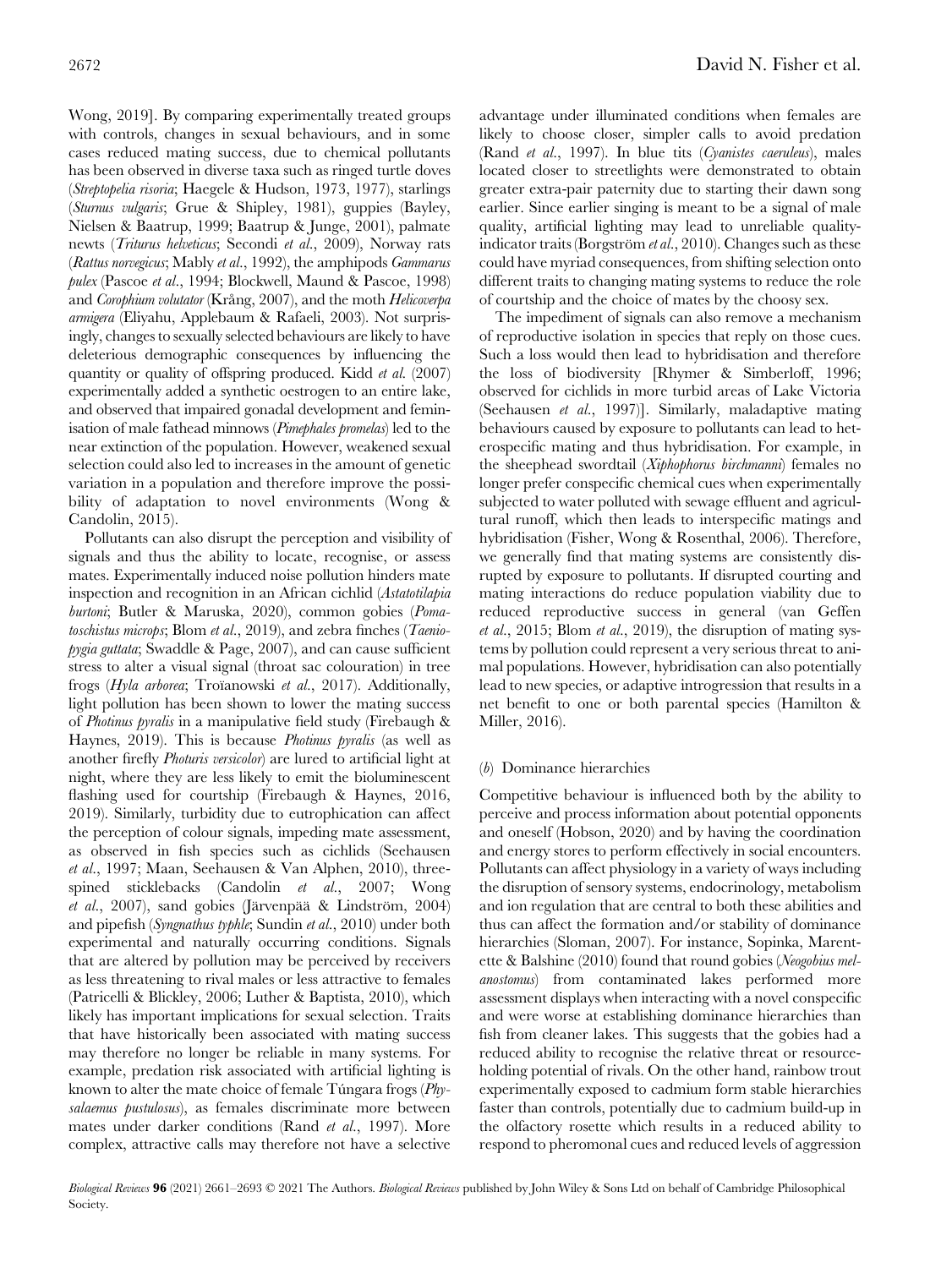Wong, 2019]. By comparing experimentally treated groups with controls, changes in sexual behaviours, and in some cases reduced mating success, due to chemical pollutants has been observed in diverse taxa such as ringed turtle doves (*Streptopelia risoria*; Haegele & Hudson, 1973, 1977), starlings (*Sturnus vulgaris*; Grue & Shipley, 1981), guppies (Bayley, Nielsen & Baatrup, 1999; Baatrup & Junge, 2001), palmate newts (*Triturus helveticus*; Secondi *et al.*, 2009), Norway rats (*Rattus norvegicus*; Mably *et al.*, 1992), the amphipods *Gammarus pulex* (Pascoe *et al.*, 1994; Blockwell, Maund & Pascoe, 1998) and *Corophium volutator* (Krång, 2007), and the moth *Helicoverpa armigera* (Eliyahu, Applebaum & Rafaeli, 2003). Not surprisingly, changes to sexually selected behaviours are likely to have deleterious demographic consequences by influencing the quantity or quality of offspring produced. Kidd *et al.* (2007) experimentally added a synthetic oestrogen to an entire lake, and observed that impaired gonadal development and feminisation of male fathead minnows (*Pimephales promelas*) led to the near extinction of the population. However, weakened sexual selection could also led to increases in the amount of genetic variation in a population and therefore improve the possibility of adaptation to novel environments (Wong & Candolin, 2015).

Pollutants can also disrupt the perception and visibility of signals and thus the ability to locate, recognise, or assess mates. Experimentally induced noise pollution hinders mate inspection and recognition in an African cichlid (*Astatotilapia burtoni*; Butler & Maruska, 2020), common gobies (*Pomatoschistus microps*; Blom *et al.*, 2019), and zebra finches (*Taeniopygia guttata*; Swaddle & Page, 2007), and can cause sufficient stress to alter a visual signal (throat sac colouration) in tree frogs (*Hyla arborea*; Troïanowski *et al.*, 2017). Additionally, light pollution has been shown to lower the mating success of *Photinus pyralis* in a manipulative field study (Firebaugh & Haynes, 2019). This is because *Photinus pyralis* (as well as another firefly *Photuris versicolor*) are lured to artificial light at night, where they are less likely to emit the bioluminescent flashing used for courtship (Firebaugh & Haynes, 2016, 2019). Similarly, turbidity due to eutrophication can affect the perception of colour signals, impeding mate assessment, as observed in fish species such as cichlids (Seehausen *et al.*, 1997; Maan, Seehausen & Van Alphen, 2010), three-spined sticklebacks (Candolin *et al.*, 2007; Wong *et al.*, 2007), sand gobies (Järvenpää & Lindström, 2004) and pipefish (*Syngnathus typhle*; Sundin *et al.*, 2010) under both experimental and naturally occurring conditions. Signals that are altered by pollution may be perceived by receivers as less threatening to rival males or less attractive to females (Patricelli & Blickley, 2006; Luther & Baptista, 2010), which likely has important implications for sexual selection. Traits that have historically been associated with mating success may therefore no longer be reliable in many systems. For example, predation risk associated with artificial lighting is known to alter the mate choice of female Túngara frogs (*Physalaemus pustulosus*), as females discriminate more between mates under darker conditions (Rand *et al.*, 1997). More complex, attractive calls may therefore not have a selective advantage under illuminated conditions when females are likely to choose closer, simpler calls to avoid predation (Rand *et al.*, 1997). In blue tits (*Cyanistes caeruleus*), males located closer to streetlights were demonstrated to obtain greater extra-pair paternity due to starting their dawn song earlier. Since earlier singing is meant to be a signal of male quality, artificial lighting may lead to unreliable quality-indicator traits (Borgström *et al.*, 2010). Changes such as these could have myriad consequences, from shifting selection onto different traits to changing mating systems to reduce the role of courtship and the choice of mates by the choosy sex.

The impediment of signals can also remove a mechanism of reproductive isolation in species that reply on those cues. Such a loss would then lead to hybridisation and therefore the loss of biodiversity [Rhymer & Simberloff, 1996; observed for cichlids in more turbid areas of Lake Victoria (Seehausen *et al.*, 1997)]. Similarly, maladaptive mating behaviours caused by exposure to pollutants can lead to heterospecific mating and thus hybridisation. For example, in the sheephead swordtail (*Xiphophorus birchmanni*) females no longer prefer conspecific chemical cues when experimentally subjected to water polluted with sewage effluent and agricultural runoff, which then leads to interspecific matings and hybridisation (Fisher, Wong & Rosenthal, 2006). Therefore, we generally find that mating systems are consistently disrupted by exposure to pollutants. If disrupted courting and mating interactions do reduce population viability due to reduced reproductive success in general (van Geffen *et al.*, 2015; Blom *et al.*, 2019), the disruption of mating systems by pollution could represent a very serious threat to animal populations. However, hybridisation can also potentially lead to new species, or adaptive introgression that results in a net benefit to one or both parental species (Hamilton & Miller, 2016).

### (*b*) Dominance hierarchies

Competitive behaviour is influenced both by the ability to perceive and process information about potential opponents and oneself (Hobson, 2020) and by having the coordination and energy stores to perform effectively in social encounters. Pollutants can affect physiology in a variety of ways including the disruption of sensory systems, endocrinology, metabolism and ion regulation that are central to both these abilities and thus can affect the formation and/or stability of dominance hierarchies (Sloman, 2007). For instance, Sopinka, Marentette & Balshine (2010) found that round gobies (*Neogobius melanostomus*) from contaminated lakes performed more assessment displays when interacting with a novel conspecific and were worse at establishing dominance hierarchies than fish from cleaner lakes. This suggests that the gobies had a reduced ability to recognise the relative threat or resource-holding potential of rivals. On the other hand, rainbow trout experimentally exposed to cadmium form stable hierarchies faster than controls, potentially due to cadmium build-up in the olfactory rosette which results in a reduced ability to respond to pheromonal cues and reduced levels of aggression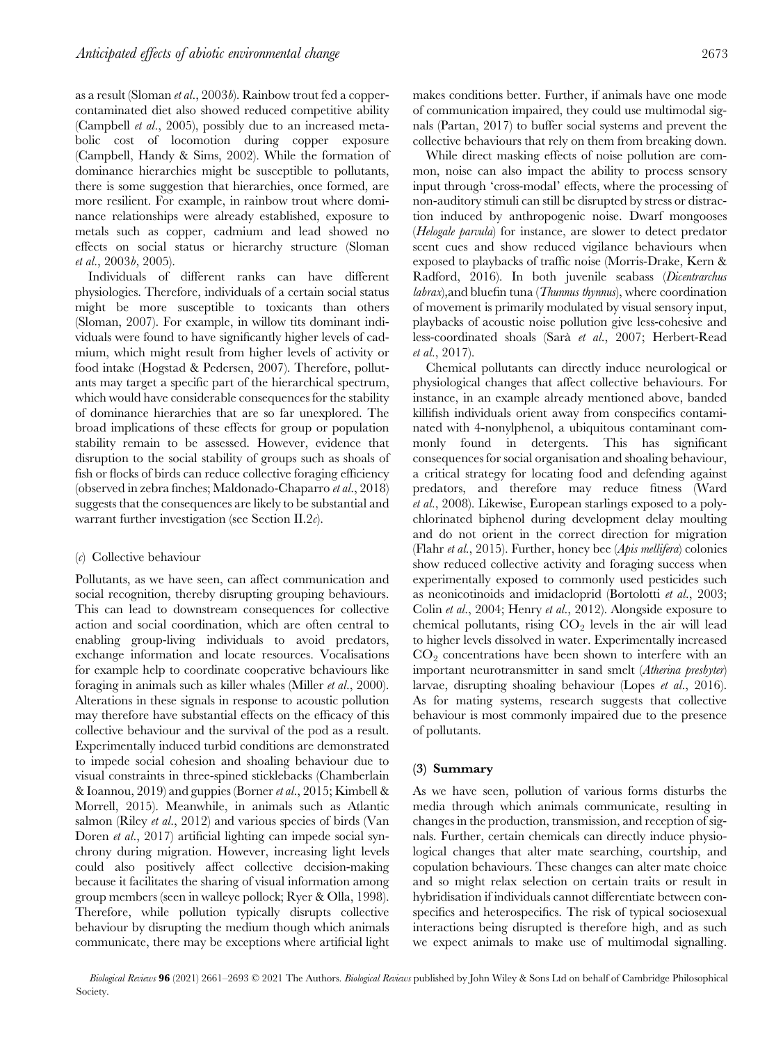as a result (Sloman *et al.*, 2003*b*). Rainbow trout fed a copper-contaminated diet also showed reduced competitive ability (Campbell *et al.*, 2005), possibly due to an increased metabolic cost of locomotion during copper exposure (Campbell, Handy & Sims, 2002). While the formation of dominance hierarchies might be susceptible to pollutants, there is some suggestion that hierarchies, once formed, are more resilient. For example, in rainbow trout where dominance relationships were already established, exposure to metals such as copper, cadmium and lead showed no effects on social status or hierarchy structure (Sloman *et al.*, 2003*b*, 2005).

Individuals of different ranks can have different physiologies. Therefore, individuals of a certain social status might be more susceptible to toxicants than others (Sloman, 2007). For example, in willow tits dominant individuals were found to have significantly higher levels of cadmium, which might result from higher levels of activity or food intake (Hogstad & Pedersen, 2007). Therefore, pollutants may target a specific part of the hierarchical spectrum, which would have considerable consequences for the stability of dominance hierarchies that are so far unexplored. The broad implications of these effects for group or population stability remain to be assessed. However, evidence that disruption to the social stability of groups such as shoals of fish or flocks of birds can reduce collective foraging efficiency (observed in zebra finches; Maldonado-Chaparro *et al.*, 2018) suggests that the consequences are likely to be substantial and warrant further investigation (see Section II.2*c*).

#### (*c*) Collective behaviour

Pollutants, as we have seen, can affect communication and social recognition, thereby disrupting grouping behaviours. This can lead to downstream consequences for collective action and social coordination, which are often central to enabling group-living individuals to avoid predators, exchange information and locate resources. Vocalisations for example help to coordinate cooperative behaviours like foraging in animals such as killer whales (Miller *et al.*, 2000). Alterations in these signals in response to acoustic pollution may therefore have substantial effects on the efficacy of this collective behaviour and the survival of the pod as a result. Experimentally induced turbid conditions are demonstrated to impede social cohesion and shoaling behaviour due to visual constraints in three-spined sticklebacks (Chamberlain & Ioannou, 2019) and guppies (Borner *et al.*, 2015; Kimbell & Morrell, 2015). Meanwhile, in animals such as Atlantic salmon (Riley *et al.*, 2012) and various species of birds (Van Doren *et al.*, 2017) artificial lighting can impede social synchrony during migration. However, increasing light levels could also positively affect collective decision-making because it facilitates the sharing of visual information among group members (seen in walleye pollock; Ryer & Olla, 1998). Therefore, while pollution typically disrupts collective behaviour by disrupting the medium though which animals communicate, there may be exceptions where artificial light makes conditions better. Further, if animals have one mode of communication impaired, they could use multimodal signals (Partan, 2017) to buffer social systems and prevent the collective behaviours that rely on them from breaking down.

While direct masking effects of noise pollution are common, noise can also impact the ability to process sensory input through 'cross-modal' effects, where the processing of non-auditory stimuli can still be disrupted by stress or distraction induced by anthropogenic noise. Dwarf mongooses (*Helogale parvula*) for instance, are slower to detect predator scent cues and show reduced vigilance behaviours when exposed to playbacks of traffic noise (Morris-Drake, Kern & Radford, 2016). In both juvenile seabass (*Dicentrarchus labrax*),and bluefin tuna (*Thunnus thynnus*), where coordination of movement is primarily modulated by visual sensory input, playbacks of acoustic noise pollution give less-cohesive and less-coordinated shoals (Sarà *et al.*, 2007; Herbert-Read *et al.*, 2017).

Chemical pollutants can directly induce neurological or physiological changes that affect collective behaviours. For instance, in an example already mentioned above, banded killifish individuals orient away from conspecifics contaminated with 4-nonylphenol, a ubiquitous contaminant commonly found in detergents. This has significant consequences for social organisation and shoaling behaviour, a critical strategy for locating food and defending against predators, and therefore may reduce fitness (Ward *et al.*, 2008). Likewise, European starlings exposed to a polychlorinated biphenol during development delay moulting and do not orient in the correct direction for migration (Flahr *et al.*, 2015). Further, honey bee (*Apis mellifera*) colonies show reduced collective activity and foraging success when experimentally exposed to commonly used pesticides such as neonicotinoids and imidacloprid (Bortolotti *et al.*, 2003; Colin *et al.*, 2004; Henry *et al.*, 2012). Alongside exposure to chemical pollutants, rising $CO_2$ levels in the air will lead to higher levels dissolved in water. Experimentally increased $CO_2$ concentrations have been shown to interfere with an important neurotransmitter in sand smelt (*Atherina presbyter*) larvae, disrupting shoaling behaviour (Lopes *et al.*, 2016). As for mating systems, research suggests that collective behaviour is most commonly impaired due to the presence of pollutants.

### (3) Summary

As we have seen, pollution of various forms disturbs the media through which animals communicate, resulting in changes in the production, transmission, and reception of signals. Further, certain chemicals can directly induce physiological changes that alter mate searching, courtship, and copulation behaviours. These changes can alter mate choice and so might relax selection on certain traits or result in hybridisation if individuals cannot differentiate between conspecifics and heterospecifics. The risk of typical sociosexual interactions being disrupted is therefore high, and as such we expect animals to make use of multimodal signalling.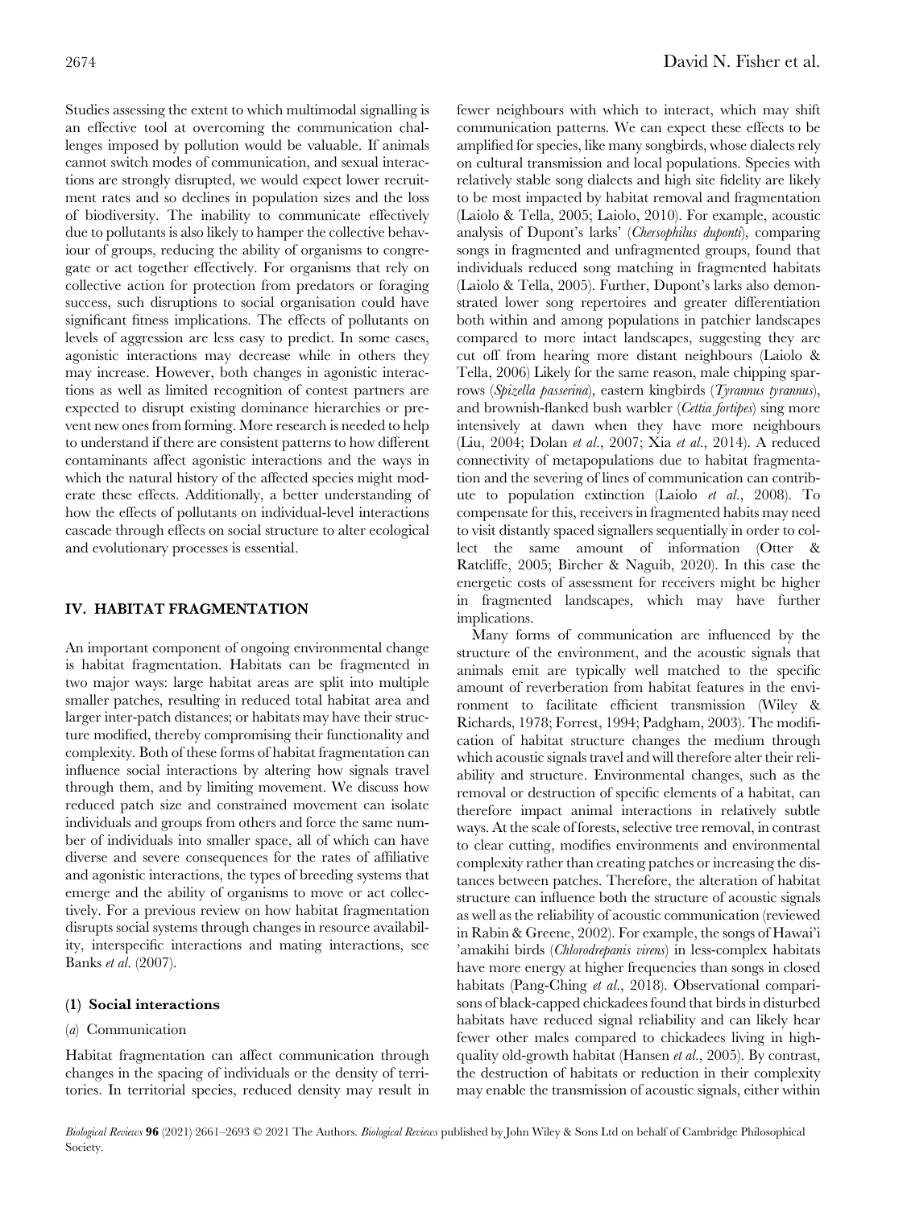Studies assessing the extent to which multimodal signalling is an effective tool at overcoming the communication challenges imposed by pollution would be valuable. If animals cannot switch modes of communication, and sexual interactions are strongly disrupted, we would expect lower recruitment rates and so declines in population sizes and the loss of biodiversity. The inability to communicate effectively due to pollutants is also likely to hamper the collective behaviour of groups, reducing the ability of organisms to congregate or act together effectively. For organisms that rely on collective action for protection from predators or foraging success, such disruptions to social organisation could have significant fitness implications. The effects of pollutants on levels of aggression are less easy to predict. In some cases, agonistic interactions may decrease while in others they may increase. However, both changes in agonistic interactions as well as limited recognition of contest partners are expected to disrupt existing dominance hierarchies or prevent new ones from forming. More research is needed to help to understand if there are consistent patterns to how different contaminants affect agonistic interactions and the ways in which the natural history of the affected species might moderate these effects. Additionally, a better understanding of how the effects of pollutants on individual-level interactions cascade through effects on social structure to alter ecological and evolutionary processes is essential.

## IV. HABITAT FRAGMENTATION

An important component of ongoing environmental change is habitat fragmentation. Habitats can be fragmented in two major ways: large habitat areas are split into multiple smaller patches, resulting in reduced total habitat area and larger inter-patch distances; or habitats may have their structure modified, thereby compromising their functionality and complexity. Both of these forms of habitat fragmentation can influence social interactions by altering how signals travel through them, and by limiting movement. We discuss how reduced patch size and constrained movement can isolate individuals and groups from others and force the same number of individuals into smaller space, all of which can have diverse and severe consequences for the rates of affiliative and agonistic interactions, the types of breeding systems that emerge and the ability of organisms to move or act collectively. For a previous review on how habitat fragmentation disrupts social systems through changes in resource availability, interspecific interactions and mating interactions, see Banks *et al.* (2007).

### (1) Social interactions

#### (*a*) Communication

Habitat fragmentation can affect communication through changes in the spacing of individuals or the density of territories. In territorial species, reduced density may result in fewer neighbours with which to interact, which may shift communication patterns. We can expect these effects to be amplified for species, like many songbirds, whose dialects rely on cultural transmission and local populations. Species with relatively stable song dialects and high site fidelity are likely to be most impacted by habitat removal and fragmentation (Laiolo & Tella, 2005; Laiolo, 2010). For example, acoustic analysis of Dupont's larks' (*Chersophilus duponti*), comparing songs in fragmented and unfragmented groups, found that individuals reduced song matching in fragmented habitats (Laiolo & Tella, 2005). Further, Dupont's larks also demonstrated lower song repertoires and greater differentiation both within and among populations in patchier landscapes compared to more intact landscapes, suggesting they are cut off from hearing more distant neighbours (Laiolo & Tella, 2006) Likely for the same reason, male chipping sparrows (*Spizella passerina*), eastern kingbirds (*Tyrannus tyrannus*), and brownish-flanked bush warbler (*Cettia fortipes*) sing more intensively at dawn when they have more neighbours (Liu, 2004; Dolan *et al.*, 2007; Xia *et al.*, 2014). A reduced connectivity of metapopulations due to habitat fragmentation and the severing of lines of communication can contribute to population extinction (Laiolo *et al.*, 2008). To compensate for this, receivers in fragmented habits may need to visit distantly spaced signallers sequentially in order to collect the same amount of information (Otter & Ratcliffe, 2005; Bircher & Naguib, 2020). In this case the energetic costs of assessment for receivers might be higher in fragmented landscapes, which may have further implications.

Many forms of communication are influenced by the structure of the environment, and the acoustic signals that animals emit are typically well matched to the specific amount of reverberation from habitat features in the environment to facilitate efficient transmission (Wiley & Richards, 1978; Forrest, 1994; Padgham, 2003). The modification of habitat structure changes the medium through which acoustic signals travel and will therefore alter their reliability and structure. Environmental changes, such as the removal or destruction of specific elements of a habitat, can therefore impact animal interactions in relatively subtle ways. At the scale of forests, selective tree removal, in contrast to clear cutting, modifies environments and environmental complexity rather than creating patches or increasing the distances between patches. Therefore, the alteration of habitat structure can influence both the structure of acoustic signals as well as the reliability of acoustic communication (reviewed in Rabin & Greene, 2002). For example, the songs of Hawai'i 'amakihi birds (*Chlorodrepanis virens*) in less-complex habitats have more energy at higher frequencies than songs in closed habitats (Pang-Ching *et al.*, 2018). Observational comparisons of black-capped chickadees found that birds in disturbed habitats have reduced signal reliability and can likely hear fewer other males compared to chickadees living in high-quality old-growth habitat (Hansen *et al.*, 2005). By contrast, the destruction of habitats or reduction in their complexity may enable the transmission of acoustic signals, either within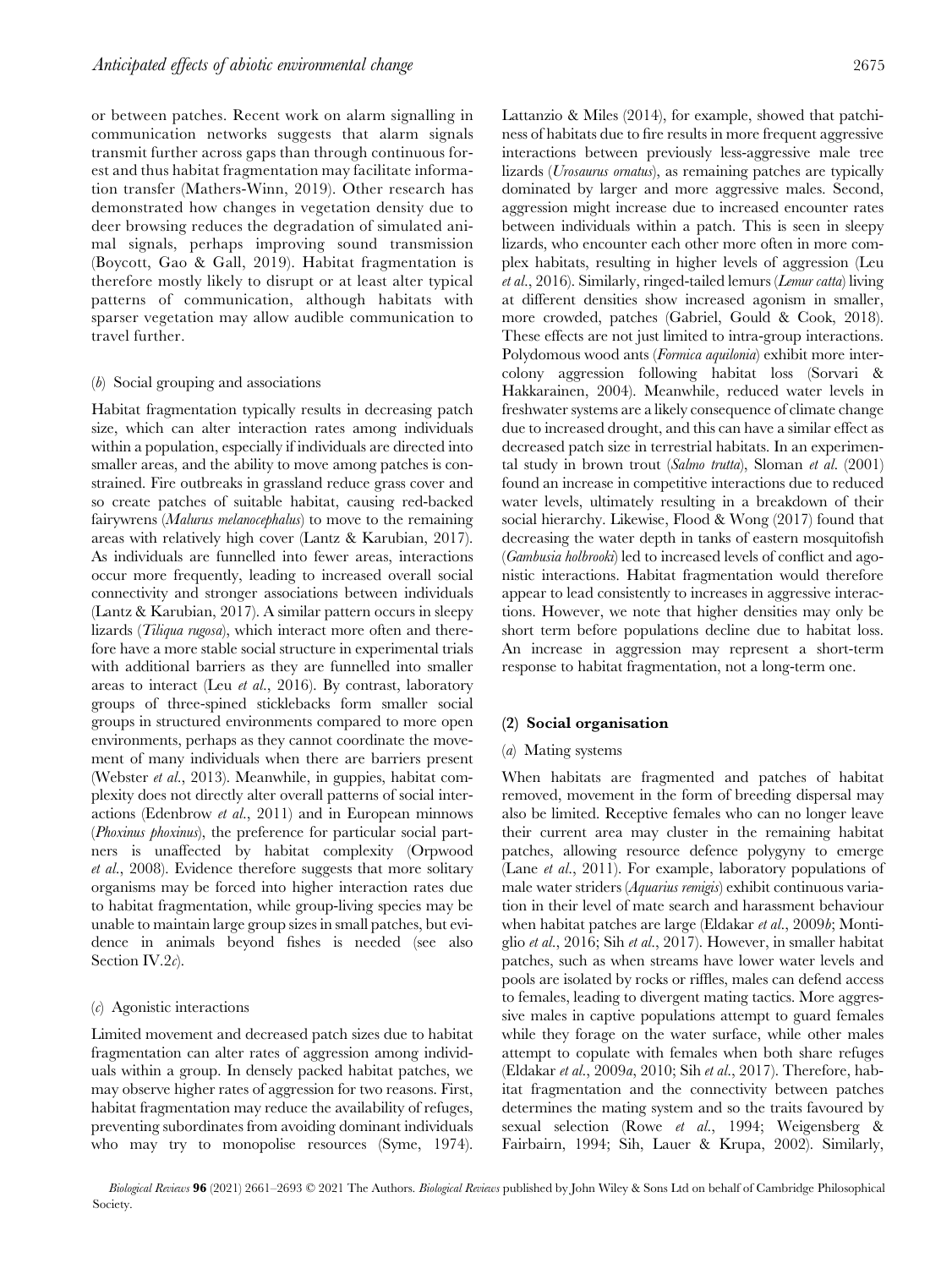or between patches. Recent work on alarm signalling in communication networks suggests that alarm signals transmit further across gaps than through continuous forest and thus habitat fragmentation may facilitate information transfer (Mathers-Winn, 2019). Other research has demonstrated how changes in vegetation density due to deer browsing reduces the degradation of simulated animal signals, perhaps improving sound transmission (Boycott, Gao & Gall, 2019). Habitat fragmentation is therefore mostly likely to disrupt or at least alter typical patterns of communication, although habitats with sparser vegetation may allow audible communication to travel further.

#### (*b*) Social grouping and associations

Habitat fragmentation typically results in decreasing patch size, which can alter interaction rates among individuals within a population, especially if individuals are directed into smaller areas, and the ability to move among patches is constrained. Fire outbreaks in grassland reduce grass cover and so create patches of suitable habitat, causing red-backed fairywrens (*Malurus melanocephalus*) to move to the remaining areas with relatively high cover (Lantz & Karubian, 2017). As individuals are funnelled into fewer areas, interactions occur more frequently, leading to increased overall social connectivity and stronger associations between individuals (Lantz & Karubian, 2017). A similar pattern occurs in sleepy lizards (*Tiliqua rugosa*), which interact more often and therefore have a more stable social structure in experimental trials with additional barriers as they are funnelled into smaller areas to interact (Leu *et al*., 2016). By contrast, laboratory groups of three-spined sticklebacks form smaller social groups in structured environments compared to more open environments, perhaps as they cannot coordinate the movement of many individuals when there are barriers present (Webster *et al*., 2013). Meanwhile, in guppies, habitat complexity does not directly alter overall patterns of social interactions (Edenbrow *et al*., 2011) and in European minnows (*Phoxinus phoxinus*), the preference for particular social partners is unaffected by habitat complexity (Orpwood *et al*., 2008). Evidence therefore suggests that more solitary organisms may be forced into higher interaction rates due to habitat fragmentation, while group-living species may be unable to maintain large group sizes in small patches, but evidence in animals beyond fishes is needed (see also Section IV.2*c*).

#### (*c*) Agonistic interactions

Limited movement and decreased patch sizes due to habitat fragmentation can alter rates of aggression among individuals within a group. In densely packed habitat patches, we may observe higher rates of aggression for two reasons. First, habitat fragmentation may reduce the availability of refuges, preventing subordinates from avoiding dominant individuals who may try to monopolise resources (Syme, 1974). Lattanzio & Miles (2014), for example, showed that patchiness of habitats due to fire results in more frequent aggressive interactions between previously less-aggressive male tree lizards (*Urosaurus ornatus*), as remaining patches are typically dominated by larger and more aggressive males. Second, aggression might increase due to increased encounter rates between individuals within a patch. This is seen in sleepy lizards, who encounter each other more often in more complex habitats, resulting in higher levels of aggression (Leu *et al*., 2016). Similarly, ringed-tailed lemurs (*Lemur catta*) living at different densities show increased agonism in smaller, more crowded, patches (Gabriel, Gould & Cook, 2018). These effects are not just limited to intra-group interactions. Polydomous wood ants (*Formica aquilonia*) exhibit more inter-colony aggression following habitat loss (Sorvari & Hakkarainen, 2004). Meanwhile, reduced water levels in freshwater systems are a likely consequence of climate change due to increased drought, and this can have a similar effect as decreased patch size in terrestrial habitats. In an experimental study in brown trout (*Salmo trutta*), Sloman *et al*. (2001) found an increase in competitive interactions due to reduced water levels, ultimately resulting in a breakdown of their social hierarchy. Likewise, Flood & Wong (2017) found that decreasing the water depth in tanks of eastern mosquitofish (*Gambusia holbrooki*) led to increased levels of conflict and agonistic interactions. Habitat fragmentation would therefore appear to lead consistently to increases in aggressive interactions. However, we note that higher densities may only be short term before populations decline due to habitat loss. An increase in aggression may represent a short-term response to habitat fragmentation, not a long-term one.

### (2) Social organisation

#### (*a*) Mating systems

When habitats are fragmented and patches of habitat removed, movement in the form of breeding dispersal may also be limited. Receptive females who can no longer leave their current area may cluster in the remaining habitat patches, allowing resource defence polygyny to emerge (Lane *et al*., 2011). For example, laboratory populations of male water striders (*Aquarius remigis*) exhibit continuous variation in their level of mate search and harassment behaviour when habitat patches are large (Eldakar *et al*., 2009*b*; Montiglio *et al*., 2016; Sih *et al*., 2017). However, in smaller habitat patches, such as when streams have lower water levels and pools are isolated by rocks or riffles, males can defend access to females, leading to divergent mating tactics. More aggressive males in captive populations attempt to guard females while they forage on the water surface, while other males attempt to copulate with females when both share refuges (Eldakar *et al*., 2009*a*, 2010; Sih *et al*., 2017). Therefore, habitat fragmentation and the connectivity between patches determines the mating system and so the traits favoured by sexual selection (Rowe *et al*., 1994; Weigensberg & Fairbairn, 1994; Sih, Lauer & Krupa, 2002). Similarly,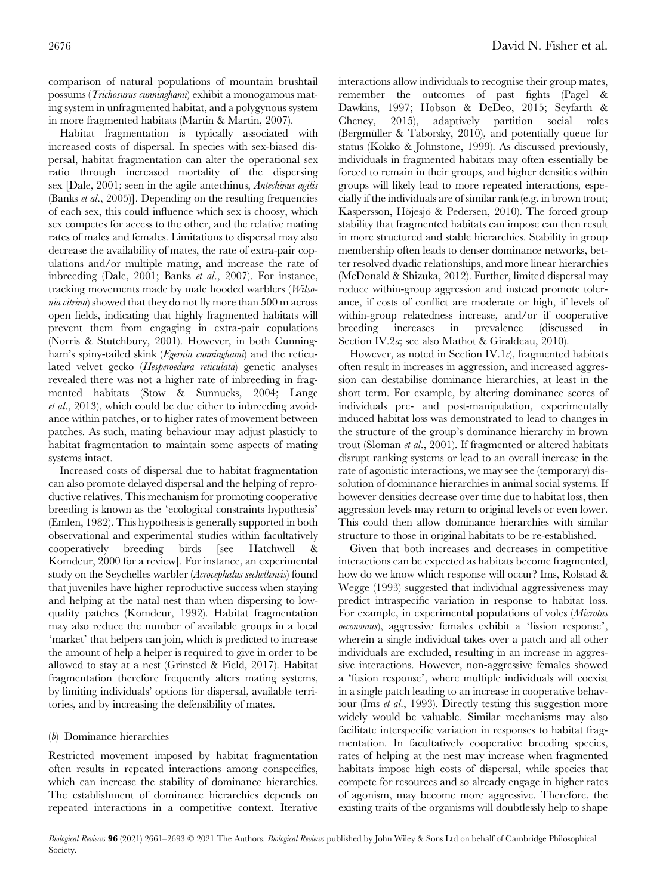comparison of natural populations of mountain brushtail possums (*Trichosurus cunninghami*) exhibit a monogamous mating system in unfragmented habitat, and a polygynous system in more fragmented habitats (Martin & Martin, 2007).

Habitat fragmentation is typically associated with increased costs of dispersal. In species with sex-biased dispersal, habitat fragmentation can alter the operational sex ratio through increased mortality of the dispersing sex [Dale, 2001; seen in the agile antechinus, *Antechinus agilis* (Banks *et al*., 2005)]. Depending on the resulting frequencies of each sex, this could influence which sex is choosy, which sex competes for access to the other, and the relative mating rates of males and females. Limitations to dispersal may also decrease the availability of mates, the rate of extra-pair copulations and/or multiple mating, and increase the rate of inbreeding (Dale, 2001; Banks *et al*., 2007). For instance, tracking movements made by male hooded warblers (*Wilsonia citrina*) showed that they do not fly more than 500 m across open fields, indicating that highly fragmented habitats will prevent them from engaging in extra-pair copulations (Norris & Stutchbury, 2001). However, in both Cunningham's spiny-tailed skink (*Egernia cunninghami*) and the reticulated velvet gecko (*Hesperoedura reticulata*) genetic analyses revealed there was not a higher rate of inbreeding in fragmented habitats (Stow & Sunnucks, 2004; Lange *et al*., 2013), which could be due either to inbreeding avoidance within patches, or to higher rates of movement between patches. As such, mating behaviour may adjust plastically to habitat fragmentation to maintain some aspects of mating systems intact.

Increased costs of dispersal due to habitat fragmentation can also promote delayed dispersal and the helping of reproductive relatives. This mechanism for promoting cooperative breeding is known as the 'ecological constraints hypothesis' (Emlen, 1982). This hypothesis is generally supported in both observational and experimental studies within facultatively cooperatively breeding birds [see Hatchwell & Komdeur, 2000 for a review]. For instance, an experimental study on the Seychelles warbler (*Acrocephalus sechellensis*) found that juveniles have higher reproductive success when staying and helping at the natal nest than when dispersing to low-quality patches (Komdeur, 1992). Habitat fragmentation may also reduce the number of available groups in a local 'market' that helpers can join, which is predicted to increase the amount of help a helper is required to give in order to be allowed to stay at a nest (Grinsted & Field, 2017). Habitat fragmentation therefore frequently alters mating systems, by limiting individuals' options for dispersal, available territories, and by increasing the defensibility of mates.

### (*b*) Dominance hierarchies

Restricted movement imposed by habitat fragmentation often results in repeated interactions among conspecifics, which can increase the stability of dominance hierarchies. The establishment of dominance hierarchies depends on repeated interactions in a competitive context. Iterative interactions allow individuals to recognise their group mates, remember the outcomes of past fights (Pagel & Dawkins, 1997; Hobson & DeDeo, 2015; Seyfarth & Cheney, 2015), adaptively partition social roles (Bergmüller & Taborsky, 2010), and potentially queue for status (Kokko & Johnstone, 1999). As discussed previously, individuals in fragmented habitats may often essentially be forced to remain in their groups, and higher densities within groups will likely lead to more repeated interactions, especially if the individuals are of similar rank (e.g. in brown trout; Kaspersson, Höjesjö & Pedersen, 2010). The forced group stability that fragmented habitats can impose can then result in more structured and stable hierarchies. Stability in group membership often leads to denser dominance networks, better resolved dyadic relationships, and more linear hierarchies (McDonald & Shizuka, 2012). Further, limited dispersal may reduce within-group aggression and instead promote tolerance, if costs of conflict are moderate or high, if levels of within-group relatedness increase, and/or if cooperative breeding increases in prevalence (discussed in Section IV.2*a*; see also Mathot & Giraldeau, 2010).

However, as noted in Section IV.1*c*), fragmented habitats often result in increases in aggression, and increased aggression can destabilise dominance hierarchies, at least in the short term. For example, by altering dominance scores of individuals pre- and post-manipulation, experimentally induced habitat loss was demonstrated to lead to changes in the structure of the group's dominance hierarchy in brown trout (Sloman *et al*., 2001). If fragmented or altered habitats disrupt ranking systems or lead to an overall increase in the rate of agonistic interactions, we may see the (temporary) dissolution of dominance hierarchies in animal social systems. If however densities decrease over time due to habitat loss, then aggression levels may return to original levels or even lower. This could then allow dominance hierarchies with similar structure to those in original habitats to be re-established.

Given that both increases and decreases in competitive interactions can be expected as habitats become fragmented, how do we know which response will occur? Ims, Rolstad & Wegge (1993) suggested that individual aggressiveness may predict intraspecific variation in response to habitat loss. For example, in experimental populations of voles (*Microtus oeconomus*), aggressive females exhibit a 'fission response', wherein a single individual takes over a patch and all other individuals are excluded, resulting in an increase in aggressive interactions. However, non-aggressive females showed a 'fusion response', where multiple individuals will coexist in a single patch leading to an increase in cooperative behaviour (Ims *et al*., 1993). Directly testing this suggestion more widely would be valuable. Similar mechanisms may also facilitate interspecific variation in responses to habitat fragmentation. In facultatively cooperative breeding species, rates of helping at the nest may increase when fragmented habitats impose high costs of dispersal, while species that compete for resources and so already engage in higher rates of agonism, may become more aggressive. Therefore, the existing traits of the organisms will doubtlessly help to shape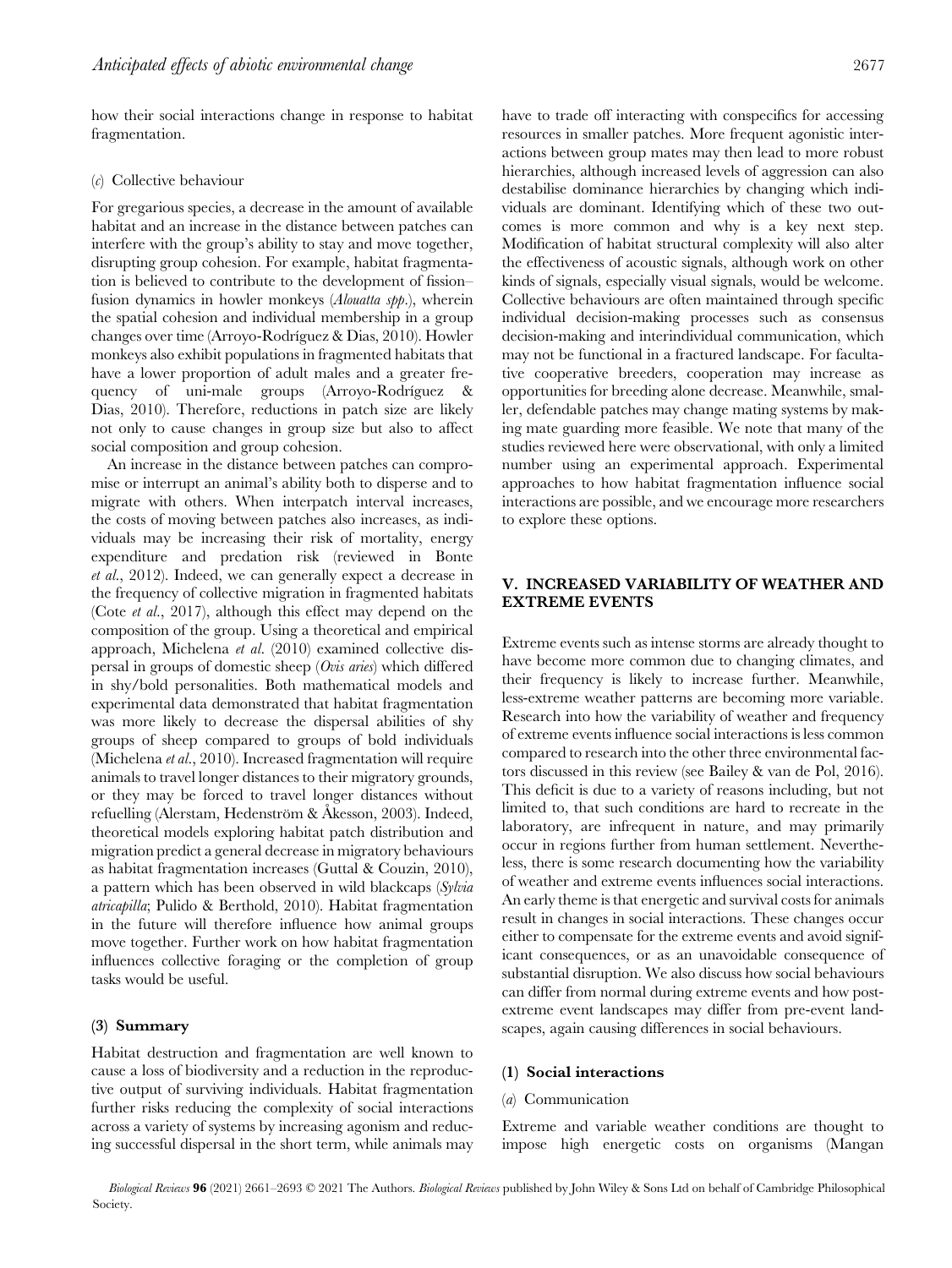how their social interactions change in response to habitat fragmentation.

#### (c) Collective behaviour

For gregarious species, a decrease in the amount of available habitat and an increase in the distance between patches can interfere with the group's ability to stay and move together, disrupting group cohesion. For example, habitat fragmentation is believed to contribute to the development of fission–fusion dynamics in howler monkeys (*Alouatta spp.*), wherein the spatial cohesion and individual membership in a group changes over time (Arroyo-Rodríguez & Dias, 2010). Howler monkeys also exhibit populations in fragmented habitats that have a lower proportion of adult males and a greater frequency of uni-male groups (Arroyo-Rodríguez & Dias, 2010). Therefore, reductions in patch size are likely not only to cause changes in group size but also to affect social composition and group cohesion.

An increase in the distance between patches can compromise or interrupt an animal's ability both to disperse and to migrate with others. When interpatch interval increases, the costs of moving between patches also increases, as individuals may be increasing their risk of mortality, energy expenditure and predation risk (reviewed in Bonte *et al.*, 2012). Indeed, we can generally expect a decrease in the frequency of collective migration in fragmented habitats (Cote *et al.*, 2017), although this effect may depend on the composition of the group. Using a theoretical and empirical approach, Michelena *et al.* (2010) examined collective dispersal in groups of domestic sheep (*Ovis aries*) which differed in shy/bold personalities. Both mathematical models and experimental data demonstrated that habitat fragmentation was more likely to decrease the dispersal abilities of shy groups of sheep compared to groups of bold individuals (Michelena *et al.*, 2010). Increased fragmentation will require animals to travel longer distances to their migratory grounds, or they may be forced to travel longer distances without refuelling (Alerstam, Hedenström & Åkesson, 2003). Indeed, theoretical models exploring habitat patch distribution and migration predict a general decrease in migratory behaviours as habitat fragmentation increases (Guttal & Couzin, 2010), a pattern which has been observed in wild blackcaps (*Sylvia atricapilla*; Pulido & Berthold, 2010). Habitat fragmentation in the future will therefore influence how animal groups move together. Further work on how habitat fragmentation influences collective foraging or the completion of group tasks would be useful.

### (3) Summary

Habitat destruction and fragmentation are well known to cause a loss of biodiversity and a reduction in the reproductive output of surviving individuals. Habitat fragmentation further risks reducing the complexity of social interactions across a variety of systems by increasing agonism and reducing successful dispersal in the short term, while animals may have to trade off interacting with conspecifics for accessing resources in smaller patches. More frequent agonistic interactions between group mates may then lead to more robust hierarchies, although increased levels of aggression can also destabilise dominance hierarchies by changing which individuals are dominant. Identifying which of these two outcomes is more common and why is a key next step. Modification of habitat structural complexity will also alter the effectiveness of acoustic signals, although work on other kinds of signals, especially visual signals, would be welcome. Collective behaviours are often maintained through specific individual decision-making processes such as consensus decision-making and interindividual communication, which may not be functional in a fractured landscape. For facultative cooperative breeders, cooperation may increase as opportunities for breeding alone decrease. Meanwhile, smaller, defendable patches may change mating systems by making mate guarding more feasible. We note that many of the studies reviewed here were observational, with only a limited number using an experimental approach. Experimental approaches to how habitat fragmentation influence social interactions are possible, and we encourage more researchers to explore these options.

## V. INCREASED VARIABILITY OF WEATHER AND EXTREME EVENTS

Extreme events such as intense storms are already thought to have become more common due to changing climates, and their frequency is likely to increase further. Meanwhile, less-extreme weather patterns are becoming more variable. Research into how the variability of weather and frequency of extreme events influence social interactions is less common compared to research into the other three environmental factors discussed in this review (see Bailey & van de Pol, 2016). This deficit is due to a variety of reasons including, but not limited to, that such conditions are hard to recreate in the laboratory, are infrequent in nature, and may primarily occur in regions further from human settlement. Nevertheless, there is some research documenting how the variability of weather and extreme events influences social interactions. An early theme is that energetic and survival costs for animals result in changes in social interactions. These changes occur either to compensate for the extreme events and avoid significant consequences, or as an unavoidable consequence of substantial disruption. We also discuss how social behaviours can differ from normal during extreme events and how post-extreme event landscapes may differ from pre-event landscapes, again causing differences in social behaviours.

### (1) Social interactions

#### (a) Communication

Extreme and variable weather conditions are thought to impose high energetic costs on organisms (Mangan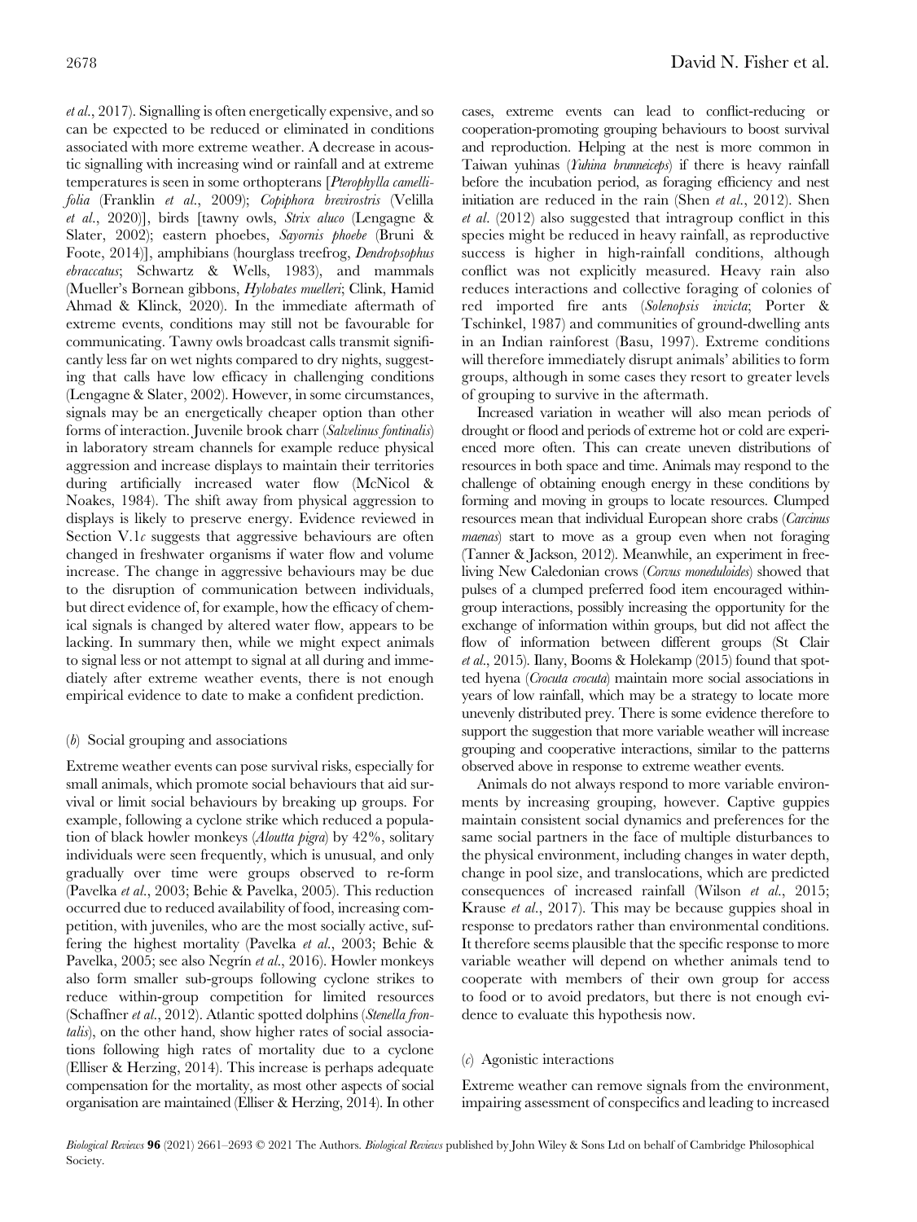*et al*., 2017). Signalling is often energetically expensive, and so can be expected to be reduced or eliminated in conditions associated with more extreme weather. A decrease in acoustic signalling with increasing wind or rainfall and at extreme temperatures is seen in some orthopterans [*Pterophylla camellifolia* (Franklin *et al*., 2009); *Copiphora brevirostris* (Velilla *et al*., 2020)], birds [tawny owls, *Strix aluco* (Lengagne & Slater, 2002); eastern phoebes, *Sayornis phoebe* (Bruni & Foote, 2014)], amphibians (hourglass treefrog, *Dendropsophus ebraccatus*; Schwartz & Wells, 1983), and mammals (Mueller's Bornean gibbons, *Hylobates muelleri*; Clink, Hamid Ahmad & Klinck, 2020). In the immediate aftermath of extreme events, conditions may still not be favourable for communicating. Tawny owls broadcast calls transmit significantly less far on wet nights compared to dry nights, suggesting that calls have low efficacy in challenging conditions (Lengagne & Slater, 2002). However, in some circumstances, signals may be an energetically cheaper option than other forms of interaction. Juvenile brook charr (*Salvelinus fontinalis*) in laboratory stream channels for example reduce physical aggression and increase displays to maintain their territories during artificially increased water flow (McNicol & Noakes, 1984). The shift away from physical aggression to displays is likely to preserve energy. Evidence reviewed in Section V.1*c* suggests that aggressive behaviours are often changed in freshwater organisms if water flow and volume increase. The change in aggressive behaviours may be due to the disruption of communication between individuals, but direct evidence of, for example, how the efficacy of chemical signals is changed by altered water flow, appears to be lacking. In summary then, while we might expect animals to signal less or not attempt to signal at all during and immediately after extreme weather events, there is not enough empirical evidence to date to make a confident prediction.

#### (*b*) Social grouping and associations

Extreme weather events can pose survival risks, especially for small animals, which promote social behaviours that aid survival or limit social behaviours by breaking up groups. For example, following a cyclone strike which reduced a population of black howler monkeys (*Aloutta pigra*) by 42%, solitary individuals were seen frequently, which is unusual, and only gradually over time were groups observed to re-form (Pavelka *et al*., 2003; Behie & Pavelka, 2005). This reduction occurred due to reduced availability of food, increasing competition, with juveniles, who are the most socially active, suffering the highest mortality (Pavelka *et al*., 2003; Behie & Pavelka, 2005; see also Negrín *et al*., 2016). Howler monkeys also form smaller sub-groups following cyclone strikes to reduce within-group competition for limited resources (Schaffner *et al*., 2012). Atlantic spotted dolphins (*Stenella frontalis*), on the other hand, show higher rates of social associations following high rates of mortality due to a cyclone (Elliser & Herzing, 2014). This increase is perhaps adequate compensation for the mortality, as most other aspects of social organisation are maintained (Elliser & Herzing, 2014). In other cases, extreme events can lead to conflict-reducing or cooperation-promoting grouping behaviours to boost survival and reproduction. Helping at the nest is more common in Taiwan yuhinas (*Yuhina brunneiceps*) if there is heavy rainfall before the incubation period, as foraging efficiency and nest initiation are reduced in the rain (Shen *et al*., 2012). Shen *et al*. (2012) also suggested that intragroup conflict in this species might be reduced in heavy rainfall, as reproductive success is higher in high-rainfall conditions, although conflict was not explicitly measured. Heavy rain also reduces interactions and collective foraging of colonies of red imported fire ants (*Solenopsis invicta*; Porter & Tschinkel, 1987) and communities of ground-dwelling ants in an Indian rainforest (Basu, 1997). Extreme conditions will therefore immediately disrupt animals' abilities to form groups, although in some cases they resort to greater levels of grouping to survive in the aftermath.

Increased variation in weather will also mean periods of drought or flood and periods of extreme hot or cold are experienced more often. This can create uneven distributions of resources in both space and time. Animals may respond to the challenge of obtaining enough energy in these conditions by forming and moving in groups to locate resources. Clumped resources mean that individual European shore crabs (*Carcinus maenas*) start to move as a group even when not foraging (Tanner & Jackson, 2012). Meanwhile, an experiment in free-living New Caledonian crows (*Corvus moneduloides*) showed that pulses of a clumped preferred food item encouraged within-group interactions, possibly increasing the opportunity for the exchange of information within groups, but did not affect the flow of information between different groups (St Clair *et al*., 2015). Ilany, Booms & Holekamp (2015) found that spotted hyena (*Crocuta crocuta*) maintain more social associations in years of low rainfall, which may be a strategy to locate more unevenly distributed prey. There is some evidence therefore to support the suggestion that more variable weather will increase grouping and cooperative interactions, similar to the patterns observed above in response to extreme weather events.

Animals do not always respond to more variable environments by increasing grouping, however. Captive guppies maintain consistent social dynamics and preferences for the same social partners in the face of multiple disturbances to the physical environment, including changes in water depth, change in pool size, and translocations, which are predicted consequences of increased rainfall (Wilson *et al*., 2015; Krause *et al*., 2017). This may be because guppies shoal in response to predators rather than environmental conditions. It therefore seems plausible that the specific response to more variable weather will depend on whether animals tend to cooperate with members of their own group for access to food or to avoid predators, but there is not enough evidence to evaluate this hypothesis now.

#### (*c*) Agonistic interactions

Extreme weather can remove signals from the environment, impairing assessment of conspecifics and leading to increased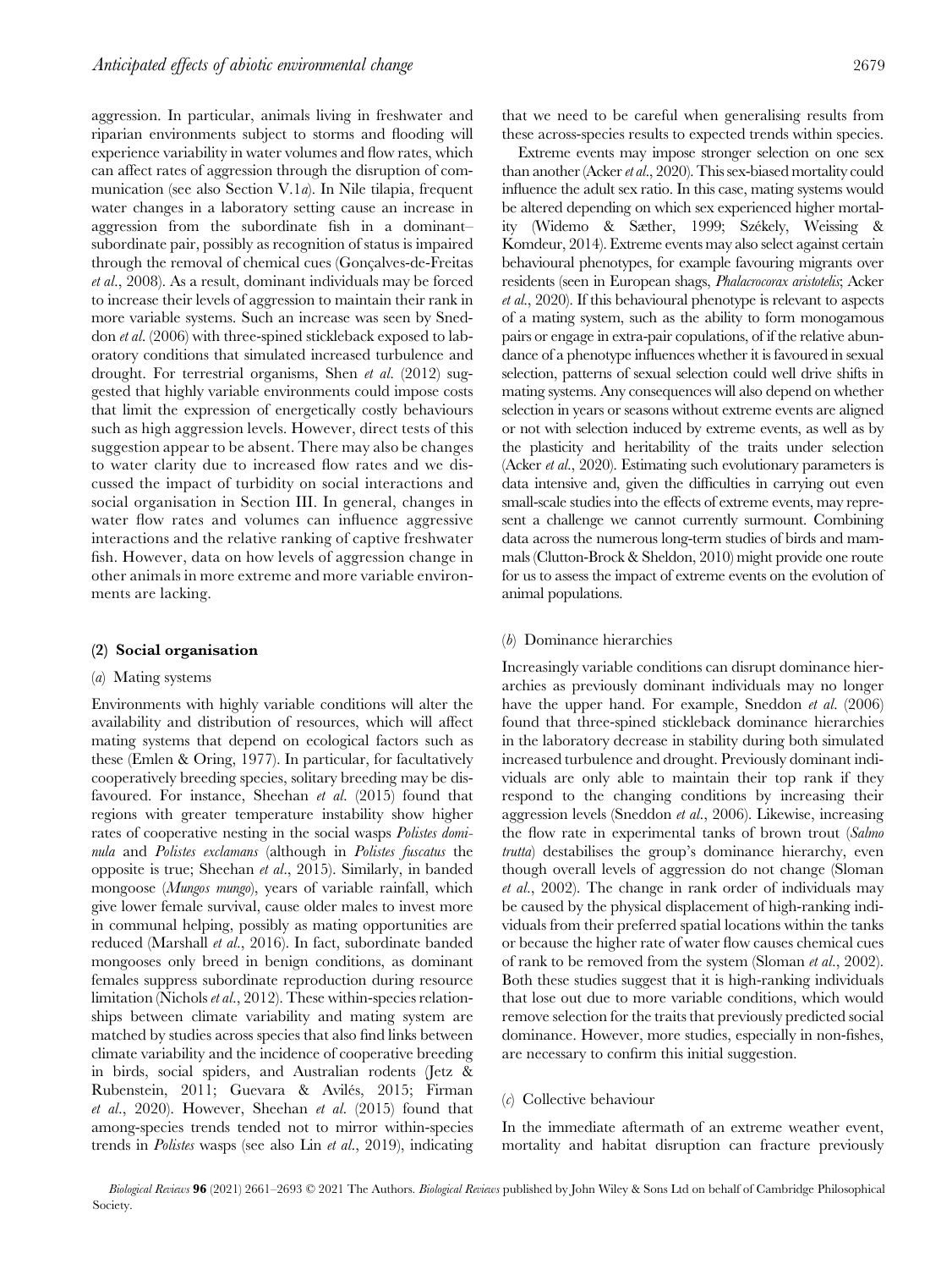aggression. In particular, animals living in freshwater and riparian environments subject to storms and flooding will experience variability in water volumes and flow rates, which can affect rates of aggression through the disruption of communication (see also Section V.1*a*). In Nile tilapia, frequent water changes in a laboratory setting cause an increase in aggression from the subordinate fish in a dominant–subordinate pair, possibly as recognition of status is impaired through the removal of chemical cues (Gonçalves-de-Freitas *et al.*, 2008). As a result, dominant individuals may be forced to increase their levels of aggression to maintain their rank in more variable systems. Such an increase was seen by Sneddon *et al.* (2006) with three-spined stickleback exposed to laboratory conditions that simulated increased turbulence and drought. For terrestrial organisms, Shen *et al.* (2012) suggested that highly variable environments could impose costs that limit the expression of energetically costly behaviours such as high aggression levels. However, direct tests of this suggestion appear to be absent. There may also be changes to water clarity due to increased flow rates and we discussed the impact of turbidity on social interactions and social organisation in Section III. In general, changes in water flow rates and volumes can influence aggressive interactions and the relative ranking of captive freshwater fish. However, data on how levels of aggression change in other animals in more extreme and more variable environments are lacking.

### (2) Social organisation

#### (*a*) Mating systems

Environments with highly variable conditions will alter the availability and distribution of resources, which will affect mating systems that depend on ecological factors such as these (Emlen & Oring, 1977). In particular, for facultatively cooperatively breeding species, solitary breeding may be disfavoured. For instance, Sheehan *et al.* (2015) found that regions with greater temperature instability show higher rates of cooperative nesting in the social wasps *Polistes dominula* and *Polistes exclamans* (although in *Polistes fuscatus* the opposite is true; Sheehan *et al.*, 2015). Similarly, in banded mongoose (*Mungos mungo*), years of variable rainfall, which give lower female survival, cause older males to invest more in communal helping, possibly as mating opportunities are reduced (Marshall *et al.*, 2016). In fact, subordinate banded mongooses only breed in benign conditions, as dominant females suppress subordinate reproduction during resource limitation (Nichols *et al.*, 2012). These within-species relationships between climate variability and mating system are matched by studies across species that also find links between climate variability and the incidence of cooperative breeding in birds, social spiders, and Australian rodents (Jetz & Rubenstein, 2011; Guevara & Avilés, 2015; Firman *et al.*, 2020). However, Sheehan *et al.* (2015) found that among-species trends tended not to mirror within-species trends in *Polistes* wasps (see also Lin *et al.*, 2019), indicating that we need to be careful when generalising results from these across-species results to expected trends within species.

Extreme events may impose stronger selection on one sex than another (Acker *et al.*, 2020). This sex-biased mortality could influence the adult sex ratio. In this case, mating systems would be altered depending on which sex experienced higher mortality (Widemo & Sæther, 1999; Székely, Weissing & Komdeur, 2014). Extreme events may also select against certain behavioural phenotypes, for example favouring migrants over residents (seen in European shags, *Phalacrocorax aristotelis*; Acker *et al.*, 2020). If this behavioural phenotype is relevant to aspects of a mating system, such as the ability to form monogamous pairs or engage in extra-pair copulations, of if the relative abundance of a phenotype influences whether it is favoured in sexual selection, patterns of sexual selection could well drive shifts in mating systems. Any consequences will also depend on whether selection in years or seasons without extreme events are aligned or not with selection induced by extreme events, as well as by the plasticity and heritability of the traits under selection (Acker *et al.*, 2020). Estimating such evolutionary parameters is data intensive and, given the difficulties in carrying out even small-scale studies into the effects of extreme events, may represent a challenge we cannot currently surmount. Combining data across the numerous long-term studies of birds and mammals (Clutton-Brock & Sheldon, 2010) might provide one route for us to assess the impact of extreme events on the evolution of animal populations.

#### (*b*) Dominance hierarchies

Increasingly variable conditions can disrupt dominance hierarchies as previously dominant individuals may no longer have the upper hand. For example, Sneddon *et al.* (2006) found that three-spined stickleback dominance hierarchies in the laboratory decrease in stability during both simulated increased turbulence and drought. Previously dominant individuals are only able to maintain their top rank if they respond to the changing conditions by increasing their aggression levels (Sneddon *et al.*, 2006). Likewise, increasing the flow rate in experimental tanks of brown trout (*Salmo trutta*) destabilises the group's dominance hierarchy, even though overall levels of aggression do not change (Sloman *et al.*, 2002). The change in rank order of individuals may be caused by the physical displacement of high-ranking individuals from their preferred spatial locations within the tanks or because the higher rate of water flow causes chemical cues of rank to be removed from the system (Sloman *et al.*, 2002). Both these studies suggest that it is high-ranking individuals that lose out due to more variable conditions, which would remove selection for the traits that previously predicted social dominance. However, more studies, especially in non-fishes, are necessary to confirm this initial suggestion.

#### (*c*) Collective behaviour

In the immediate aftermath of an extreme weather event, mortality and habitat disruption can fracture previously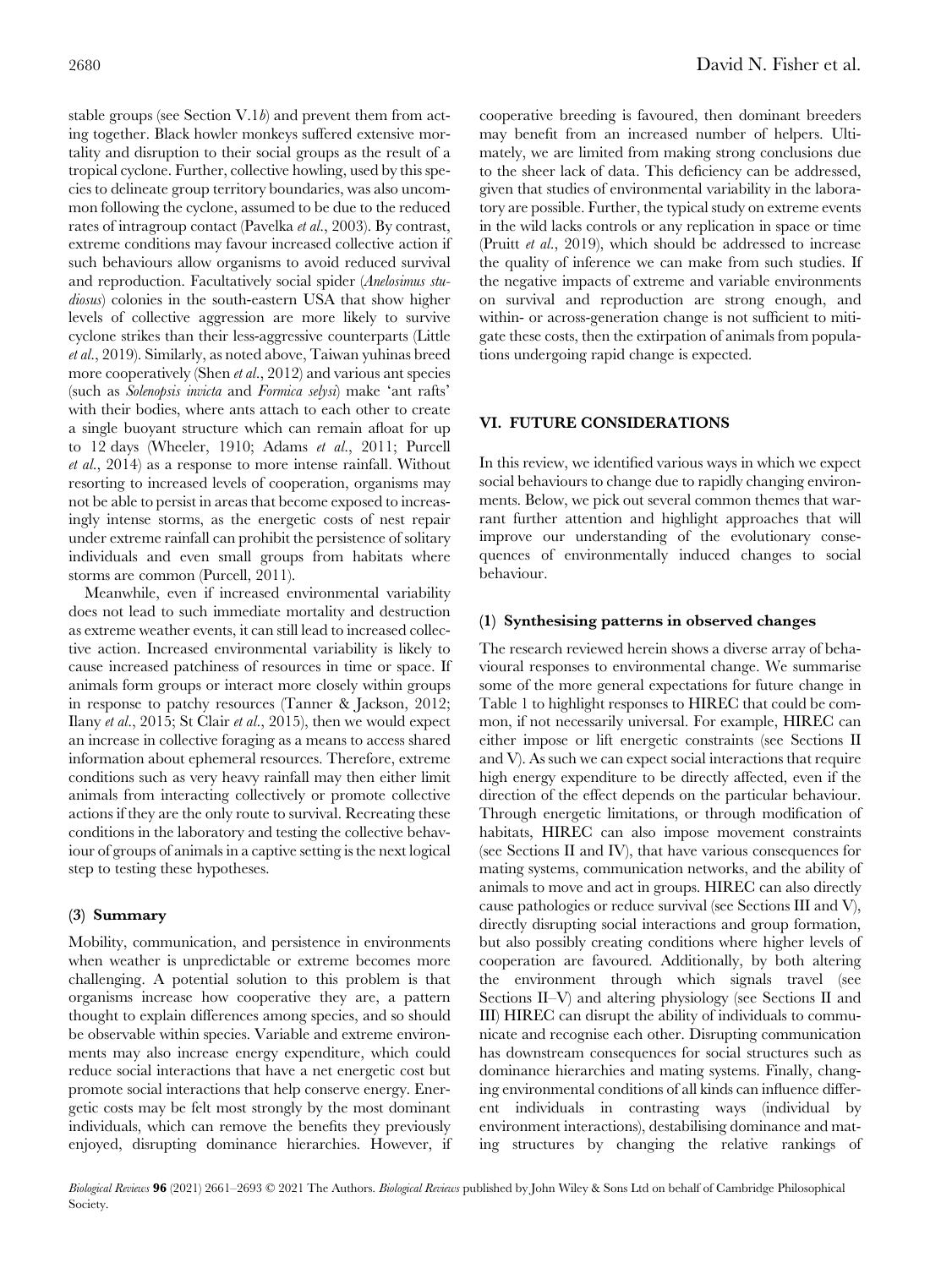stable groups (see Section V.1*b*) and prevent them from acting together. Black howler monkeys suffered extensive mortality and disruption to their social groups as the result of a tropical cyclone. Further, collective howling, used by this species to delineate group territory boundaries, was also uncommon following the cyclone, assumed to be due to the reduced rates of intragroup contact (Pavelka *et al.*, 2003). By contrast, extreme conditions may favour increased collective action if such behaviours allow organisms to avoid reduced survival and reproduction. Facultatively social spider (*Anelosimus studiosus*) colonies in the south-eastern USA that show higher levels of collective aggression are more likely to survive cyclone strikes than their less-aggressive counterparts (Little *et al.*, 2019). Similarly, as noted above, Taiwan yuhinas breed more cooperatively (Shen *et al.*, 2012) and various ant species (such as *Solenopsis invicta* and *Formica selysi*) make 'ant rafts' with their bodies, where ants attach to each other to create a single buoyant structure which can remain afloat for up to 12 days (Wheeler, 1910; Adams *et al.*, 2011; Purcell *et al.*, 2014) as a response to more intense rainfall. Without resorting to increased levels of cooperation, organisms may not be able to persist in areas that become exposed to increasingly intense storms, as the energetic costs of nest repair under extreme rainfall can prohibit the persistence of solitary individuals and even small groups from habitats where storms are common (Purcell, 2011).

Meanwhile, even if increased environmental variability does not lead to such immediate mortality and destruction as extreme weather events, it can still lead to increased collective action. Increased environmental variability is likely to cause increased patchiness of resources in time or space. If animals form groups or interact more closely within groups in response to patchy resources (Tanner & Jackson, 2012; Ilany *et al.*, 2015; St Clair *et al.*, 2015), then we would expect an increase in collective foraging as a means to access shared information about ephemeral resources. Therefore, extreme conditions such as very heavy rainfall may then either limit animals from interacting collectively or promote collective actions if they are the only route to survival. Recreating these conditions in the laboratory and testing the collective behaviour of groups of animals in a captive setting is the next logical step to testing these hypotheses.

### (3) Summary

Mobility, communication, and persistence in environments when weather is unpredictable or extreme becomes more challenging. A potential solution to this problem is that organisms increase how cooperative they are, a pattern thought to explain differences among species, and so should be observable within species. Variable and extreme environments may also increase energy expenditure, which could reduce social interactions that have a net energetic cost but promote social interactions that help conserve energy. Energetic costs may be felt most strongly by the most dominant individuals, which can remove the benefits they previously enjoyed, disrupting dominance hierarchies. However, if cooperative breeding is favoured, then dominant breeders may benefit from an increased number of helpers. Ultimately, we are limited from making strong conclusions due to the sheer lack of data. This deficiency can be addressed, given that studies of environmental variability in the laboratory are possible. Further, the typical study on extreme events in the wild lacks controls or any replication in space or time (Pruitt *et al.*, 2019), which should be addressed to increase the quality of inference we can make from such studies. If the negative impacts of extreme and variable environments on survival and reproduction are strong enough, and within- or across-generation change is not sufficient to mitigate these costs, then the extirpation of animals from populations undergoing rapid change is expected.

## VI. FUTURE CONSIDERATIONS

In this review, we identified various ways in which we expect social behaviours to change due to rapidly changing environments. Below, we pick out several common themes that warrant further attention and highlight approaches that will improve our understanding of the evolutionary consequences of environmentally induced changes to social behaviour.

### (1) Synthesising patterns in observed changes

The research reviewed herein shows a diverse array of behavioural responses to environmental change. We summarise some of the more general expectations for future change in Table 1 to highlight responses to HIREC that could be common, if not necessarily universal. For example, HIREC can either impose or lift energetic constraints (see Sections II and V). As such we can expect social interactions that require high energy expenditure to be directly affected, even if the direction of the effect depends on the particular behaviour. Through energetic limitations, or through modification of habitats, HIREC can also impose movement constraints (see Sections II and IV), that have various consequences for mating systems, communication networks, and the ability of animals to move and act in groups. HIREC can also directly cause pathologies or reduce survival (see Sections III and V), directly disrupting social interactions and group formation, but also possibly creating conditions where higher levels of cooperation are favoured. Additionally, by both altering the environment through which signals travel (see Sections II–V) and altering physiology (see Sections II and III) HIREC can disrupt the ability of individuals to communicate and recognise each other. Disrupting communication has downstream consequences for social structures such as dominance hierarchies and mating systems. Finally, changing environmental conditions of all kinds can influence different individuals in contrasting ways (individual by environment interactions), destabilising dominance and mating structures by changing the relative rankings of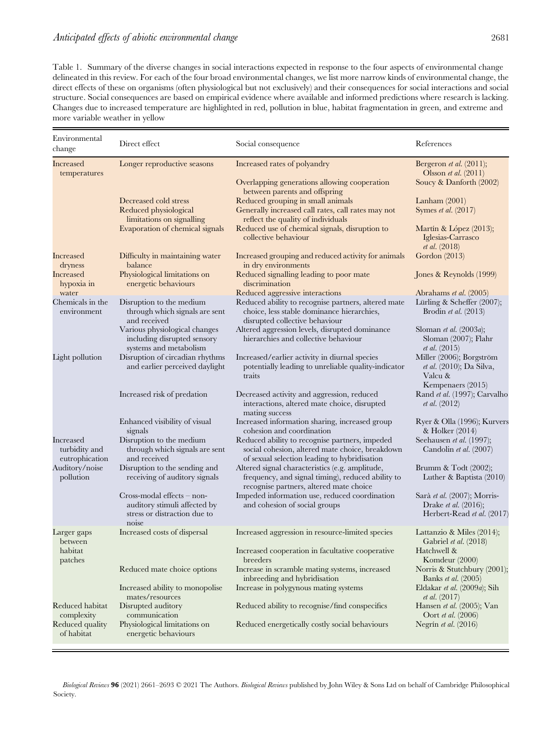Table 1. Summary of the diverse changes in social interactions expected in response to the four aspects of environmental change delineated in this review. For each of the four broad environmental changes, we list more narrow kinds of environmental change, the direct effects of these on organisms (often physiological but not exclusively) and their consequences for social interactions and social structure. Social consequences are based on empirical evidence where available and informed predictions where research is lacking. Changes due to increased temperature are highlighted in red, pollution in blue, habitat fragmentation in green, and extreme and more variable weather in yellow

| Environmental change | Direct effect | Social consequence | References |
|---|---|---|---|
| Increased temperatures | Longer reproductive seasons | Increased rates of polyandry | Bergeron *et al.* (2011); Olsson *et al.* (2011) |
| | | Overlapping generations allowing cooperation between parents and offspring | Soucy & Danforth (2002) |
| | Decreased cold stress | Reduced grouping in small animals | Lanham (2001) |
| | Reduced physiological limitations on signalling | Generally increased call rates, call rates may not reflect the quality of individuals | Symes *et al.* (2017) |
| | Evaporation of chemical signals | Reduced use of chemical signals, disruption to collective behaviour | Martín & López (2013); Iglesias-Carrasco *et al.* (2018) |
| Increased dryness | Difficulty in maintaining water balance | Increased grouping and reduced activity for animals in dry environments | Gordon (2013) |
| Increased hypoxia in water | Physiological limitations on energetic behaviours | Reduced signalling leading to poor mate discrimination | Jones & Reynolds (1999) |
| | | Reduced aggressive interactions | Abrahams *et al.* (2005) |
| Chemicals in the environment | Disruption to the medium through which signals are sent and received | Reduced ability to recognise partners, altered mate choice, less stable dominance hierarchies, disrupted collective behaviour | Lürling & Scheffer (2007); Brodin *et al.* (2013) |
| | Various physiological changes including disrupted sensory systems and metabolism | Altered aggression levels, disrupted dominance hierarchies and collective behaviour | Sloman *et al.* (2003*a*); Sloman (2007); Flahr *et al.* (2015) |
| Light pollution | Disruption of circadian rhythms and earlier perceived daylight | Increased/earlier activity in diurnal species potentially leading to unreliable quality-indicator traits | Miller (2006); Borgström *et al.* (2010); Da Silva, Valcu & Kempenaers (2015) |
| | Increased risk of predation | Decreased activity and aggression, reduced interactions, altered mate choice, disrupted mating success | Rand *et al.* (1997); Carvalho *et al.* (2012) |
| | Enhanced visibility of visual signals | Increased information sharing, increased group cohesion and coordination | Ryer & Olla (1996); Kurvers & Holker (2014) |
| Increased turbidity and eutrophication | Disruption to the medium through which signals are sent and received | Reduced ability to recognise partners, impeded social cohesion, altered mate choice, breakdown of sexual selection leading to hybridisation | Seehausen *et al.* (1997); Candolin *et al.* (2007) |
| Auditory/noise pollution | Disruption to the sending and receiving of auditory signals | Altered signal characteristics (e.g. amplitude, frequency, and signal timing), reduced ability to recognise partners, altered mate choice | Brumm & Todt (2002); Luther & Baptista (2010) |
| | Cross-modal effects – non-auditory stimuli affected by stress or distraction due to noise | Impeded information use, reduced coordination and cohesion of social groups | Sarà *et al.* (2007); Morris-Drake *et al.* (2016); Herbert-Read *et al.* (2017) |
| Larger gaps between habitat patches | Increased costs of dispersal | Increased aggression in resource-limited species | Lattanzio & Miles (2014); Gabriel *et al.* (2018) |
| | | Increased cooperation in facultative cooperative breeders | Hatchwell & Komdeur (2000) |
| | Reduced mate choice options | Increase in scramble mating systems, increased inbreeding and hybridisation | Norris & Stutchbury (2001); Banks *et al.* (2005) |
| | Increased ability to monopolise mates/resources | Increase in polygynous mating systems | Eldakar *et al.* (2009*a*); Sih *et al.* (2017) |
| Reduced habitat complexity | Disrupted auditory communication | Reduced ability to recognise/find conspecifics | Hansen *et al.* (2005); Van Oort *et al.* (2006) |
| Reduced quality of habitat | Physiological limitations on energetic behaviours | Reduced energetically costly social behaviours | Negrín *et al.* (2016) |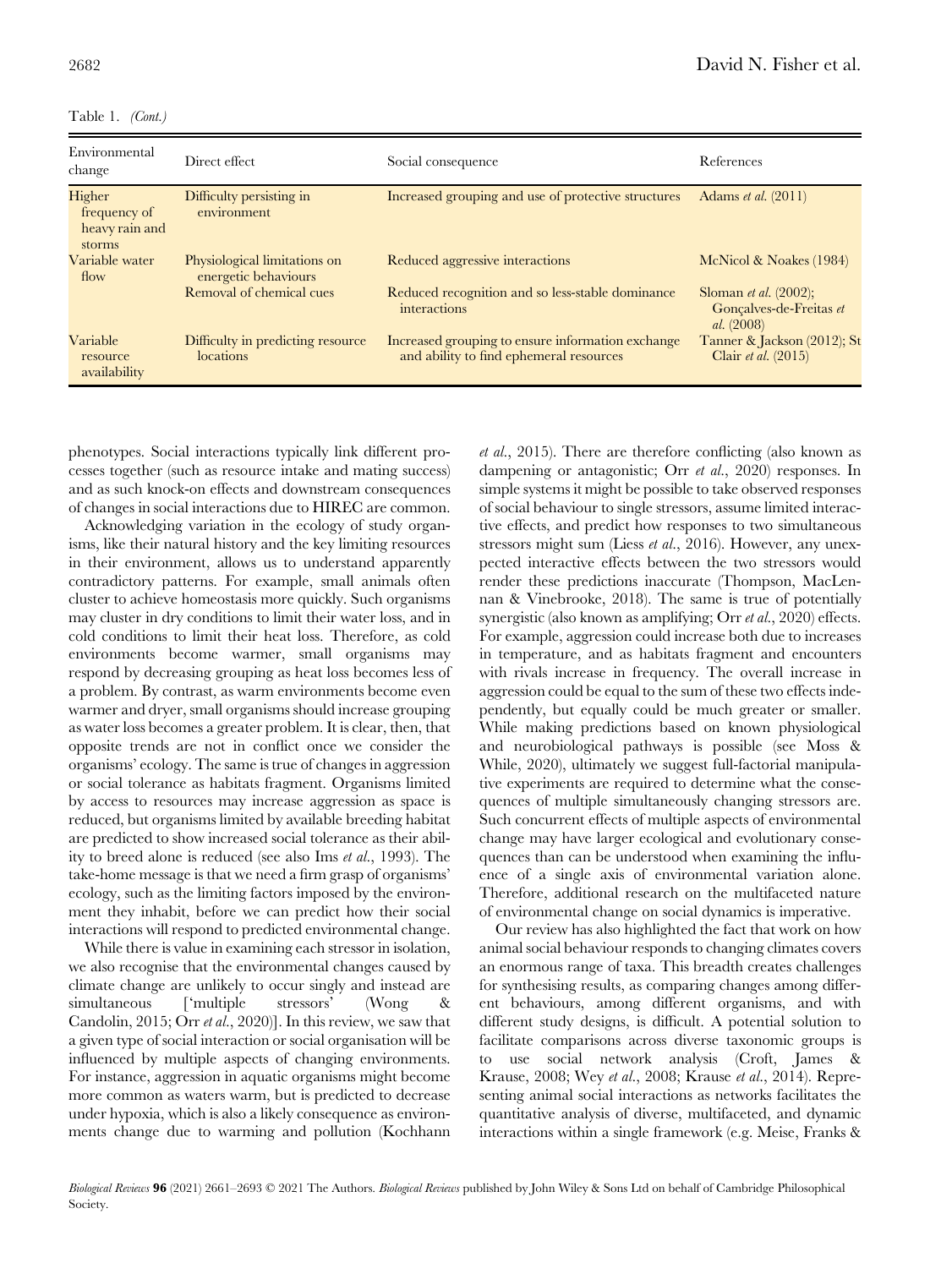Table 1. *(Cont.)*

| Environmental change | Direct effect | Social consequence | References |
|---|---|---|---|
| Higher frequency of heavy rain and storms | Difficulty persisting in environment | Increased grouping and use of protective structures | Adams *et al.* (2011) |
| Variable water flow | Physiological limitations on energetic behaviours | Reduced aggressive interactions | McNicol & Noakes (1984) |
| | Removal of chemical cues | Reduced recognition and so less-stable dominance interactions | Sloman *et al.* (2002); Gonçalves-de-Freitas *et al.* (2008) |
| Variable resource availability | Difficulty in predicting resource locations | Increased grouping to ensure information exchange and ability to find ephemeral resources | Tanner & Jackson (2012); St Clair *et al.* (2015) |

phenotypes. Social interactions typically link different processes together (such as resource intake and mating success) and as such knock-on effects and downstream consequences of changes in social interactions due to HIREC are common.

Acknowledging variation in the ecology of study organisms, like their natural history and the key limiting resources in their environment, allows us to understand apparently contradictory patterns. For example, small animals often cluster to achieve homeostasis more quickly. Such organisms may cluster in dry conditions to limit their water loss, and in cold conditions to limit their heat loss. Therefore, as cold environments become warmer, small organisms may respond by decreasing grouping as heat loss becomes less of a problem. By contrast, as warm environments become even warmer and dryer, small organisms should increase grouping as water loss becomes a greater problem. It is clear, then, that opposite trends are not in conflict once we consider the organisms' ecology. The same is true of changes in aggression or social tolerance as habitats fragment. Organisms limited by access to resources may increase aggression as space is reduced, but organisms limited by available breeding habitat are predicted to show increased social tolerance as their ability to breed alone is reduced (see also Ims *et al.*, 1993). The take-home message is that we need a firm grasp of organisms' ecology, such as the limiting factors imposed by the environment they inhabit, before we can predict how their social interactions will respond to predicted environmental change.

While there is value in examining each stressor in isolation, we also recognise that the environmental changes caused by climate change are unlikely to occur singly and instead are simultaneous ['multiple stressors' (Wong & Candolin, 2015; Orr *et al.*, 2020)]. In this review, we saw that a given type of social interaction or social organisation will be influenced by multiple aspects of changing environments. For instance, aggression in aquatic organisms might become more common as waters warm, but is predicted to decrease under hypoxia, which is also a likely consequence as environments change due to warming and pollution (Kochhann *et al.*, 2015). There are therefore conflicting (also known as dampening or antagonistic; Orr *et al.*, 2020) responses. In simple systems it might be possible to take observed responses of social behaviour to single stressors, assume limited interactive effects, and predict how responses to two simultaneous stressors might sum (Liess *et al.*, 2016). However, any unexpected interactive effects between the two stressors would render these predictions inaccurate (Thompson, MacLennan & Vinebrooke, 2018). The same is true of potentially synergistic (also known as amplifying; Orr *et al.*, 2020) effects. For example, aggression could increase both due to increases in temperature, and as habitats fragment and encounters with rivals increase in frequency. The overall increase in aggression could be equal to the sum of these two effects independently, but equally could be much greater or smaller. While making predictions based on known physiological and neurobiological pathways is possible (see Moss & While, 2020), ultimately we suggest full-factorial manipulative experiments are required to determine what the consequences of multiple simultaneously changing stressors are. Such concurrent effects of multiple aspects of environmental change may have larger ecological and evolutionary consequences than can be understood when examining the influence of a single axis of environmental variation alone. Therefore, additional research on the multifaceted nature of environmental change on social dynamics is imperative.

Our review has also highlighted the fact that work on how animal social behaviour responds to changing climates covers an enormous range of taxa. This breadth creates challenges for synthesising results, as comparing changes among different behaviours, among different organisms, and with different study designs, is difficult. A potential solution to facilitate comparisons across diverse taxonomic groups is to use social network analysis (Croft, James & Krause, 2008; Wey *et al.*, 2008; Krause *et al.*, 2014). Representing animal social interactions as networks facilitates the quantitative analysis of diverse, multifaceted, and dynamic interactions within a single framework (e.g. Meise, Franks &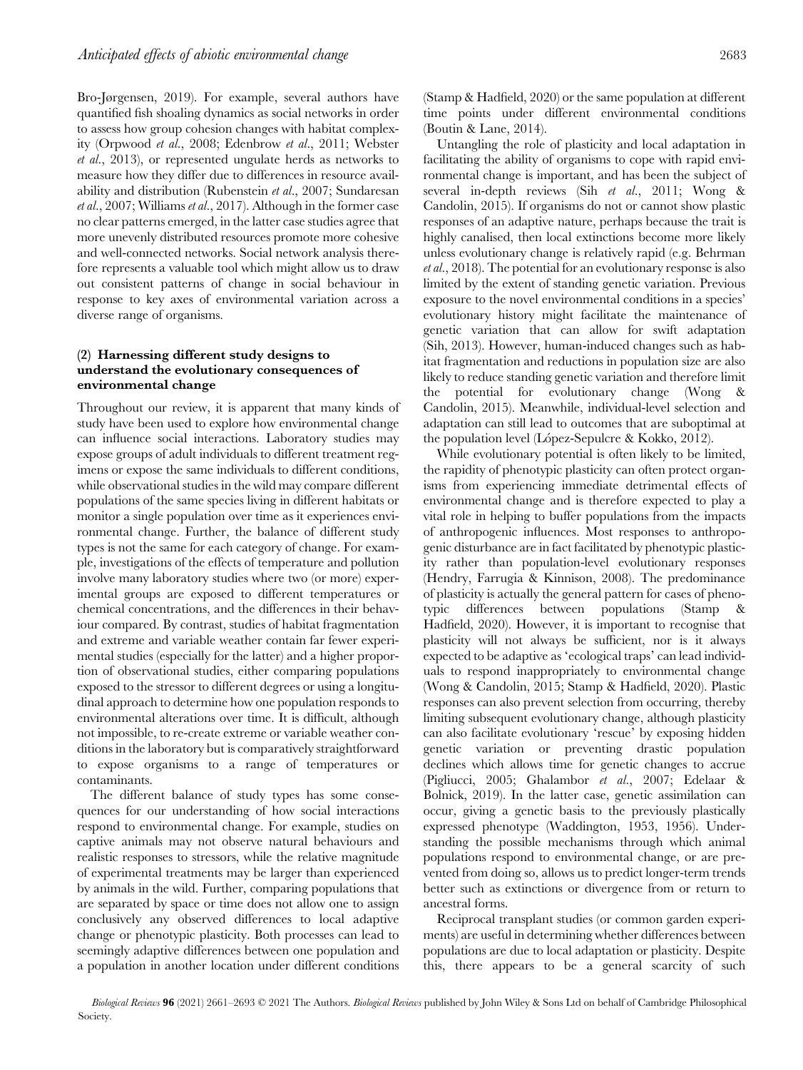Bro-Jørgensen, 2019). For example, several authors have quantified fish shoaling dynamics as social networks in order to assess how group cohesion changes with habitat complexity (Orpwood *et al*., 2008; Edenbrow *et al*., 2011; Webster *et al*., 2013), or represented ungulate herds as networks to measure how they differ due to differences in resource availability and distribution (Rubenstein *et al*., 2007; Sundaresan *et al*., 2007; Williams *et al*., 2017). Although in the former case no clear patterns emerged, in the latter case studies agree that more unevenly distributed resources promote more cohesive and well-connected networks. Social network analysis therefore represents a valuable tool which might allow us to draw out consistent patterns of change in social behaviour in response to key axes of environmental variation across a diverse range of organisms.

### (2) Harnessing different study designs to understand the evolutionary consequences of environmental change

Throughout our review, it is apparent that many kinds of study have been used to explore how environmental change can influence social interactions. Laboratory studies may expose groups of adult individuals to different treatment regimens or expose the same individuals to different conditions, while observational studies in the wild may compare different populations of the same species living in different habitats or monitor a single population over time as it experiences environmental change. Further, the balance of different study types is not the same for each category of change. For example, investigations of the effects of temperature and pollution involve many laboratory studies where two (or more) experimental groups are exposed to different temperatures or chemical concentrations, and the differences in their behaviour compared. By contrast, studies of habitat fragmentation and extreme and variable weather contain far fewer experimental studies (especially for the latter) and a higher proportion of observational studies, either comparing populations exposed to the stressor to different degrees or using a longitudinal approach to determine how one population responds to environmental alterations over time. It is difficult, although not impossible, to re-create extreme or variable weather conditions in the laboratory but is comparatively straightforward to expose organisms to a range of temperatures or contaminants.

The different balance of study types has some consequences for our understanding of how social interactions respond to environmental change. For example, studies on captive animals may not observe natural behaviours and realistic responses to stressors, while the relative magnitude of experimental treatments may be larger than experienced by animals in the wild. Further, comparing populations that are separated by space or time does not allow one to assign conclusively any observed differences to local adaptive change or phenotypic plasticity. Both processes can lead to seemingly adaptive differences between one population and a population in another location under different conditions (Stamp & Hadfield, 2020) or the same population at different time points under different environmental conditions (Boutin & Lane, 2014).

Untangling the role of plasticity and local adaptation in facilitating the ability of organisms to cope with rapid environmental change is important, and has been the subject of several in-depth reviews (Sih *et al*., 2011; Wong & Candolin, 2015). If organisms do not or cannot show plastic responses of an adaptive nature, perhaps because the trait is highly canalised, then local extinctions become more likely unless evolutionary change is relatively rapid (e.g. Behrman *et al*., 2018). The potential for an evolutionary response is also limited by the extent of standing genetic variation. Previous exposure to the novel environmental conditions in a species' evolutionary history might facilitate the maintenance of genetic variation that can allow for swift adaptation (Sih, 2013). However, human-induced changes such as habitat fragmentation and reductions in population size are also likely to reduce standing genetic variation and therefore limit the potential for evolutionary change (Wong & Candolin, 2015). Meanwhile, individual-level selection and adaptation can still lead to outcomes that are suboptimal at the population level (López-Sepulcre & Kokko, 2012).

While evolutionary potential is often likely to be limited, the rapidity of phenotypic plasticity can often protect organisms from experiencing immediate detrimental effects of environmental change and is therefore expected to play a vital role in helping to buffer populations from the impacts of anthropogenic influences. Most responses to anthropogenic disturbance are in fact facilitated by phenotypic plasticity rather than population-level evolutionary responses (Hendry, Farrugia & Kinnison, 2008). The predominance of plasticity is actually the general pattern for cases of phenotypic differences between populations (Stamp & Hadfield, 2020). However, it is important to recognise that plasticity will not always be sufficient, nor is it always expected to be adaptive as 'ecological traps' can lead individuals to respond inappropriately to environmental change (Wong & Candolin, 2015; Stamp & Hadfield, 2020). Plastic responses can also prevent selection from occurring, thereby limiting subsequent evolutionary change, although plasticity can also facilitate evolutionary 'rescue' by exposing hidden genetic variation or preventing drastic population declines which allows time for genetic changes to accrue (Pigliucci, 2005; Ghalambor *et al*., 2007; Edelaar & Bolnick, 2019). In the latter case, genetic assimilation can occur, giving a genetic basis to the previously plastically expressed phenotype (Waddington, 1953, 1956). Understanding the possible mechanisms through which animal populations respond to environmental change, or are prevented from doing so, allows us to predict longer-term trends better such as extinctions or divergence from or return to ancestral forms.

Reciprocal transplant studies (or common garden experiments) are useful in determining whether differences between populations are due to local adaptation or plasticity. Despite this, there appears to be a general scarcity of such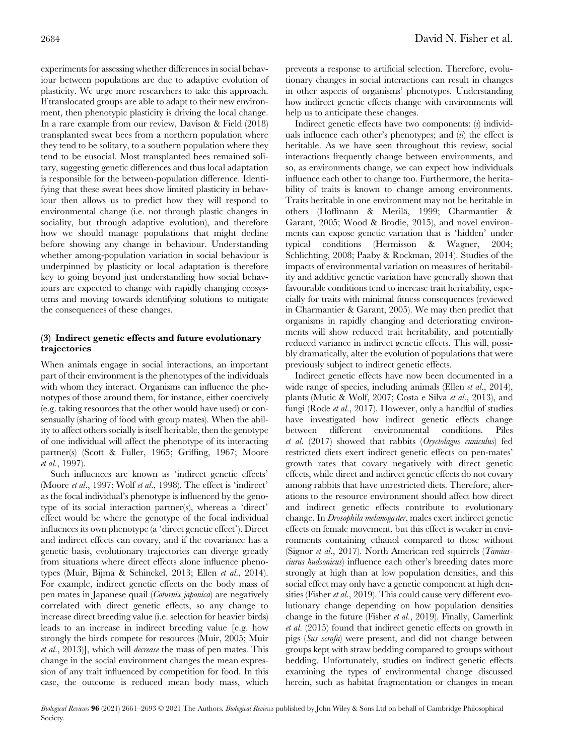experiments for assessing whether differences in social behaviour between populations are due to adaptive evolution of plasticity. We urge more researchers to take this approach. If translocated groups are able to adapt to their new environment, then phenotypic plasticity is driving the local change. In a rare example from our review, Davison & Field (2018) transplanted sweat bees from a northern population where they tend to be solitary, to a southern population where they tend to be eusocial. Most transplanted bees remained solitary, suggesting genetic differences and thus local adaptation is responsible for the between-population difference. Identifying that these sweat bees show limited plasticity in behaviour then allows us to predict how they will respond to environmental change (i.e. not through plastic changes in sociality, but through adaptive evolution), and therefore how we should manage populations that might decline before showing any change in behaviour. Understanding whether among-population variation in social behaviour is underpinned by plasticity or local adaptation is therefore key to going beyond just understanding how social behaviours are expected to change with rapidly changing ecosystems and moving towards identifying solutions to mitigate the consequences of these changes.

### (3) Indirect genetic effects and future evolutionary trajectories

When animals engage in social interactions, an important part of their environment is the phenotypes of the individuals with whom they interact. Organisms can influence the phenotypes of those around them, for instance, either coercively (e.g. taking resources that the other would have used) or consensually (sharing of food with group mates). When the ability to affect others socially is itself heritable, then the genotype of one individual will affect the phenotype of its interacting partner(s) (Scott & Fuller, 1965; Griffing, 1967; Moore *et al.*, 1997).

Such influences are known as 'indirect genetic effects' (Moore *et al.*, 1997; Wolf *et al.*, 1998). The effect is 'indirect' as the focal individual's phenotype is influenced by the genotype of its social interaction partner(s), whereas a 'direct' effect would be where the genotype of the focal individual influences its own phenotype (a 'direct genetic effect'). Direct and indirect effects can covary, and if the covariance has a genetic basis, evolutionary trajectories can diverge greatly from situations where direct effects alone influence phenotypes (Muir, Bijma & Schinckel, 2013; Ellen *et al.*, 2014). For example, indirect genetic effects on the body mass of pen mates in Japanese quail (*Coturnix japonica*) are negatively correlated with direct genetic effects, so any change to increase direct breeding value (i.e. selection for heavier birds) leads to an increase in indirect breeding value [e.g. how strongly the birds compete for resources (Muir, 2005; Muir *et al.*, 2013)], which will *decrease* the mass of pen mates. This change in the social environment changes the mean expression of any trait influenced by competition for food. In this case, the outcome is reduced mean body mass, which prevents a response to artificial selection. Therefore, evolutionary changes in social interactions can result in changes in other aspects of organisms' phenotypes. Understanding how indirect genetic effects change with environments will help us to anticipate these changes.

Indirect genetic effects have two components: (*i*) individuals influence each other's phenotypes; and (*ii*) the effect is heritable. As we have seen throughout this review, social interactions frequently change between environments, and so, as environments change, we can expect how individuals influence each other to change too. Furthermore, the heritability of traits is known to change among environments. Traits heritable in one environment may not be heritable in others (Hoffmann & Merilä, 1999; Charmantier & Garant, 2005; Wood & Brodie, 2015), and novel environments can expose genetic variation that is 'hidden' under typical conditions (Hermisson & Wagner, 2004; Schlichting, 2008; Paaby & Rockman, 2014). Studies of the impacts of environmental variation on measures of heritability and additive genetic variation have generally shown that favourable conditions tend to increase trait heritability, especially for traits with minimal fitness consequences (reviewed in Charmantier & Garant, 2005). We may then predict that organisms in rapidly changing and deteriorating environments will show reduced trait heritability, and potentially reduced variance in indirect genetic effects. This will, possibly dramatically, alter the evolution of populations that were previously subject to indirect genetic effects.

Indirect genetic effects have now been documented in a wide range of species, including animals (Ellen *et al.*, 2014), plants (Mutic & Wolf, 2007; Costa e Silva *et al.*, 2013), and fungi (Rode *et al.*, 2017). However, only a handful of studies have investigated how indirect genetic effects change between different environmental conditions. Piles *et al.* (2017) showed that rabbits (*Oryctolagus cuniculus*) fed restricted diets exert indirect genetic effects on pen-mates' growth rates that covary negatively with direct genetic effects, while direct and indirect genetic effects do not covary among rabbits that have unrestricted diets. Therefore, alterations to the resource environment should affect how direct and indirect genetic effects contribute to evolutionary change. In *Drosophila melanogaster*, males exert indirect genetic effects on female movement, but this effect is weaker in environments containing ethanol compared to those without (Signor *et al.*, 2017). North American red squirrels (*Tamiasciurus hudsonicus*) influence each other's breeding dates more strongly at high than at low population densities, and this social effect may only have a genetic component at high densities (Fisher *et al.*, 2019). This could cause very different evolutionary change depending on how population densities change in the future (Fisher *et al.*, 2019). Finally, Camerlink *et al.* (2015) found that indirect genetic effects on growth in pigs (*Sus scrofa*) were present, and did not change between groups kept with straw bedding compared to groups without bedding. Unfortunately, studies on indirect genetic effects examining the types of environmental change discussed herein, such as habitat fragmentation or changes in mean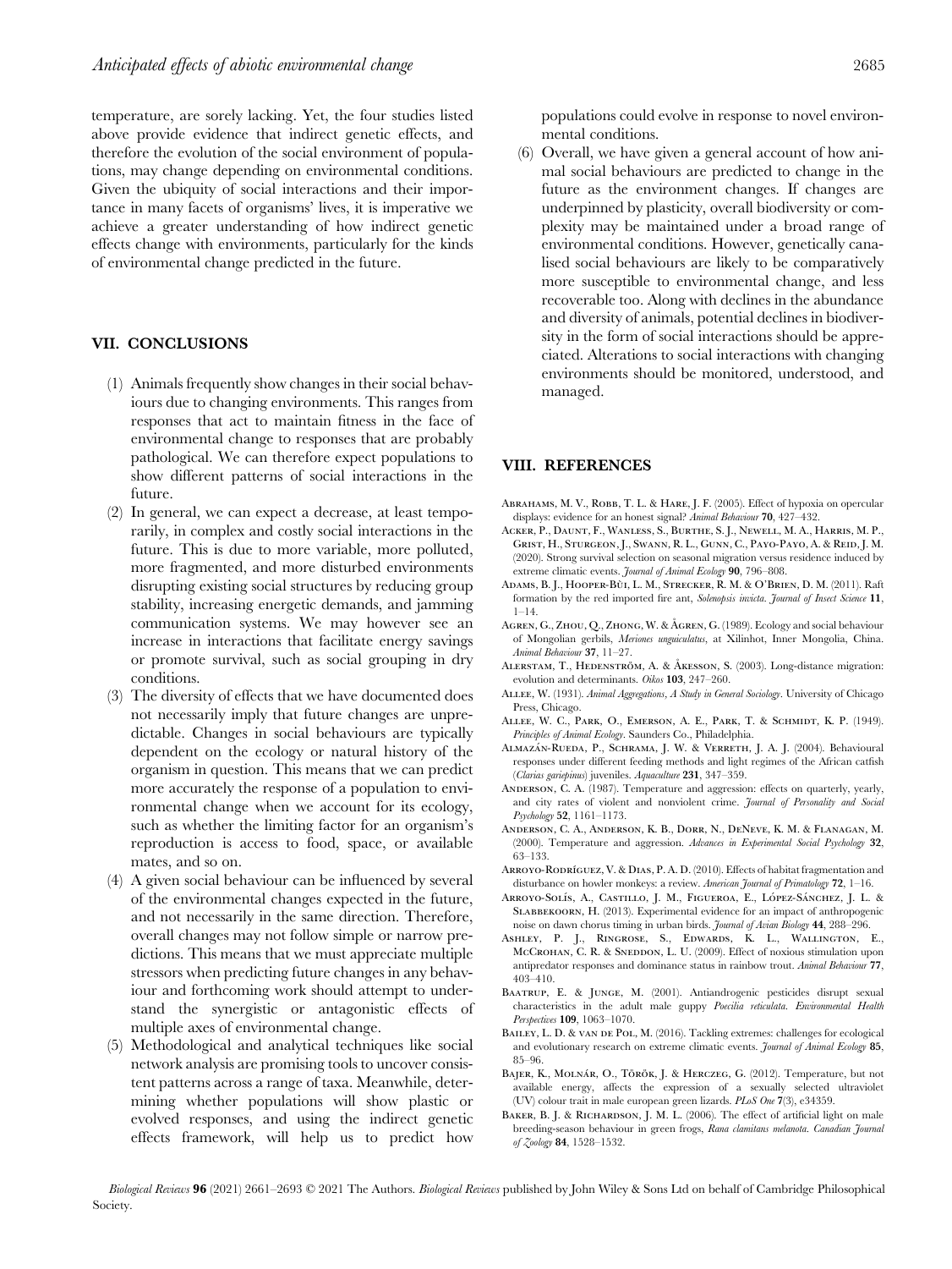temperature, are sorely lacking. Yet, the four studies listed above provide evidence that indirect genetic effects, and therefore the evolution of the social environment of populations, may change depending on environmental conditions. Given the ubiquity of social interactions and their importance in many facets of organisms' lives, it is imperative we achieve a greater understanding of how indirect genetic effects change with environments, particularly for the kinds of environmental change predicted in the future.

## VII. CONCLUSIONS

(1) Animals frequently show changes in their social behaviours due to changing environments. This ranges from responses that act to maintain fitness in the face of environmental change to responses that are probably pathological. We can therefore expect populations to show different patterns of social interactions in the future.

(2) In general, we can expect a decrease, at least temporarily, in complex and costly social interactions in the future. This is due to more variable, more polluted, more fragmented, and more disturbed environments disrupting existing social structures by reducing group stability, increasing energetic demands, and jamming communication systems. We may however see an increase in interactions that facilitate energy savings or promote survival, such as social grouping in dry conditions.

(3) The diversity of effects that we have documented does not necessarily imply that future changes are unpredictable. Changes in social behaviours are typically dependent on the ecology or natural history of the organism in question. This means that we can predict more accurately the response of a population to environmental change when we account for its ecology, such as whether the limiting factor for an organism's reproduction is access to food, space, or available mates, and so on.

(4) A given social behaviour can be influenced by several of the environmental changes expected in the future, and not necessarily in the same direction. Therefore, overall changes may not follow simple or narrow predictions. This means that we must appreciate multiple stressors when predicting future changes in any behaviour and forthcoming work should attempt to understand the synergistic or antagonistic effects of multiple axes of environmental change.

(5) Methodological and analytical techniques like social network analysis are promising tools to uncover consistent patterns across a range of taxa. Meanwhile, determining whether populations will show plastic or evolved responses, and using the indirect genetic effects framework, will help us to predict how populations could evolve in response to novel environmental conditions.

(6) Overall, we have given a general account of how animal social behaviours are predicted to change in the future as the environment changes. If changes are underpinned by plasticity, overall biodiversity or complexity may be maintained under a broad range of environmental conditions. However, genetically canalised social behaviours are likely to be comparatively more susceptible to environmental change, and less recoverable too. Along with declines in the abundance and diversity of animals, potential declines in biodiversity in the form of social interactions should be appreciated. Alterations to social interactions with changing environments should be monitored, understood, and managed.

## VIII. REFERENCES

Abrahams, M. V., Robb, T. L. & Hare, J. F. (2005). Effect of hypoxia on opercular displays: evidence for an honest signal? *Animal Behaviour* **70**, 427–432.

Acker, P., Daunt, F., Wanless, S., Burthe, S. J., Newell, M. A., Harris, M. P., Grist, H., Sturgeon, J., Swann, R. L., Gunn, C., Payo-Payo, A. & Reid, J. M. (2020). Strong survival selection on seasonal migration versus residence induced by extreme climatic events. *Journal of Animal Ecology* **90**, 796–808.

Adams, B. J., Hooper-Bùi, L. M., Strecker, R. M. & O'Brien, D. M. (2011). Raft formation by the red imported fire ant, *Solenopsis invicta*. *Journal of Insect Science* **11**, 1–14.

Agren, G., Zhou, Q., Zhong, W. & Ågren, G. (1989). Ecology and social behaviour of Mongolian gerbils, *Meriones unguiculatus*, at Xilinhot, Inner Mongolia, China. *Animal Behaviour* **37**, 11–27.

Alerstam, T., Hedenström, A. & Åkesson, S. (2003). Long-distance migration: evolution and determinants. *Oikos* **103**, 247–260.

Allee, W. (1931). *Animal Aggregations, A Study in General Sociology*. University of Chicago Press, Chicago.

Allee, W. C., Park, O., Emerson, A. E., Park, T. & Schmidt, K. P. (1949). *Principles of Animal Ecology*. Saunders Co., Philadelphia.

Almazán-Rueda, P., Schrama, J. W. & Verreth, J. A. J. (2004). Behavioural responses under different feeding methods and light regimes of the African catfish (*Clarias gariepinus*) juveniles. *Aquaculture* **231**, 347–359.

Anderson, C. A. (1987). Temperature and aggression: effects on quarterly, yearly, and city rates of violent and nonviolent crime. *Journal of Personality and Social Psychology* **52**, 1161–1173.

Anderson, C. A., Anderson, K. B., Dorr, N., DeNeve, K. M. & Flanagan, M. (2000). Temperature and aggression. *Advances in Experimental Social Psychology* **32**, 63–133.

Arroyo-Rodríguez, V. & Dias, P. A. D. (2010). Effects of habitat fragmentation and disturbance on howler monkeys: a review. *American Journal of Primatology* **72**, 1–16.

Arroyo-Solís, A., Castillo, J. M., Figueroa, E., López-Sánchez, J. L. & Slabbekoorn, H. (2013). Experimental evidence for an impact of anthropogenic noise on dawn chorus timing in urban birds. *Journal of Avian Biology* **44**, 288–296.

Ashley, P. J., Ringrose, S., Edwards, K. L., Wallington, E., McCrohan, C. R. & Sneddon, L. U. (2009). Effect of noxious stimulation upon antipredator responses and dominance status in rainbow trout. *Animal Behaviour* **77**, 403–410.

Baatrup, E. & Junge, M. (2001). Antiandrogenic pesticides disrupt sexual characteristics in the adult male guppy *Poecilia reticulata*. *Environmental Health Perspectives* **109**, 1063–1070.

Bailey, L. D. & van de Pol, M. (2016). Tackling extremes: challenges for ecological and evolutionary research on extreme climatic events. *Journal of Animal Ecology* **85**, 85–96.

Bajer, K., Molnár, O., Török, J. & Herczeg, G. (2012). Temperature, but not available energy, affects the expression of a sexually selected ultraviolet (UV) colour trait in male european green lizards. *PLoS One* **7**(3), e34359.

Baker, B. J. & Richardson, J. M. L. (2006). The effect of artificial light on male breeding-season behaviour in green frogs, *Rana clamitans melanota*. *Canadian Journal of Zoology* **84**, 1528–1532.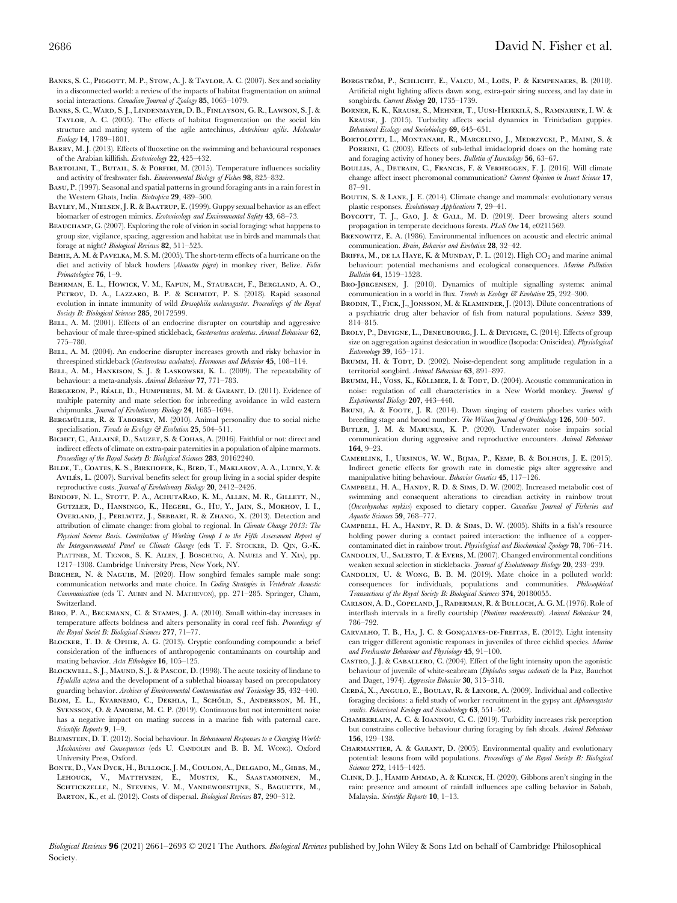Banks, S. C., Piggott, M. P., Stow, A. J. & Taylor, A. C. (2007). Sex and sociality in a disconnected world: a review of the impacts of habitat fragmentation on animal social interactions. *Canadian Journal of Zoology* **85**, 1065–1079.

Banks, S. C., Ward, S. J., Lindenmayer, D. B., Finlayson, G. R., Lawson, S. J. & Taylor, A. C. (2005). The effects of habitat fragmentation on the social kin structure and mating system of the agile antechinus, *Antechinus agilis*. *Molecular Ecology* **14**, 1789–1801.

Barry, M. J. (2013). Effects of fluoxetine on the swimming and behavioural responses of the Arabian killifish. *Ecotoxicology* **22**, 425–432.

Bartolini, T., Butail, S. & Porfiri, M. (2015). Temperature influences sociality and activity of freshwater fish. *Environmental Biology of Fishes* **98**, 825–832.

Basu, P. (1997). Seasonal and spatial patterns in ground foraging ants in a rain forest in the Western Ghats, India. *Biotropica* **29**, 489–500.

Bayley, M., Nielsen, J. R. & Baatrup, E. (1999). Guppy sexual behavior as an effect biomarker of estrogen mimics. *Ecotoxicology and Environmental Safety* **43**, 68–73.

Beauchamp, G. (2007). Exploring the role of vision in social foraging: what happens to group size, vigilance, spacing, aggression and habitat use in birds and mammals that forage at night? *Biological Reviews* **82**, 511–525.

Behie, A. M. & Pavelka, M. S. M. (2005). The short-term effects of a hurricane on the diet and activity of black howlers (*Alouatta pigra*) in monkey river, Belize. *Folia Primatologica* **76**, 1–9.

Behrman, E. L., Howick, V. M., Kapun, M., Staubach, F., Bergland, A. O., Petrov, D. A., Lazzaro, B. P. & Schmidt, P. S. (2018). Rapid seasonal evolution in innate immunity of wild *Drosophila melanogaster*. *Proceedings of the Royal Society B: Biological Sciences* **285**, 20172599.

Bell, A. M. (2001). Effects of an endocrine disrupter on courtship and aggressive behaviour of male three-spined stickleback, *Gasterosteus aculeatus*. *Animal Behaviour* **62**, 775–780.

Bell, A. M. (2004). An endocrine disrupter increases growth and risky behavior in threespined stickleback (*Gasterosteus aculeatus*). *Hormones and Behavior* **45**, 108–114.

Bell, A. M., Hankison, S. J. & Laskowski, K. L. (2009). The repeatability of behaviour: a meta-analysis. *Animal Behaviour* **77**, 771–783.

Bergeron, P., Réale, D., Humphries, M. M. & Garant, D. (2011). Evidence of multiple paternity and mate selection for inbreeding avoidance in wild eastern chipmunks. *Journal of Evolutionary Biology* **24**, 1685–1694.

Bergmüller, R. & Taborsky, M. (2010). Animal personality due to social niche specialisation. *Trends in Ecology & Evolution* **25**, 504–511.

Bichet, C., Allainé, D., Sauzet, S. & Cohas, A. (2016). Faithful or not: direct and indirect effects of climate on extra-pair paternities in a population of alpine marmots. *Proceedings of the Royal Society B: Biological Sciences* **283**, 20162240.

Bilde, T., Coates, K. S., Birkhofer, K., Bird, T., Maklakov, A. A., Lubin, Y. & Avilés, L. (2007). Survival benefits select for group living in a social spider despite reproductive costs. *Journal of Evolutionary Biology* **20**, 2412–2426.

Bindoff, N. L., Stott, P. A., AchutaRao, K. M., Allen, M. R., Gillett, N., Gutzler, D., Hansingo, K., Hegerl, G., Hu, Y., Jain, S., Mokhov, I. I., Overland, J., Perlwitz, J., Sebbari, R. & Zhang, X. (2013). Detection and attribution of climate change: from global to regional. In *Climate Change 2013: The Physical Science Basis. Contribution of Working Group I to the Fifth Assessment Report of the Intergovernmental Panel on Climate Change* (eds T. F. Stocker, D. Qin, G.-K. Plattner, M. Tignor, S. K. Allen, J. Boschung, A. Nauels and Y. Xia), pp. 1217–1308. Cambridge University Press, New York, NY.

Bircher, N. & Naguib, M. (2020). How songbird females sample male song: communication networks and mate choice. In *Coding Strategies in Vertebrate Acoustic Communication* (eds T. Aubin and N. Mathevon), pp. 271–285. Springer, Cham, Switzerland.

Biro, P. A., Beckmann, C. & Stamps, J. A. (2010). Small within-day increases in temperature affects boldness and alters personality in coral reef fish. *Proceedings of the Royal Societ B: Biological Sciences* **277**, 71–77.

Blocker, T. D. & Ophir, A. G. (2013). Cryptic confounding compounds: a brief consideration of the influences of anthropogenic contaminants on courtship and mating behavior. *Acta Ethologica* **16**, 105–125.

Blockwell, S. J., Maund, S. J. & Pascoe, D. (1998). The acute toxicity of lindane to *Hyalella azteca* and the development of a sublethal bioassay based on precopulatory guarding behavior. *Archives of Environmental Contamination and Toxicology* **35**, 432–440.

Blom, E. L., Kvarnemo, C., Dekhla, I., Schöld, S., Andersson, M. H., Svensson, O. & Amorim, M. C. P. (2019). Continuous but not intermittent noise has a negative impact on mating success in a marine fish with paternal care. *Scientific Reports* **9**, 1–9.

Blumstein, D. T. (2012). Social behaviour. In *Behavioural Responses to a Changing World: Mechanisms and Consequences* (eds U. Candolin and B. B. M. Wong). Oxford University Press, Oxford.

Bonte, D., Van Dyck, H., Bullock, J. M., Coulon, A., Delgado, M., Gibbs, M., Lehouck, V., Matthysen, E., Mustin, K., Saastamoinen, M., Schtickzelle, N., Stevens, V. M., Vandewoestijne, S., Baguette, M., Barton, K., et al. (2012). Costs of dispersal. *Biological Reviews* **87**, 290–312.

Borgström, P., Schlicht, E., Valcu, M., Loës, P. & Kempenaers, B. (2010). Artificial night lighting affects dawn song, extra-pair siring success, and lay date in songbirds. *Current Biology* **20**, 1735–1739.

Borner, K. K., Krause, S., Mehner, T., Uusi-Heikkilä, S., Ramnarine, I. W. & Krause, J. (2015). Turbidity affects social dynamics in Trinidadian guppies. *Behavioral Ecology and Sociobiology* **69**, 645–651.

Bortolotti, L., Montanari, R., Marcelino, J., Medrzycki, P., Maini, S. & Porrini, C. (2003). Effects of sub-lethal imidacloprid doses on the homing rate and foraging activity of honey bees. *Bulletin of Insectology* **56**, 63–67.

Boullis, A., Detrain, C., Francis, F. & Verheggen, F. J. (2016). Will climate change affect insect pheromonal communication? *Current Opinion in Insect Science* **17**, 87–91.

Boutin, S. & Lane, J. E. (2014). Climate change and mammals: evolutionary versus plastic responses. *Evolutionary Applications* **7**, 29–41.

Boycott, T. J., Gao, J. & Gall, M. D. (2019). Deer browsing alters sound propagation in temperate deciduous forests. *PLoS One* **14**, e0211569.

Brenowitz, E. A. (1986). Environmental influences on acoustic and electric animal communication. *Brain, Behavior and Evolution* **28**, 32–42.

Briffa, M., de la Haye, K. & Munday, P. L. (2012). High $CO_2$ and marine animal behaviour: potential mechanisms and ecological consequences. *Marine Pollution Bulletin* **64**, 1519–1528.

Bro-Jørgensen, J. (2010). Dynamics of multiple signalling systems: animal communication in a world in flux. *Trends in Ecology & Evolution* **25**, 292–300.

Brodin, T., Fick, J., Jonsson, M. & Klaminder, J. (2013). Dilute concentrations of a psychiatric drug alter behavior of fish from natural populations. *Science* **339**, 814–815.

Broly, P., Devigne, L., Deneubourg, J. L. & Devigne, C. (2014). Effects of group size on aggregation against desiccation in woodlice (Isopoda: Oniscidea). *Physiological Entomology* **39**, 165–171.

Brumm, H. & Todt, D. (2002). Noise-dependent song amplitude regulation in a territorial songbird. *Animal Behaviour* **63**, 891–897.

Brumm, H., Voss, K., Köllmer, I. & Todt, D. (2004). Acoustic communication in noise: regulation of call characteristics in a New World monkey. *Journal of Experimental Biology* **207**, 443–448.

Bruni, A. & Foote, J. R. (2014). Dawn singing of eastern phoebes varies with breeding stage and brood number. *The Wilson Journal of Ornithology* **126**, 500–507.

Butler, J. M. & Maruska, K. P. (2020). Underwater noise impairs social communication during aggressive and reproductive encounters. *Animal Behaviour* **164**, 9–23.

Camerlink, I., Ursinus, W. W., Bijma, P., Kemp, B. & Bolhuis, J. E. (2015). Indirect genetic effects for growth rate in domestic pigs alter aggressive and manipulative biting behaviour. *Behavior Genetics* **45**, 117–126.

Campbell, H. A., Handy, R. D. & Sims, D. W. (2002). Increased metabolic cost of swimming and consequent alterations to circadian activity in rainbow trout (*Oncorhynchus mykiss*) exposed to dietary copper. *Canadian Journal of Fisheries and Aquatic Sciences* **59**, 768–777.

Campbell, H. A., Handy, R. D. & Sims, D. W. (2005). Shifts in a fish's resource holding power during a contact paired interaction: the influence of a copper-contaminated diet in rainbow trout. *Physiological and Biochemical Zoology* **78**, 706–714.

Candolin, U., Salesto, T. & Evers, M. (2007). Changed environmental conditions weaken sexual selection in sticklebacks. *Journal of Evolutionary Biology* **20**, 233–239.

Candolin, U. & Wong, B. B. M. (2019). Mate choice in a polluted world: consequences for individuals, populations and communities. *Philosophical Transactions of the Royal Society B: Biological Sciences* **374**, 20180055.

Carlson, A. D., Copeland, J., Raderman, R. & Bulloch, A. G. M. (1976). Role of interflash intervals in a firefly courtship (*Photinus macdermotti*). *Animal Behaviour* **24**, 786–792.

Carvalho, T. B., Ha, J. C. & Gonçalves-de-Freitas, E. (2012). Light intensity can trigger different agonistic responses in juveniles of three cichlid species. *Marine and Freshwater Behaviour and Physiology* **45**, 91–100.

Castro, J. J. & Caballero, C. (2004). Effect of the light intensity upon the agonistic behaviour of juvenile of white-seabream (*Diplodus sargus cadenati* de la Paz, Bauchot and Daget, 1974). *Aggressive Behavior* **30**, 313–318.

Cerdá, X., Angulo, E., Boulay, R. & Lenoir, A. (2009). Individual and collective foraging decisions: a field study of worker recruitment in the gypsy ant *Aphaenogaster senilis*. *Behavioral Ecology and Sociobiology* **63**, 551–562.

Chamberlain, A. C. & Ioannou, C. C. (2019). Turbidity increases risk perception but constrains collective behaviour during foraging by fish shoals. *Animal Behaviour* **156**, 129–138.

Charmantier, A. & Garant, D. (2005). Environmental quality and evolutionary potential: lessons from wild populations. *Proceedings of the Royal Society B: Biological Sciences* **272**, 1415–1425.

Clink, D. J., Hamid Ahmad, A. & Klinck, H. (2020). Gibbons aren't singing in the rain: presence and amount of rainfall influences ape calling behavior in Sabah, Malaysia. *Scientific Reports* **10**, 1–13.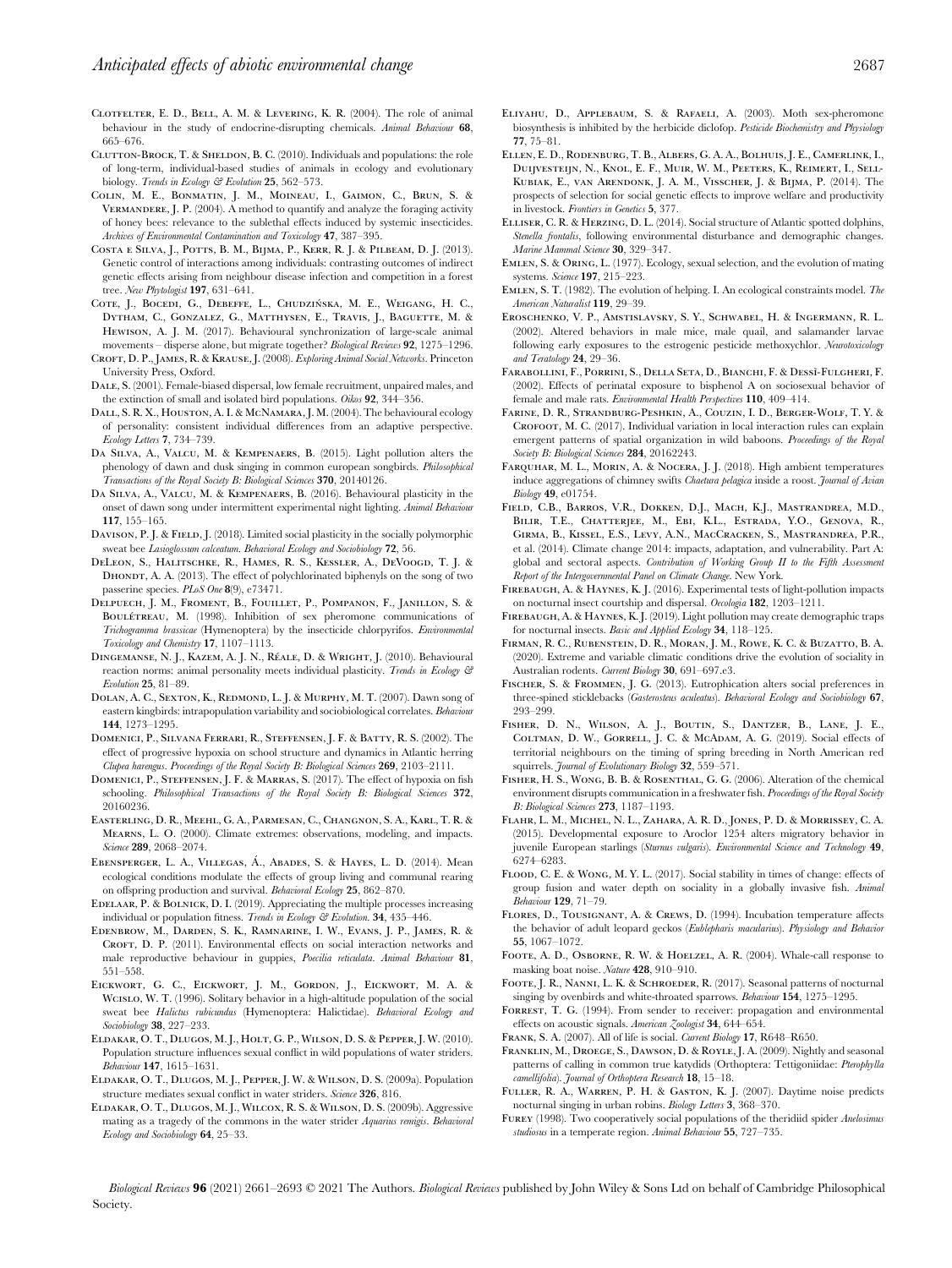Clotfelter, E. D., Bell, A. M. & Levering, K. R. (2004). The role of animal behaviour in the study of endocrine-disrupting chemicals. *Animal Behaviour* **68**, 665–676.

Clutton-Brock, T. & Sheldon, B. C. (2010). Individuals and populations: the role of long-term, individual-based studies of animals in ecology and evolutionary biology. *Trends in Ecology & Evolution* **25**, 562–573.

Colin, M. E., Bonmatin, J. M., Moineau, I., Gaimon, C., Brun, S. & Vermandere, J. P. (2004). A method to quantify and analyze the foraging activity of honey bees: relevance to the sublethal effects induced by systemic insecticides. *Archives of Environmental Contamination and Toxicology* **47**, 387–395.

Costa e Silva, J., Potts, B. M., Bijma, P., Kerr, R. J. & Pilbeam, D. J. (2013). Genetic control of interactions among individuals: contrasting outcomes of indirect genetic effects arising from neighbour disease infection and competition in a forest tree. *New Phytologist* **197**, 631–641.

Cote, J., Bocedi, G., Debeffe, L., Chudzińska, M. E., Weigang, H. C., Dytham, C., Gonzalez, G., Matthysen, E., Travis, J., Baguette, M. & Hewison, A. J. M. (2017). Behavioural synchronization of large-scale animal movements – disperse alone, but migrate together? *Biological Reviews* **92**, 1275–1296.

Croft, D. P., James, R. & Krause, J. (2008). *Exploring Animal Social Networks*. Princeton University Press, Oxford.

Dale, S. (2001). Female-biased dispersal, low female recruitment, unpaired males, and the extinction of small and isolated bird populations. *Oikos* **92**, 344–356.

Dall, S. R. X., Houston, A. I. & McNamara, J. M. (2004). The behavioural ecology of personality: consistent individual differences from an adaptive perspective. *Ecology Letters* **7**, 734–739.

Da Silva, A., Valcu, M. & Kempenaers, B. (2015). Light pollution alters the phenology of dawn and dusk singing in common european songbirds. *Philosophical Transactions of the Royal Society B: Biological Sciences* **370**, 20140126.

Da Silva, A., Valcu, M. & Kempenaers, B. (2016). Behavioural plasticity in the onset of dawn song under intermittent experimental night lighting. *Animal Behaviour* **117**, 155–165.

Davison, P. J. & Field, J. (2018). Limited social plasticity in the socially polymorphic sweat bee *Lasioglossum calceatum*. *Behavioral Ecology and Sociobiology* **72**, 56.

DeLeon, S., Halitschke, R., Hames, R. S., Kessler, A., DeVoogd, T. J. & Dhondt, A. A. (2013). The effect of polychlorinated biphenyls on the song of two passerine species. *PLoS One* **8**(9), e73471.

Delpuech, J. M., Froment, B., Fouillet, P., Pompanon, F., Janillon, S. & Bouletreau, M. (1998). Inhibition of sex pheromone communications of *Trichogramma brassicae* (Hymenoptera) by the insecticide chlorpyrifos. *Environmental Toxicology and Chemistry* **17**, 1107–1113.

Dingemanse, N. J., Kazem, A. J. N., Réale, D. & Wright, J. (2010). Behavioural reaction norms: animal personality meets individual plasticity. *Trends in Ecology & Evolution* **25**, 81–89.

Dolan, A. C., Sexton, K., Redmond, L. J. & Murphy, M. T. (2007). Dawn song of eastern kingbirds: intrapopulation variability and sociobiological correlates. *Behaviour* **144**, 1273–1295.

Domenici, P., Silvana Ferrari, R., Steffensen, J. F. & Batty, R. S. (2002). The effect of progressive hypoxia on school structure and dynamics in Atlantic herring *Clupea harengus*. *Proceedings of the Royal Society B: Biological Sciences* **269**, 2103–2111.

Domenici, P., Steffensen, J. F. & Marras, S. (2017). The effect of hypoxia on fish schooling. *Philosophical Transactions of the Royal Society B: Biological Sciences* **372**, 20160236.

Easterling, D. R., Meehl, G. A., Parmesan, C., Changnon, S. A., Karl, T. R. & Mearns, L. O. (2000). Climate extremes: observations, modeling, and impacts. *Science* **289**, 2068–2074.

Ebensperger, L. A., Villegas, Á., Abades, S. & Hayes, L. D. (2014). Mean ecological conditions modulate the effects of group living and communal rearing on offspring production and survival. *Behavioral Ecology* **25**, 862–870.

Edelaar, P. & Bolnick, D. I. (2019). Appreciating the multiple processes increasing individual or population fitness. *Trends in Ecology & Evolution*. **34**, 435–446.

Edenbrow, M., Darden, S. K., Ramnarine, I. W., Evans, J. P., James, R. & Croft, D. P. (2011). Environmental effects on social interaction networks and male reproductive behaviour in guppies, *Poecilia reticulata*. *Animal Behaviour* **81**, 551–558.

Eickwort, G. C., Eickwort, J. M., Gordon, J., Eickwort, M. A. & Wcislo, W. T. (1996). Solitary behavior in a high-altitude population of the social sweat bee *Halictus rubicundus* (Hymenoptera: Halictidae). *Behavioral Ecology and Sociobiology* **38**, 227–233.

Eldakar, O. T., Dlugos, M. J., Holt, G. P., Wilson, D. S. & Pepper, J. W. (2010). Population structure influences sexual conflict in wild populations of water striders. *Behaviour* **147**, 1615–1631.

Eldakar, O. T., Dlugos, M. J., Pepper, J. W. & Wilson, D. S. (2009a). Population structure mediates sexual conflict in water striders. *Science* **326**, 816.

Eldakar, O. T., Dlugos, M. J., Wilcox, R. S. & Wilson, D. S. (2009b). Aggressive mating as a tragedy of the commons in the water strider *Aquarius remigis*. *Behavioral Ecology and Sociobiology* **64**, 25–33.

Eliyahu, D., Applebaum, S. & Rafaeli, A. (2003). Moth sex-pheromone biosynthesis is inhibited by the herbicide diclofop. *Pesticide Biochemistry and Physiology* **77**, 75–81.

Ellen, E. D., Rodenburg, T. B., Albers, G. A. A., Bolhuis, J. E., Camerlink, I., Duijvesteijn, N., Knol, E. F., Muir, W. M., Peeters, K., Reimert, I., Sell-Kubiak, E., van Arendonk, J. A. M., Visscher, J. & Bijma, P. (2014). The prospects of selection for social genetic effects to improve welfare and productivity in livestock. *Frontiers in Genetics* **5**, 377.

Elliser, C. R. & Herzing, D. L. (2014). Social structure of Atlantic spotted dolphins, *Stenella frontalis*, following environmental disturbance and demographic changes. *Marine Mammal Science* **30**, 329–347.

Emlen, S. & Oring, L. (1977). Ecology, sexual selection, and the evolution of mating systems. *Science* **197**, 215–223.

Emlen, S. T. (1982). The evolution of helping. I. An ecological constraints model. *The American Naturalist* **119**, 29–39.

Eroschenko, V. P., Amstislavsky, S. Y., Schwabel, H. & Ingermann, R. L. (2002). Altered behaviors in male mice, male quail, and salamander larvae following early exposures to the estrogenic pesticide methoxychlor. *Neurotoxicology and Teratology* **24**, 29–36.

Farabollini, F., Porrini, S., Della Seta, D., Bianchi, F. & Dessì-Fulgheri, F. (2002). Effects of perinatal exposure to bisphenol A on sociosexual behavior of female and male rats. *Environmental Health Perspectives* **110**, 409–414.

Farine, D. R., Strandburg-Peshkin, A., Couzin, I. D., Berger-Wolf, T. Y. & Crofoot, M. C. (2017). Individual variation in local interaction rules can explain emergent patterns of spatial organization in wild baboons. *Proceedings of the Royal Society B: Biological Sciences* **284**, 20162243.

Farquhar, M. L., Morin, A. & Nocera, J. J. (2018). High ambient temperatures induce aggregations of chimney swifts *Chaetura pelagica* inside a roost. *Journal of Avian Biology* **49**, e01754.

Field, C.B., Barros, V.R., Dokken, D.J., Mach, K.J., Mastrandrea, M.D., Bilir, T.E., Chatterjee, M., Ebi, K.L., Estrada, Y.O., Genova, R., Girma, B., Kissel, E.S., Levy, A.N., MacCracken, S., Mastrandrea, P.R., et al. (2014). Climate change 2014: impacts, adaptation, and vulnerability. Part A: global and sectoral aspects. *Contribution of Working Group II to the Fifth Assessment Report of the Intergovernmental Panel on Climate Change*. New York.

Firebaugh, A. & Haynes, K. J. (2016). Experimental tests of light-pollution impacts on nocturnal insect courtship and dispersal. *Oecologia* **182**, 1203–1211.

Firebaugh, A. & Haynes, K. J. (2019). Light pollution may create demographic traps for nocturnal insects. *Basic and Applied Ecology* **34**, 118–125.

Firman, R. C., Rubenstein, D. R., Moran, J. M., Rowe, K. C. & Buzatto, B. A. (2020). Extreme and variable climatic conditions drive the evolution of sociality in Australian rodents. *Current Biology* **30**, 691–697.e3.

Fischer, S. & Frommen, J. G. (2013). Eutrophication alters social preferences in three-spined sticklebacks (*Gasterosteus aculeatus*). *Behavioral Ecology and Sociobiology* **67**, 293–299.

Fisher, D. N., Wilson, A. J., Boutin, S., Dantzer, B., Lane, J. E., Coltman, D. W., Gorrell, J. C. & McAdam, A. G. (2019). Social effects of territorial neighbours on the timing of spring breeding in North American red squirrels. *Journal of Evolutionary Biology* **32**, 559–571.

Fisher, H. S., Wong, B. B. & Rosenthal, G. G. (2006). Alteration of the chemical environment disrupts communication in a freshwater fish. *Proceedings of the Royal Society B: Biological Sciences* **273**, 1187–1193.

Flahr, L. M., Michel, N. L., Zahara, A. R. D., Jones, P. D. & Morrissey, C. A. (2015). Developmental exposure to Aroclor 1254 alters migratory behavior in juvenile European starlings (*Sturnus vulgaris*). *Environmental Science and Technology* **49**, 6274–6283.

Flood, C. E. & Wong, M. Y. L. (2017). Social stability in times of change: effects of group fusion and water depth on sociality in a globally invasive fish. *Animal Behaviour* **129**, 71–79.

Flores, D., Tousignant, A. & Crews, D. (1994). Incubation temperature affects the behavior of adult leopard geckos (*Eublepharis macularius*). *Physiology and Behavior* **55**, 1067–1072.

Foote, A. D., Osborne, R. W. & Hoelzel, A. R. (2004). Whale-call response to masking boat noise. *Nature* **428**, 910–910.

Foote, J. R., Nanni, L. K. & Schroeder, R. (2017). Seasonal patterns of nocturnal singing by ovenbirds and white-throated sparrows. *Behaviour* **154**, 1275–1295.

Forrest, T. G. (1994). From sender to receiver: propagation and environmental effects on acoustic signals. *American Zoologist* **34**, 644–654.

Frank, S. A. (2007). All of life is social. *Current Biology* **17**, R648–R650.

Franklin, M., Droege, S., Dawson, D. & Royle, J. A. (2009). Nightly and seasonal patterns of calling in common true katydids (Orthoptera: Tettigoniidae: *Pterophylla camellifolia*). *Journal of Orthoptera Research* **18**, 15–18.

Fuller, R. A., Warren, P. H. & Gaston, K. J. (2007). Daytime noise predicts nocturnal singing in urban robins. *Biology Letters* **3**, 368–370.

Furey (1998). Two cooperatively social populations of the theridiid spider *Anelosimus studiosus* in a temperate region. *Animal Behaviour* **55**, 727–735.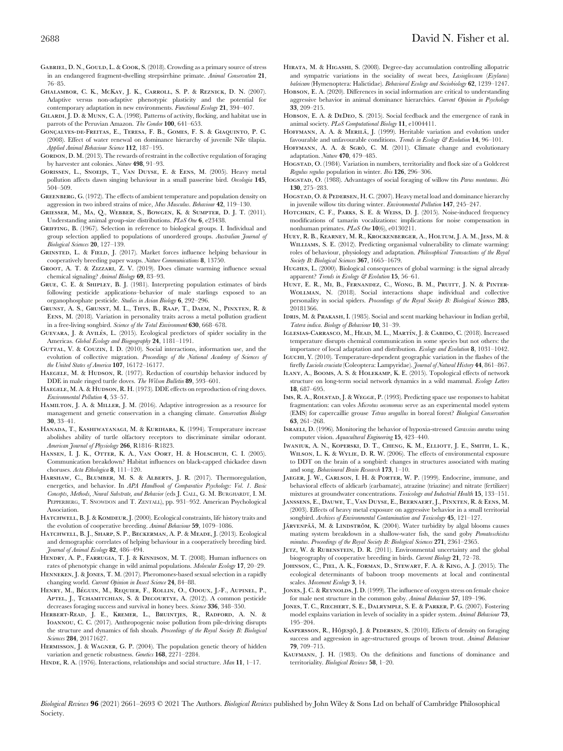Gabriel, D. N., Gould, L. & Cook, S. (2018). Crowding as a primary source of stress in an endangered fragment-dwelling strepsirrhine primate. *Animal Conservation* **21**, 76–85.

Ghalambor, C. K., McKay, J. K., Carroll, S. P. & Reznick, D. N. (2007). Adaptive versus non-adaptive phenotypic plasticity and the potential for contemporary adaptation in new environments. *Functional Ecology* **21**, 394–407.

Gilardi, J. D. & Munn, C. A. (1998). Patterns of activity, flocking, and habitat use in parrots of the Peruvian Amazon. *The Condor* **100**, 641–653.

Gonçalves-de-Freitas, E., Teresa, F. B., Gomes, F. S. & Giaquinto, P. C. (2008). Effect of water renewal on dominance hierarchy of juvenile Nile tilapia. *Applied Animal Behaviour Science* **112**, 187–195.

Gordon, D. M. (2013). The rewards of restraint in the collective regulation of foraging by harvester ant colonies. *Nature* **498**, 91–93.

Gorissen, L., Snoeijs, T., Van Duyse, E. & Eens, M. (2005). Heavy metal pollution affects dawn singing behaviour in a small passerine bird. *Oecologia* **145**, 504–509.

Greenberg, G. (1972). The effects of ambient temperature and population density on aggression in two inbred strains of mice, *Mus Musculus*. *Behaviour* **42**, 119–130.

Griesser, M., Ma, Q., Webber, S., Bowgen, K. & Sumpter, D. J. T. (2011). Understanding animal group-size distributions. *PLoS One* **6**, e23438.

Griffing, B. (1967). Selection in reference to biological groups. I. Individual and group selection applied to populations of unordered groups. *Australian Journal of Biological Sciences* **20**, 127–139.

Grinsted, L. & Field, J. (2017). Market forces influence helping behaviour in cooperatively breeding paper wasps. *Nature Communications* **8**, 13750.

Groot, A. T. & Zizzari, Z. V. (2019). Does climate warming influence sexual chemical signaling? *Animal Biology* **69**, 83–93.

Grue, C. E. & Shipley, B. J. (1981). Interpreting population estimates of birds following pesticide applications–behavior of male starlings exposed to an organophosphate pesticide. *Studies in Avian Biology* **6**, 292–296.

Grunst, A. S., Grunst, M. L., Thys, B., Raap, T., Daem, N., Pinxten, R. & Eens, M. (2018). Variation in personality traits across a metal pollution gradient in a free-living songbird. *Science of the Total Environment* **630**, 668–678.

Guevara, J. & Avilés, L. (2015). Ecological predictors of spider sociality in the Americas. *Global Ecology and Biogeography* **24**, 1181–1191.

Guttal, V. & Couzin, I. D. (2010). Social interactions, information use, and the evolution of collective migration. *Proceedings of the National Academy of Sciences of the United States of America* **107**, 16172–16177.

Haegele, M. & Hudson, R. (1977). Reduction of courtship behavior induced by DDE in male ringed turtle doves. *The Wilson Bulletin* **89**, 593–601.

Haegele, M. A. & Hudson, R. H. (1973). DDE effects on reproduction of ring doves. *Environmental Pollution* **4**, 53–57.

Hamilton, J. A. & Miller, J. M. (2016). Adaptive introgression as a resource for management and genetic conservation in a changing climate. *Conservation Biology* **30**, 33–41.

Hanada, T., Kashiwayanagi, M. & Kurihara, K. (1994). Temperature increase abolishes ability of turtle olfactory receptors to discriminate similar odorant. *American Journal of Physiology* **266**, R1816–R1823.

Hansen, I. J. K., Otter, K. A., Van Oort, H. & Holschuh, C. I. (2005). Communication breakdown? Habitat influences on black-capped chickadee dawn choruses. *Acta Ethologica* **8**, 111–120.

Harshaw, C., Blumber, M. S. & Alberts, J. R. (2017). Thermoregulation, energetics, and behavior. In *APA Handbook of Comparative Psychology: Vol. 1. Basic Concepts, Methods, Neural Substrate, and Behavior* (eds J. Call, G. M. Burghardt, I. M. Pepperberg, T. Snowdon and T. Zentall), pp. 931–952. American Psychological Association.

Hatchwell, B. J. & Komdeur, J. (2000). Ecological constraints, life history traits and the evolution of cooperative breeding. *Animal Behaviour* **59**, 1079–1086.

Hatchwell, B. J., Sharp, S. P., Beckerman, A. P. & Meade, J. (2013). Ecological and demographic correlates of helping behaviour in a cooperatively breeding bird. *Journal of Animal Ecology* **82**, 486–494.

Hendry, A. P., Farrugia, T. J. & Kinnison, M. T. (2008). Human influences on rates of phenotypic change in wild animal populations. *Molecular Ecology* **17**, 20–29.

Henneken, J. & Jones, T. M. (2017). Pheromones-based sexual selection in a rapidly changing world. *Current Opinion in Insect Science* **24**, 84–88.

Henry, M., Béguin, M., Requier, F., Rollin, O., Odoux, J.-F., Aupinel, P., Aptel, J., Tchamitchian, S. & Decourtye, A. (2012). A common pesticide decreases foraging success and survival in honey bees. *Science* **336**, 348–350.

Herbert-Read, J. E., Kremer, L., Bruintjes, R., Radford, A. N. & Ioannou, C. C. (2017). Anthropogenic noise pollution from pile-driving disrupts the structure and dynamics of fish shoals. *Proceedings of the Royal Society B: Biological Sciences* **284**, 20171627.

Hermisson, J. & Wagner, G. P. (2004). The population genetic theory of hidden variation and genetic robustness. *Genetics* **168**, 2271–2284.

Hinde, R. A. (1976). Interactions, relationships and social structure. *Man* **11**, 1–17.

Hirata, M. & Higashi, S. (2008). Degree-day accumulation controlling allopatric and sympatric variations in the sociality of sweat bees, *Lasioglossum* (*Evylaeus*) *baleicum* (Hymenoptera: Halictidae). *Behavioral Ecology and Sociobiology* **62**, 1239–1247.

Hobson, E. A. (2020). Differences in social information are critical to understanding aggressive behavior in animal dominance hierarchies. *Current Opinion in Psychology* **33**, 209–215.

Hobson, E. A. & DeDeo, S. (2015). Social feedback and the emergence of rank in animal society. *PLoS Computational Biology* **11**, e1004411.

Hoffmann, A. A. & Merilä, J. (1999). Heritable variation and evolution under favourable and unfavourable conditions. *Trends in Ecology & Evolution* **14**, 96–101.

Hoffmann, A. A. & Sgrò, C. M. (2011). Climate change and evolutionary adaptation. *Nature* **470**, 479–485.

Hogstad, O. (1984). Variation in numbers, territoriality and flock size of a Goldcrest *Regulus regulus* population in winter. *Ibis* **126**, 296–306.

Hogstad, O. (1988). Advantages of social foraging of willow tits *Parus montanus*. *Ibis* **130**, 275–283.

Hogstad, O. & Pedersen, H. C. (2007). Heavy metal load and dominance hierarchy in juvenile willow tits during winter. *Environmental Pollution* **147**, 245–247.

Hotchkin, C. F., Parks, S. E. & Weiss, D. J. (2015). Noise-induced frequency modifications of tamarin vocalizations: implications for noise compensation in nonhuman primates. *PLoS One* **10**(6), e0130211.

Huey, R. B., Kearney, M. R., Krockenberger, A., Holtum, J. A. M., Jess, M. & Williams, S. E. (2012). Predicting organismal vulnerability to climate warming: roles of behaviour, physiology and adaptation. *Philosophical Transactions of the Royal Society B: Biological Sciences* **367**, 1665–1679.

Hughes, L. (2000). Biological consequences of global warming: is the signal already apparent? *Trends in Ecology & Evolution* **15**, 56–61.

Hunt, E. R., Mi, B., Fernandez, C., Wong, B. M., Pruitt, J. N. & Pinter-Wollman, N. (2018). Social interactions shape individual and collective personality in social spiders. *Proceedings of the Royal Society B: Biological Sciences* **285**, 20181366.

Idris, M. & Prakash, I. (1985). Social and scent marking behaviour in Indian gerbil, *Tatera indica*. *Biology of Behaviour* **10**, 31–39.

Iglesias-Carrasco, M., Head, M. L., Martín, J. & Cabido, C. (2018). Increased temperature disrupts chemical communication in some species but not others: the importance of local adaptation and distribution. *Ecology and Evolution* **8**, 1031–1042.

Iguchi, Y. (2010). Temperature-dependent geographic variation in the flashes of the firefly *Luciola cruciata* (Coleoptera: Lampyridae). *Journal of Natural History* **44**, 861–867.

Ilany, A., Booms, A. S. & Holekamp, K. E. (2015). Topological effects of network structure on long-term social network dynamics in a wild mammal. *Ecology Letters* **18**, 687–695.

Ims, R. A., Rolstad, J. & Wegge, P. (1993). Predicting space use responses to habitat fragmentation: can voles *Microtus oeconomus* serve as an experimental model system (EMS) for capercaillie grouse *Tetrao urogallus* in boreal forest? *Biological Conservation* **63**, 261–268.

Israeli, D. (1996). Monitoring the behavior of hypoxia-stressed *Carassius auratus* using computer vision. *Aquacultural Engineering* **15**, 423–440.

Iwaniuk, A. N., Koperski, D. T., Cheng, K. M., Elliott, J. E., Smith, L. K., Wilson, L. K. & Wylie, D. R. W. (2006). The effects of environmental exposure to DDT on the brain of a songbird: changes in structures associated with mating and song. *Behavioural Brain Research* **173**, 1–10.

Jaeger, J. W., Carlson, I. H. & Porter, W. P. (1999). Endocrine, immune, and behavioral effects of aldicarb (carbamate), atrazine (triazine) and nitrate (fertilizer) mixtures at groundwater concentrations. *Toxicology and Industrial Health* **15**, 133–151.

Janssens, E., Dauwe, T., Van Duyse, E., Beernaert, J., Pinxten, R. & Eens, M. (2003). Effects of heavy metal exposure on aggressive behavior in a small territorial songbird. *Archives of Environmental Contamination and Toxicology* **45**, 121–127.

Järvenpää, M. & Lindström, K. (2004). Water turbidity by algal blooms causes mating system breakdown in a shallow-water fish, the sand goby *Pomatoschistus minutus*. *Proceedings of the Royal Society B: Biological Sciences* **271**, 2361–2365.

Jetz, W. & Rubenstein, D. R. (2011). Environmental uncertainty and the global biogeography of cooperative breeding in birds. *Current Biology* **21**, 72–78.

Johnson, C., Piel, A. K., Forman, D., Stewart, F. A. & King, A. J. (2015). The ecological determinants of baboon troop movements at local and continental scales. *Movement Ecology* **3**, 14.

Jones, J. C. & Reynolds, J. D. (1999). The influence of oxygen stress on female choice for male nest structure in the common goby. *Animal Behaviour* **57**, 189–196.

Jones, T. C., Riechert, S. E., Dalrymple, S. E. & Parker, P. G. (2007). Fostering model explains variation in levels of sociality in a spider system. *Animal Behaviour* **73**, 195–204.

Kaspersson, R., Höjesjö, J. & Pedersen, S. (2010). Effects of density on foraging success and aggression in age-structured groups of brown trout. *Animal Behaviour* **79**, 709–715.

Kaufmann, J. H. (1983). On the definitions and functions of dominance and territoriality. *Biological Reviews* **58**, 1–20.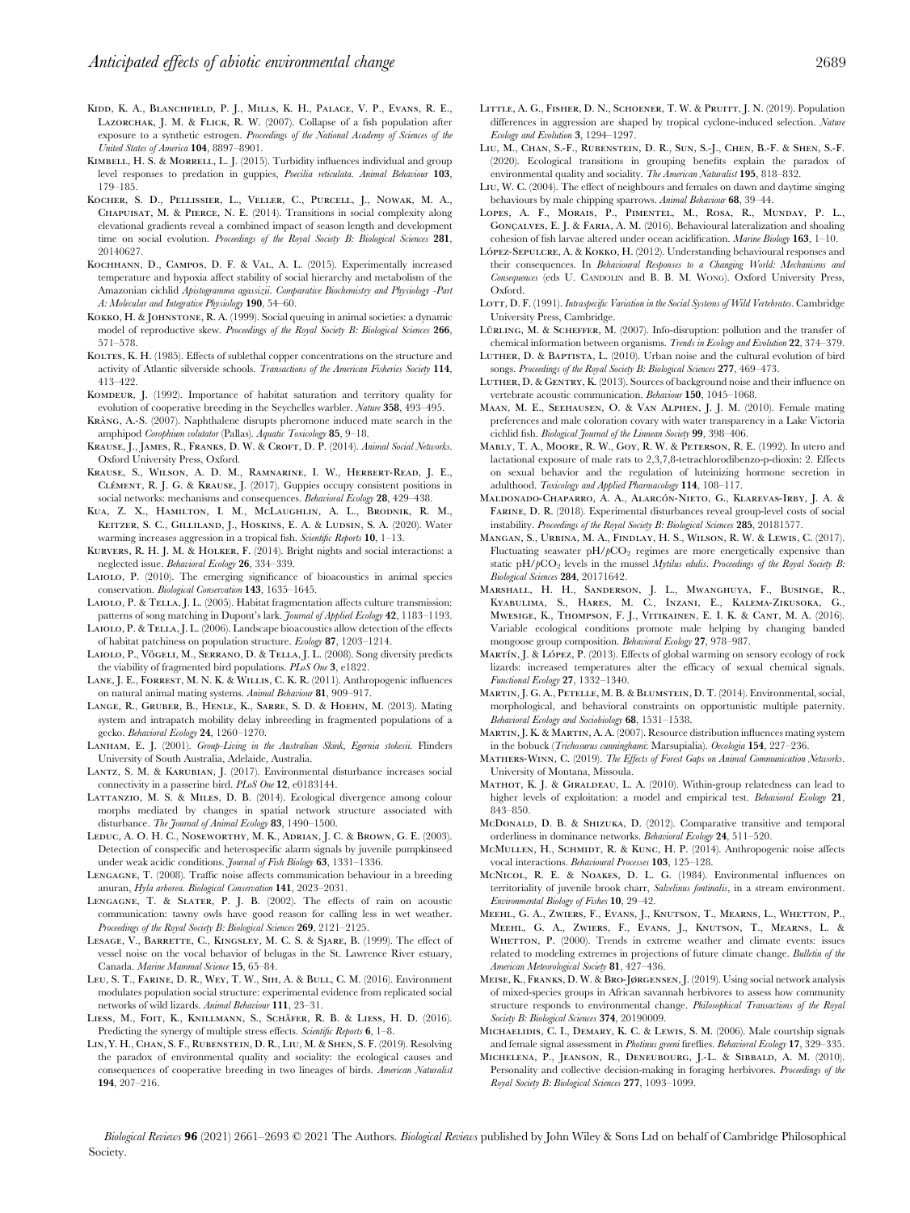Kidd, K. A., Blanchfield, P. J., Mills, K. H., Palace, V. P., Evans, R. E., Lazorchak, J. M. & Flick, R. W. (2007). Collapse of a fish population after exposure to a synthetic estrogen. *Proceedings of the National Academy of Sciences of the United States of America* **104**, 8897–8901.

Kimbell, H. S. & Morrell, L. J. (2015). Turbidity influences individual and group level responses to predation in guppies, *Poecilia reticulata*. *Animal Behaviour* **103**, 179–185.

Kocher, S. D., Pellissier, L., Veller, C., Purcell, J., Nowak, M. A., Chapuisat, M. & Pierce, N. E. (2014). Transitions in social complexity along elevational gradients reveal a combined impact of season length and development time on social evolution. *Proceedings of the Royal Society B: Biological Sciences* **281**, 20140627.

Kochhann, D., Campos, D. F. & Val, A. L. (2015). Experimentally increased temperature and hypoxia affect stability of social hierarchy and metabolism of the Amazonian cichlid *Apistogramma agassizii*. *Comparative Biochemistry and Physiology -Part A: Molecular and Integrative Physiology* **190**, 54–60.

Kokko, H. & Johnstone, R. A. (1999). Social queuing in animal societies: a dynamic model of reproductive skew. *Proceedings of the Royal Society B: Biological Sciences* **266**, 571–578.

Koltes, K. H. (1985). Effects of sublethal copper concentrations on the structure and activity of Atlantic silverside schools. *Transactions of the American Fisheries Society* **114**, 413–422.

Komdeur, J. (1992). Importance of habitat saturation and territory quality for evolution of cooperative breeding in the Seychelles warbler. *Nature* **358**, 493–495.

Krång, A.-S. (2007). Naphthalene disrupts pheromone induced mate search in the amphipod *Corophium volutator* (Pallas). *Aquatic Toxicology* **85**, 9–18.

Krause, J., James, R., Franks, D. W. & Croft, D. P. (2014). *Animal Social Networks*. Oxford University Press, Oxford.

Krause, S., Wilson, A. D. M., Ramnarine, I. W., Herbert-Read, J. E., Clément, R. J. G. & Krause, J. (2017). Guppies occupy consistent positions in social networks: mechanisms and consequences. *Behavioral Ecology* **28**, 429–438.

Kua, Z. X., Hamilton, I. M., McLaughlin, A. L., Brodnik, R. M., Keitzer, S. C., Gilliland, J., Hoskins, E. A. & Ludsin, S. A. (2020). Water warming increases aggression in a tropical fish. *Scientific Reports* **10**, 1–13.

Kurvers, R. H. J. M. & Holker, F. (2014). Bright nights and social interactions: a neglected issue. *Behavioral Ecology* **26**, 334–339.

Laiolo, P. (2010). The emerging significance of bioacoustics in animal species conservation. *Biological Conservation* **143**, 1635–1645.

Laiolo, P. & Tella, J. L. (2005). Habitat fragmentation affects culture transmission: patterns of song matching in Dupont's lark. *Journal of Applied Ecology* **42**, 1183–1193.

Laiolo, P. & Tella, J. L. (2006). Landscape bioacoustics allow detection of the effects of habitat patchiness on population structure. *Ecology* **87**, 1203–1214.

Laiolo, P., Vögeli, M., Serrano, D. & Tella, J. L. (2008). Song diversity predicts the viability of fragmented bird populations. *PLoS One* **3**, e1822.

Lane, J. E., Forrest, M. N. K. & Willis, C. K. R. (2011). Anthropogenic influences on natural animal mating systems. *Animal Behaviour* **81**, 909–917.

Lange, R., Gruber, B., Henle, K., Sarre, S. D. & Hoehn, M. (2013). Mating system and intrapatch mobility delay inbreeding in fragmented populations of a gecko. *Behavioral Ecology* **24**, 1260–1270.

Lanham, E. J. (2001). *Group-Living in the Australian Skink, Egernia stokesii*. Flinders University of South Australia, Adelaide, Australia.

Lantz, S. M. & Karubian, J. (2017). Environmental disturbance increases social connectivity in a passerine bird. *PLoS One* **12**, e0183144.

Lattanzio, M. S. & Miles, D. B. (2014). Ecological divergence among colour morphs mediated by changes in spatial network structure associated with disturbance. *The Journal of Animal Ecology* **83**, 1490–1500.

Leduc, A. O. H. C., Noseworthy, M. K., Adrian, J. C. & Brown, G. E. (2003). Detection of conspecific and heterospecific alarm signals by juvenile pumpkinseed under weak acidic conditions. *Journal of Fish Biology* **63**, 1331–1336.

Lengagne, T. (2008). Traffic noise affects communication behaviour in a breeding anuran, *Hyla arborea*. *Biological Conservation* **141**, 2023–2031.

Lengagne, T. & Slater, P. J. B. (2002). The effects of rain on acoustic communication: tawny owls have good reason for calling less in wet weather. *Proceedings of the Royal Society B: Biological Sciences* **269**, 2121–2125.

Lesage, V., Barrette, C., Kingsley, M. C. S. & Sjare, B. (1999). The effect of vessel noise on the vocal behavior of belugas in the St. Lawrence River estuary, Canada. *Marine Mammal Science* **15**, 65–84.

Leu, S. T., Farine, D. R., Wey, T. W., Sih, A. & Bull, C. M. (2016). Environment modulates population social structure: experimental evidence from replicated social networks of wild lizards. *Animal Behaviour* **111**, 23–31.

Liess, M., Foit, K., Knillmann, S., Schäfer, R. B. & Liess, H. D. (2016). Predicting the synergy of multiple stress effects. *Scientific Reports* **6**, 1–8.

Lin, Y. H., Chan, S. F., Rubenstein, D. R., Liu, M. & Shen, S. F. (2019). Resolving the paradox of environmental quality and sociality: the ecological causes and consequences of cooperative breeding in two lineages of birds. *American Naturalist* **194**, 207–216.

Little, A. G., Fisher, D. N., Schoener, T. W. & Pruitt, J. N. (2019). Population differences in aggression are shaped by tropical cyclone-induced selection. *Nature Ecology and Evolution* **3**, 1294–1297.

Liu, M., Chan, S.-F., Rubenstein, D. R., Sun, S.-J., Chen, B.-F. & Shen, S.-F. (2020). Ecological transitions in grouping benefits explain the paradox of environmental quality and sociality. *The American Naturalist* **195**, 818–832.

Liu, W. C. (2004). The effect of neighbours and females on dawn and daytime singing behaviours by male chipping sparrows. *Animal Behaviour* **68**, 39–44.

Lopes, A. F., Morais, P., Pimentel, M., Rosa, R., Munday, P. L., Gonçalves, E. J. & Faria, A. M. (2016). Behavioural lateralization and shoaling cohesion of fish larvae altered under ocean acidification. *Marine Biology* **163**, 1–10.

López-Sepulcre, A. & Kokko, H. (2012). Understanding behavioural responses and their consequences. In *Behavioural Responses to a Changing World: Mechanisms and Consequences* (eds U. Candolin and B. B. M. Wong). Oxford University Press, Oxford.

Lott, D. F. (1991). *Intraspecific Variation in the Social Systems of Wild Vertebrates*. Cambridge University Press, Cambridge.

Lürling, M. & Scheffer, M. (2007). Info-disruption: pollution and the transfer of chemical information between organisms. *Trends in Ecology and Evolution* **22**, 374–379.

Luther, D. & Baptista, L. (2010). Urban noise and the cultural evolution of bird songs. *Proceedings of the Royal Society B: Biological Sciences* **277**, 469–473.

Luther, D. & Gentry, K. (2013). Sources of background noise and their influence on vertebrate acoustic communication. *Behaviour* **150**, 1045–1068.

Maan, M. E., Seehausen, O. & Van Alphen, J. J. M. (2010). Female mating preferences and male coloration covary with water transparency in a Lake Victoria cichlid fish. *Biological Journal of the Linnean Society* **99**, 398–406.

Mably, T. A., Moore, R. W., Goy, R. W. & Peterson, R. E. (1992). In utero and lactational exposure of male rats to 2,3,7,8-tetrachlorodibenzo-p-dioxin: 2. Effects on sexual behavior and the regulation of luteinizing hormone secretion in adulthood. *Toxicology and Applied Pharmacology* **114**, 108–117.

Maldonado-Chaparro, A. A., Alarcón-Nieto, G., Klarevas-Irby, J. A. & Farine, D. R. (2018). Experimental disturbances reveal group-level costs of social instability. *Proceedings of the Royal Society B: Biological Sciences* **285**, 20181577.

Mangan, S., Urbina, M. A., Findlay, H. S., Wilson, R. W. & Lewis, C. (2017). Fluctuating seawater pH/$p$CO$_2$ regimes are more energetically expensive than static pH/$p$CO$_2$ levels in the mussel *Mytilus edulis*. *Proceedings of the Royal Society B: Biological Sciences* **284**, 20171642.

Marshall, H. H., Sanderson, J. L., Mwanghuya, F., Businge, R., Kyabulima, S., Hares, M. C., Inzani, E., Kalema-Zikusoka, G., Mwesige, K., Thompson, F. J., Vitikainen, E. I. K. & Cant, M. A. (2016). Variable ecological conditions promote male helping by changing banded mongoose group composition. *Behavioral Ecology* **27**, 978–987.

Martín, J. & López, P. (2013). Effects of global warming on sensory ecology of rock lizards: increased temperatures alter the efficacy of sexual chemical signals. *Functional Ecology* **27**, 1332–1340.

Martin, J. G. A., Petelle, M. B. & Blumstein, D. T. (2014). Environmental, social, morphological, and behavioral constraints on opportunistic multiple paternity. *Behavioral Ecology and Sociobiology* **68**, 1531–1538.

Martin, J. K. & Martin, A. A. (2007). Resource distribution influences mating system in the bobuck (*Trichosurus cunninghami*: Marsupialia). *Oecologia* **154**, 227–236.

Mathers-Winn, C. (2019). *The Effects of Forest Gaps on Animal Communication Networks*. University of Montana, Missoula.

Mathot, K. J. & Giraldeau, L. A. (2010). Within-group relatedness can lead to higher levels of exploitation: a model and empirical test. *Behavioral Ecology* **21**, 843–850.

McDonald, D. B. & Shizuka, D. (2012). Comparative transitive and temporal orderliness in dominance networks. *Behavioral Ecology* **24**, 511–520.

McMullen, H., Schmidt, R. & Kunc, H. P. (2014). Anthropogenic noise affects vocal interactions. *Behavioural Processes* **103**, 125–128.

McNicol, R. E. & Noakes, D. L. G. (1984). Environmental influences on territoriality of juvenile brook charr, *Salvelinus fontinalis*, in a stream environment. *Environmental Biology of Fishes* **10**, 29–42.

Meehl, G. A., Zwiers, F., Evans, J., Knutson, T., Mearns, L., Whetton, P., Meehl, G. A., Zwiers, F., Evans, J., Knutson, T., Mearns, L. & Whetton, P. (2000). Trends in extreme weather and climate events: issues related to modeling extremes in projections of future climate change. *Bulletin of the American Meteorological Society* **81**, 427–436.

Meise, K., Franks, D. W. & Bro-Jørgensen, J. (2019). Using social network analysis of mixed-species groups in African savannah herbivores to assess how community structure responds to environmental change. *Philosophical Transactions of the Royal Society B: Biological Sciences* **374**, 20190009.

Michaelidis, C. I., Demary, K. C. & Lewis, S. M. (2006). Male courtship signals and female signal assessment in *Photinus greeni* fireflies. *Behavioral Ecology* **17**, 329–335.

Michelena, P., Jeanson, R., Deneubourg, J.-L. & Sibbald, A. M. (2010). Personality and collective decision-making in foraging herbivores. *Proceedings of the Royal Society B: Biological Sciences* **277**, 1093–1099.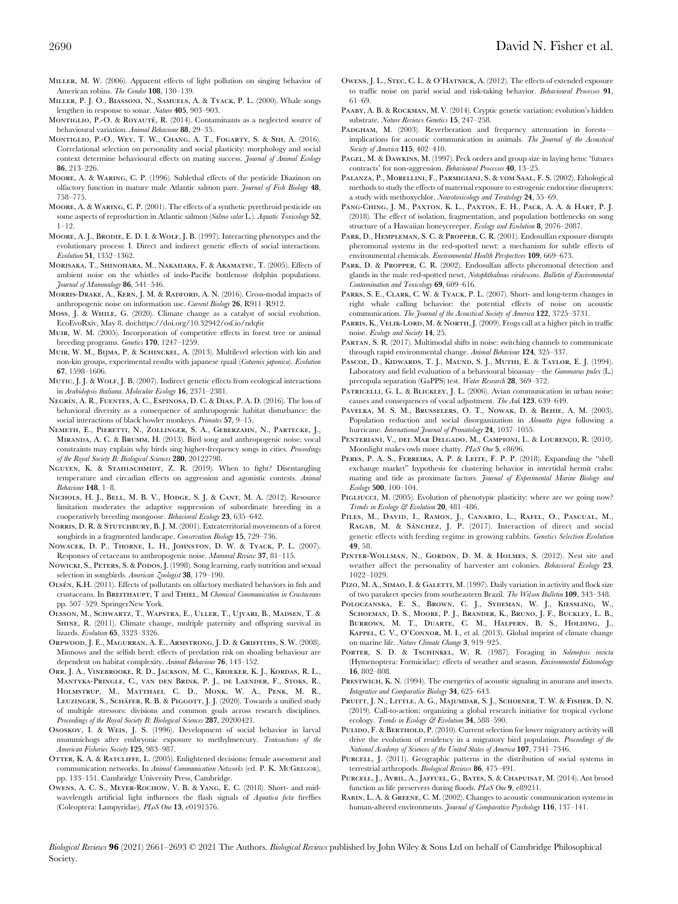Miller, M. W. (2006). Apparent effects of light pollution on singing behavior of American robins. *The Condor* **108**, 130–139.

Miller, P. J. O., Biassoni, N., Samuels, A. & Tyack, P. L. (2000). Whale songs lengthen in response to sonar. *Nature* **405**, 903–903.

Montiglio, P.-O. & Royauté, R. (2014). Contaminants as a neglected source of behavioural variation. *Animal Behaviour* **88**, 29–35.

Montiglio, P.-O., Wey, T. W., Chang, A. T., Fogarty, S. & Sih, A. (2016). Correlational selection on personality and social plasticity: morphology and social context determine behavioural effects on mating success. *Journal of Animal Ecology* **86**, 213–226.

Moore, A. & Waring, C. P. (1996). Sublethal effects of the pesticide Diazinon on olfactory function in mature male Atlantic salmon parr. *Journal of Fish Biology* **48**, 758–775.

Moore, A. & Waring, C. P. (2001). The effects of a synthetic pyrethroid pesticide on some aspects of reproduction in Atlantic salmon (*Salmo salar* L.). *Aquatic Toxicology* **52**, 1–12.

Moore, A. J., Brodie, E. D. I. & Wolf, J. B. (1997). Interacting phenotypes and the evolutionary process: I. Direct and indirect genetic effects of social interactions. *Evolution* **51**, 1352–1362.

Morisaka, T., Shinohara, M., Nakahara, F. & Akamatsu, T. (2005). Effects of ambient noise on the whistles of indo-Pacific bottlenose dolphin populations. *Journal of Mammalogy* **86**, 541–546.

Morris-Drake, A., Kern, J. M. & Radford, A. N. (2016). Cross-modal impacts of anthropogenic noise on information use. *Current Biology* **26**, R911–R912.

Moss, J. & While, G. (2020). Climate change as a catalyst of social evolution. EcoEvoRxiv, May 8. doi:https://doi.org/10.32942/osf.io/ndq6r

Muir, W. M. (2005). Incorporation of competitive effects in forest tree or animal breeding programs. *Genetics* **170**, 1247–1259.

Muir, W. M., Bijma, P. & Schinckel, A. (2013). Multilevel selection with kin and non-kin groups, experimental results with japanese quail (*Coturnix japonica*). *Evolution* **67**, 1598–1606.

Mutic, J. J. & Wolf, J. B. (2007). Indirect genetic effects from ecological interactions in *Arabidopsis thaliana*. *Molecular Ecology* **16**, 2371–2381.

Negrín, A. R., Fuentes, A. C., Espinosa, D. C. & Dias, P. A. D. (2016). The loss of behavioral diversity as a consequence of anthropogenic habitat disturbance: the social interactions of black howler monkeys. *Primates* **57**, 9–15.

Nemeth, E., Pieretti, N., Zollinger, S. A., Geberzahn, N., Partecke, J., Miranda, A. C. & Brumm, H. (2013). Bird song and anthropogenic noise: vocal constraints may explain why birds sing higher-frequency songs in cities. *Proceedings of the Royal Society B: Biological Sciences* **280**, 20122798.

Nguyen, K. & Stahlschmidt, Z. R. (2019). When to fight? Disentangling temperature and circadian effects on aggression and agonistic contests. *Animal Behaviour* **148**, 1–8.

Nichols, H. J., Bell, M. B. V., Hodge, S. J. & Cant, M. A. (2012). Resource limitation moderates the adaptive suppression of subordinate breeding in a cooperatively breeding mongoose. *Behavioral Ecology* **23**, 635–642.

Norris, D. R. & Stutchbury, B. J. M. (2001). Extraterritorial movements of a forest songbirds in a fragmented landscape. *Conservation Biology* **15**, 729–736.

Nowacek, D. P., Thorne, L. H., Johnston, D. W. & Tyack, P. L. (2007). Responses of cetaceans to anthropogenic noise. *Mammal Review* **37**, 81–115.

Nowicki, S., Peters, S. & Podos, J. (1998). Song learning, early nutrition and sexual selection in songbirds. *American Zoologist* **38**, 179–190.

Olsén, K.H. (2011). Effects of pollutants on olfactory mediated behaviors in fish and crustaceans. In Breithaupt, T and Thiel, M *Chemical Communication in Crustaceans* pp. 507–529. SpringerNew York.

Olsson, M., Schwartz, T., Wapstra, E., Uller, T., Ujvari, B., Madsen, T. & Shine, R. (2011). Climate change, multiple paternity and offspring survival in lizards. *Evolution* **65**, 3323–3326.

Orpwood, J. E., Magurran, A. E., Armstrong, J. D. & Griffiths, S. W. (2008). Minnows and the selfish herd: effects of predation risk on shoaling behaviour are dependent on habitat complexity. *Animal Behaviour* **76**, 143–152.

Orr, J. A., Vinebrooke, R. D., Jackson, M. C., Kroeker, K. J., Kordas, R. L., Mantyka-Pringle, C., van den Brink, P. J., de Laender, F., Stoks, R., Holmstrup, M., Matthaei, C. D., Monk, W. A., Penk, M. R., Leuzinger, S., Schäfer, R. B. & Piggott, J. J. (2020). Towards a unified study of multiple stressors: divisions and common goals across research disciplines. *Proceedings of the Royal Society B: Biological Sciences* **287**, 20200421.

Ososkov, I. & Weis, J. S. (1996). Development of social behavior in larval mummichogs after embryonic exposure to methylmercury. *Transactions of the American Fisheries Society* **125**, 983–987.

Otter, K. A. & Ratcliffe, L. (2005). Enlightened decisions: female assessment and communication networks. In *Animal Communication Networks* (ed. P. K. McGregor), pp. 133–151. Cambridge University Press, Cambridge.

Owens, A. C. S., Meyer-Rochow, V. B. & Yang, E. C. (2018). Short- and mid-wavelength artificial light influences the flash signals of *Aquatica ficta* fireflies (Coleoptera: Lampyridae). *PLoS One* **13**, e0191576.

Owens, J. L., Stec, C. L. & O'Hatnick, A. (2012). The effects of extended exposure to traffic noise on parid social and risk-taking behavior. *Behavioural Processes* **91**, 61–69.

Paaby, A. B. & Rockman, M. V. (2014). Cryptic genetic variation: evolution's hidden substrate. *Nature Reviews Genetics* **15**, 247–258.

Padgham, M. (2003). Reverberation and frequency attenuation in forests—implications for acoustic communication in animals. *The Journal of the Acoustical Society of America* **115**, 402–410.

Pagel, M. & Dawkins, M. (1997). Peck orders and group size in laying hens: 'futures contracts' for non-aggression. *Behavioural Processes* **40**, 13–25.

Palanza, P., Morellini, F., Parmigiani, S. & vom Saal, F. S. (2002). Ethological methods to study the effects of maternal exposure to estrogenic endocrine disrupters: a study with methoxychlor. *Neurotoxicology and Teratology* **24**, 55–69.

Pang-Ching, J. M., Paxton, K. L., Paxton, E. H., Pack, A. A. & Hart, P. J. (2018). The effect of isolation, fragmentation, and population bottlenecks on song structure of a Hawaiian honeycreeper. *Ecology and Evolution* **8**, 2076–2087.

Park, D., Hempleman, S. C. & Propper, C. R. (2001). Endosulfan exposure disrupts pheromonal systems in the red-spotted newt: a mechanism for subtle effects of environmental chemicals. *Environmental Health Perspectives* **109**, 669–673.

Park, D. & Propper, C. R. (2002). Endosulfan affects pheromonal detection and glands in the male red-spotted newt, *Notophthalmus viridescens*. *Bulletin of Environmental Contamination and Toxicology* **69**, 609–616.

Parks, S. E., Clark, C. W. & Tyack, P. L. (2007). Short- and long-term changes in right whale calling behavior: the potential effects of noise on acoustic communication. *The Journal of the Acoustical Society of America* **122**, 3725–3731.

Parris, K., Velik-Lord, M. & North, J. (2009). Frogs call at a higher pitch in traffic noise. *Ecology and Society* **14**, 25.

Partan, S. R. (2017). Multimodal shifts in noise: switching channels to communicate through rapid environmental change. *Animal Behaviour* **124**, 325–337.

Pascoe, D., Kidwards, T. J., Maund, S. J., Muthi, E. & Taylor, E. J. (1994). Laboratory and field evaluation of a behavioural bioassay—the *Gammarus pulex* (L.) precopula separation (GaPPS) test. *Water Research* **28**, 369–372.

Patricelli, G. L. & Blickley, J. L. (2006). Avian communication in urban noise: causes and consequences of vocal adjustment. *The Auk* **123**, 639–649.

Pavelka, M. S. M., Brusselers, O. T., Nowak, D. & Behie, A. M. (2003). Population reduction and social disorganization in *Alouatta pigra* following a hurricane. *International Journal of Primatology* **24**, 1037–1055.

Penteriani, V., del Mar Delgado, M., Campioni, L. & Lourenço, R. (2010). Moonlight makes owls more chatty. *PLoS One* **5**, e8696.

Peres, P. A. S., Ferreira, A. P. & Leite, F. P. P. (2018). Expanding the "shell exchange market" hypothesis for clustering behavior in intertidal hermit crabs: mating and tide as proximate factors. *Journal of Experimental Marine Biology and Ecology* **500**, 100–104.

Pigliucci, M. (2005). Evolution of phenotypic plasticity: where are we going now? *Trends in Ecology & Evolution* **20**, 481–486.

Piles, M., David, I., Ramon, J., Canario, L., Rafel, O., Pascual, M., Ragab, M. & Sánchez, J. P. (2017). Interaction of direct and social genetic effects with feeding regime in growing rabbits. *Genetics Selection Evolution* **49**, 58.

Pinter-Wollman, N., Gordon, D. M. & Holmes, S. (2012). Nest site and weather affect the personality of harvester ant colonies. *Behavioral Ecology* **23**, 1022–1029.

Pizo, M. A., Simao, I. & Galetti, M. (1997). Daily variation in activity and flock size of two parakeet species from southeastern Brazil. *The Wilson Bulletin* **109**, 343–348.

Poloczanska, E. S., Brown, C. J., Sydeman, W. J., Kiessling, W., Schoeman, D. S., Moore, P. J., Brander, K., Bruno, J. F., Buckley, L. B., Burrows, M. T., Duarte, C. M., Halpern, B. S., Holding, J., Kappel, C. V., O'Connor, M. I., et al. (2013). Global imprint of climate change on marine life. *Nature Climate Change* **3**, 919–925.

Porter, S. D. & Tschinkel, W. R. (1987). Foraging in *Solenopsis invicta* (Hymenoptera: Formicidae): effects of weather and season. *Environmental Entomology* **16**, 802–808.

Prestwich, K. N. (1994). The energetics of acoustic signaling in anurans and insects. *Integrative and Comparative Biology* **34**, 625–643.

Pruitt, J. N., Little, A. G., Majumdar, S. J., Schoener, T. W. & Fisher, D. N. (2019). Call-to-action: organizing a global research initiative for tropical cyclone ecology. *Trends in Ecology & Evolution* **34**, 588–590.

Pulido, F. & Berthold, P. (2010). Current selection for lower migratory activity will drive the evolution of residency in a migratory bird population. *Proceedings of the National Academy of Sciences of the United States of America* **107**, 7341–7346.

Purcell, J. (2011). Geographic patterns in the distribution of social systems in terrestrial arthropods. *Biological Reviews* **86**, 475–491.

Purcell, J., Avril, A., Jaffuel, G., Bates, S. & Chapuisat, M. (2014). Ant brood function as life preservers during floods. *PLoS One* **9**, e89211.

Rabin, L. A. & Greene, C. M. (2002). Changes to acoustic communication systems in human-altered environments. *Journal of Comparative Psychology* **116**, 137–141.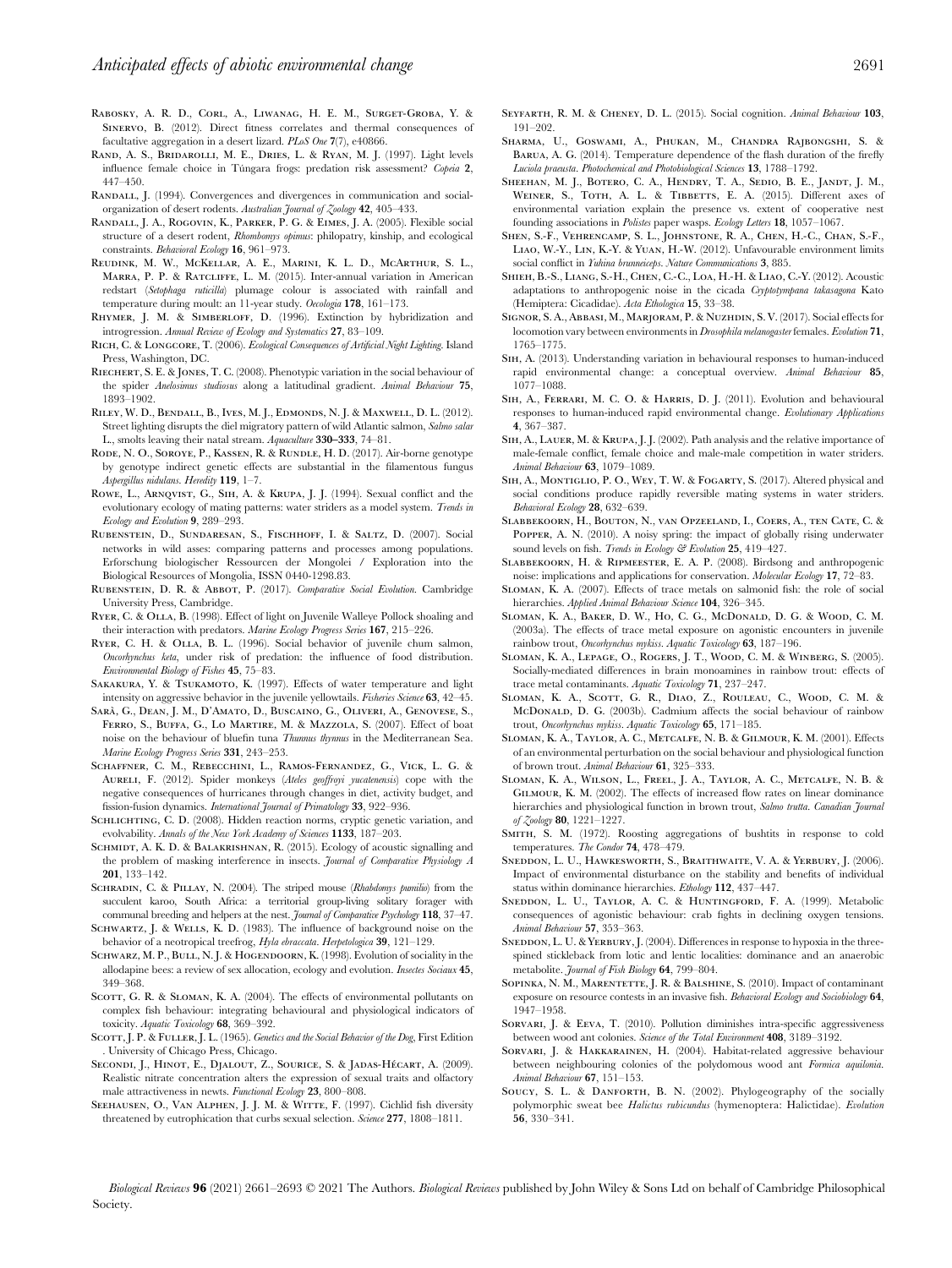Rabosky, A. R. D., Corl, A., Liwanag, H. E. M., Surget-Groba, Y. & Sinervo, B. (2012). Direct fitness correlates and thermal consequences of facultative aggregation in a desert lizard. *PLoS One* **7**(7), e40866.

Rand, A. S., Bridarolli, M. E., Dries, L. & Ryan, M. J. (1997). Light levels influence female choice in Túngara frogs: predation risk assessment? *Copeia* **2**, 447–450.

Randall, J. (1994). Convergences and divergences in communication and social-organization of desert rodents. *Australian Journal of Zoology* **42**, 405–433.

Randall, J. A., Rogovin, K., Parker, P. G. & Eimes, J. A. (2005). Flexible social structure of a desert rodent, *Rhombomys opimus*: philopatry, kinship, and ecological constraints. *Behavioral Ecology* **16**, 961–973.

Reudink, M. W., McKellar, A. E., Marini, K. L. D., McArthur, S. L., Marra, P. P. & Ratcliffe, L. M. (2015). Inter-annual variation in American redstart (*Setophaga ruticilla*) plumage colour is associated with rainfall and temperature during moult: an 11-year study. *Oecologia* **178**, 161–173.

Rhymer, J. M. & Simberloff, D. (1996). Extinction by hybridization and introgression. *Annual Review of Ecology and Systematics* **27**, 83–109.

Rich, C. & Longcore, T. (2006). *Ecological Consequences of Artificial Night Lighting*. Island Press, Washington, DC.

Riechert, S. E. & Jones, T. C. (2008). Phenotypic variation in the social behaviour of the spider *Anelosimus studiosus* along a latitudinal gradient. *Animal Behaviour* **75**, 1893–1902.

Riley, W. D., Bendall, B., Ives, M. J., Edmonds, N. J. & Maxwell, D. L. (2012). Street lighting disrupts the diel migratory pattern of wild Atlantic salmon, *Salmo salar* L., smolts leaving their natal stream. *Aquaculture* **330–333**, 74–81.

Rode, N. O., Soroye, P., Kassen, R. & Rundle, H. D. (2017). Air-borne genotype by genotype indirect genetic effects are substantial in the filamentous fungus *Aspergillus nidulans*. *Heredity* **119**, 1–7.

Rowe, L., Arnqvist, G., Sih, A. & Krupa, J. J. (1994). Sexual conflict and the evolutionary ecology of mating patterns: water striders as a model system. *Trends in Ecology and Evolution* **9**, 289–293.

Rubenstein, D., Sundaresan, S., Fischhoff, I. & Saltz, D. (2007). Social networks in wild asses: comparing patterns and processes among populations. Erforschung biologischer Ressourcen der Mongolei / Exploration into the Biological Resources of Mongolia, ISSN 0440-1298.83.

Rubenstein, D. R. & Abbot, P. (2017). *Comparative Social Evolution*. Cambridge University Press, Cambridge.

Ryer, C. & Olla, B. (1998). Effect of light on Juvenile Walleye Pollock shoaling and their interaction with predators. *Marine Ecology Progress Series* **167**, 215–226.

Ryer, C. H. & Olla, B. L. (1996). Social behavior of juvenile chum salmon, *Oncorhynchus keta*, under risk of predation: the influence of food distribution. *Environmental Biology of Fishes* **45**, 75–83.

Sakakura, Y. & Tsukamoto, K. (1997). Effects of water temperature and light intensity on aggressive behavior in the juvenile yellowtails. *Fisheries Science* **63**, 42–45.

Sarà, G., Dean, J. M., D'Amato, D., Buscaino, G., Oliveri, A., Genovese, S., Ferro, S., Buffa, G., Lo Martire, M. & Mazzola, S. (2007). Effect of boat noise on the behaviour of bluefin tuna *Thunnus thynnus* in the Mediterranean Sea. *Marine Ecology Progress Series* **331**, 243–253.

Schaffner, C. M., Rebecchini, L., Ramos-Fernandez, G., Vick, L. G. & Aureli, F. (2012). Spider monkeys (*Ateles geoffroyi yucatenensis*) cope with the negative consequences of hurricanes through changes in diet, activity budget, and fission-fusion dynamics. *International Journal of Primatology* **33**, 922–936.

Schlichting, C. D. (2008). Hidden reaction norms, cryptic genetic variation, and evolvability. *Annals of the New York Academy of Sciences* **1133**, 187–203.

Schmidt, A. K. D. & Balakrishnan, R. (2015). Ecology of acoustic signalling and the problem of masking interference in insects. *Journal of Comparative Physiology A* **201**, 133–142.

Schradin, C. & Pillay, N. (2004). The striped mouse (*Rhabdomys pumilio*) from the succulent karoo, South Africa: a territorial group-living solitary forager with communal breeding and helpers at the nest. *Journal of Comparative Psychology* **118**, 37–47.

Schwartz, J. & Wells, K. D. (1983). The influence of background noise on the behavior of a neotropical treefrog, *Hyla ebraccata*. *Herpetologica* **39**, 121–129.

Schwarz, M. P., Bull, N. J. & Hogendoorn, K. (1998). Evolution of sociality in the allodapine bees: a review of sex allocation, ecology and evolution. *Insectes Sociaux* **45**, 349–368.

Scott, G. R. & Sloman, K. A. (2004). The effects of environmental pollutants on complex fish behaviour: integrating behavioural and physiological indicators of toxicity. *Aquatic Toxicology* **68**, 369–392.

Scott, J. P. & Fuller, J. L. (1965). *Genetics and the Social Behavior of the Dog*, First Edition . University of Chicago Press, Chicago.

Secondi, J., Hinot, E., Djalout, Z., Sourice, S. & Jadas-Hécart, A. (2009). Realistic nitrate concentration alters the expression of sexual traits and olfactory male attractiveness in newts. *Functional Ecology* **23**, 800–808.

Seehausen, O., Van Alphen, J. J. M. & Witte, F. (1997). Cichlid fish diversity threatened by eutrophication that curbs sexual selection. *Science* **277**, 1808–1811.

Seyfarth, R. M. & Cheney, D. L. (2015). Social cognition. *Animal Behaviour* **103**, 191–202.

Sharma, U., Goswami, A., Phukan, M., Chandra Rajbongshi, S. & Barua, A. G. (2014). Temperature dependence of the flash duration of the firefly *Luciola praeusta*. *Photochemical and Photobiological Sciences* **13**, 1788–1792.

Sheehan, M. J., Botero, C. A., Hendry, T. A., Sedio, B. E., Jandt, J. M., Weiner, S., Toth, A. L. & Tibbetts, E. A. (2015). Different axes of environmental variation explain the presence vs. extent of cooperative nest founding associations in *Polistes* paper wasps. *Ecology Letters* **18**, 1057–1067.

Shen, S.-F., Vehrencamp, S. L., Johnstone, R. A., Chen, H.-C., Chan, S.-F., Liao, W.-Y., Lin, K.-Y. & Yuan, H.-W. (2012). Unfavourable environment limits social conflict in *Yuhina brunneiceps*. *Nature Communications* **3**, 885.

Shieh, B.-S., Liang, S.-H., Chen, C.-C., Loa, H.-H. & Liao, C.-Y. (2012). Acoustic adaptations to anthropogenic noise in the cicada *Cryptotympana takasagona* Kato (Hemiptera: Cicadidae). *Acta Ethologica* **15**, 33–38.

Signor, S. A., Abbasi, M., Marjoram, P. & Nuzhdin, S. V. (2017). Social effects for locomotion vary between environments in *Drosophila melanogaster* females. *Evolution* **71**, 1765–1775.

Sih, A. (2013). Understanding variation in behavioural responses to human-induced rapid environmental change: a conceptual overview. *Animal Behaviour* **85**, 1077–1088.

Sih, A., Ferrari, M. C. O. & Harris, D. J. (2011). Evolution and behavioural responses to human-induced rapid environmental change. *Evolutionary Applications* **4**, 367–387.

Sih, A., Lauer, M. & Krupa, J. J. (2002). Path analysis and the relative importance of male-female conflict, female choice and male-male competition in water striders. *Animal Behaviour* **63**, 1079–1089.

Sih, A., Montiglio, P. O., Wey, T. W. & Fogarty, S. (2017). Altered physical and social conditions produce rapidly reversible mating systems in water striders. *Behavioral Ecology* **28**, 632–639.

Slabbekoorn, H., Bouton, N., van Opzeeland, I., Coers, A., ten Cate, C. & Popper, A. N. (2010). A noisy spring: the impact of globally rising underwater sound levels on fish. *Trends in Ecology & Evolution* **25**, 419–427.

Slabbekoorn, H. & Ripmeester, E. A. P. (2008). Birdsong and anthropogenic noise: implications and applications for conservation. *Molecular Ecology* **17**, 72–83.

Sloman, K. A. (2007). Effects of trace metals on salmonid fish: the role of social hierarchies. *Applied Animal Behaviour Science* **104**, 326–345.

Sloman, K. A., Baker, D. W., Ho, C. G., McDonald, D. G. & Wood, C. M. (2003a). The effects of trace metal exposure on agonistic encounters in juvenile rainbow trout, *Oncorhynchus mykiss*. *Aquatic Toxicology* **63**, 187–196.

Sloman, K. A., Lepage, O., Rogers, J. T., Wood, C. M. & Winberg, S. (2005). Socially-mediated differences in brain monoamines in rainbow trout: effects of trace metal contaminants. *Aquatic Toxicology* **71**, 237–247.

Sloman, K. A., Scott, G. R., Diao, Z., Rouleau, C., Wood, C. M. & McDonald, D. G. (2003b). Cadmium affects the social behaviour of rainbow trout, *Oncorhynchus mykiss*. *Aquatic Toxicology* **65**, 171–185.

Sloman, K. A., Taylor, A. C., Metcalfe, N. B. & Gilmour, K. M. (2001). Effects of an environmental perturbation on the social behaviour and physiological function of brown trout. *Animal Behaviour* **61**, 325–333.

Sloman, K. A., Wilson, L., Freel, J. A., Taylor, A. C., Metcalfe, N. B. & Gilmour, K. M. (2002). The effects of increased flow rates on linear dominance hierarchies and physiological function in brown trout, *Salmo trutta*. *Canadian Journal of Zoology* **80**, 1221–1227.

Smith, S. M. (1972). Roosting aggregations of bushtits in response to cold temperatures. *The Condor* **74**, 478–479.

Sneddon, L. U., Hawkesworth, S., Braithwaite, V. A. & Yerbury, J. (2006). Impact of environmental disturbance on the stability and benefits of individual status within dominance hierarchies. *Ethology* **112**, 437–447.

Sneddon, L. U., Taylor, A. C. & Huntingford, F. A. (1999). Metabolic consequences of agonistic behaviour: crab fights in declining oxygen tensions. *Animal Behaviour* **57**, 353–363.

Sneddon, L. U. & Yerbury, J. (2004). Differences in response to hypoxia in the three-spined stickleback from lotic and lentic localities: dominance and an anaerobic metabolite. *Journal of Fish Biology* **64**, 799–804.

Sopinka, N. M., Marentette, J. R. & Balshine, S. (2010). Impact of contaminant exposure on resource contests in an invasive fish. *Behavioral Ecology and Sociobiology* **64**, 1947–1958.

Sorvari, J. & Eeva, T. (2010). Pollution diminishes intra-specific aggressiveness between wood ant colonies. *Science of the Total Environment* **408**, 3189–3192.

Sorvari, J. & Hakkarainen, H. (2004). Habitat-related aggressive behaviour between neighbouring colonies of the polydomous wood ant *Formica aquilonia*. *Animal Behaviour* **67**, 151–153.

Soucy, S. L. & Danforth, B. N. (2002). Phylogeography of the socially polymorphic sweat bee *Halictus rubicundus* (hymenoptera: Halictidae). *Evolution* **56**, 330–341.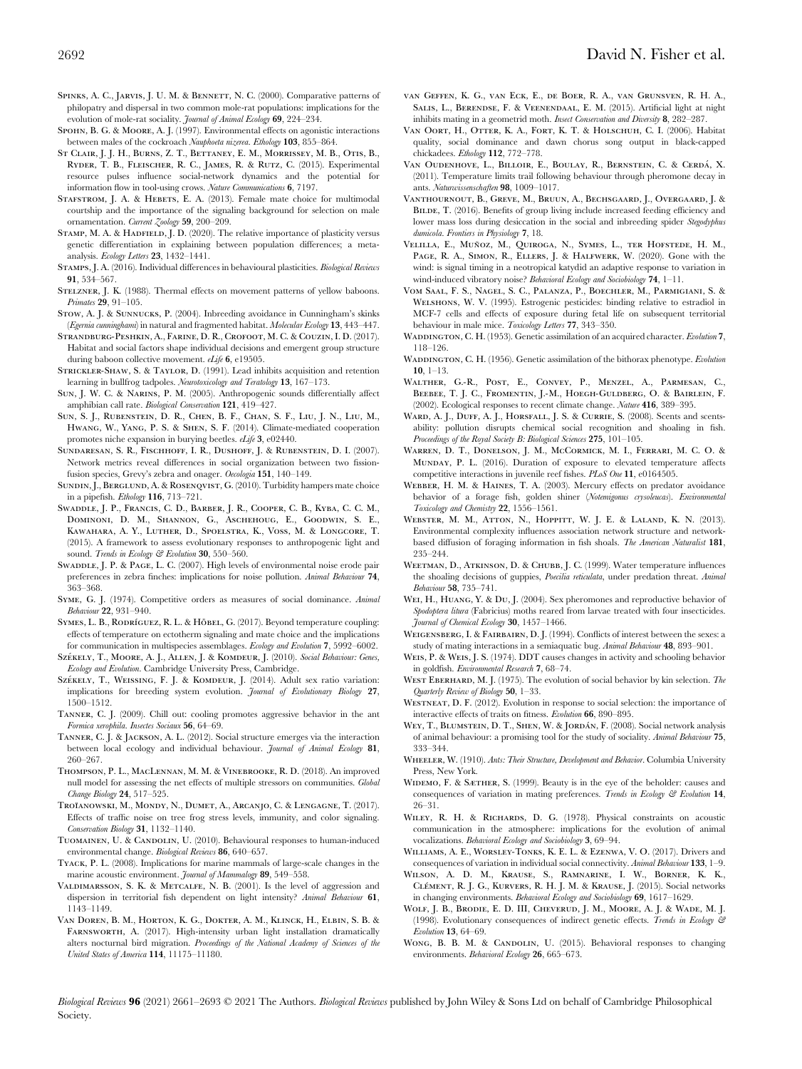Spinks, A. C., Jarvis, J. U. M. & Bennett, N. C. (2000). Comparative patterns of philopatry and dispersal in two common mole-rat populations: implications for the evolution of mole-rat sociality. *Journal of Animal Ecology* **69**, 224–234.

Spohn, B. G. & Moore, A. J. (1997). Environmental effects on agonistic interactions between males of the cockroach *Nauphoeta nizerea*. *Ethology* **103**, 855–864.

St Clair, J. J. H., Burns, Z. T., Bettaney, E. M., Morrissey, M. B., Otis, B., Ryder, T. B., Fleischer, R. C., James, R. & Rutz, C. (2015). Experimental resource pulses influence social-network dynamics and the potential for information flow in tool-using crows. *Nature Communications* **6**, 7197.

Stafstrom, J. A. & Hebets, E. A. (2013). Female mate choice for multimodal courtship and the importance of the signaling background for selection on male ornamentation. *Current Zoology* **59**, 200–209.

Stamp, M. A. & Hadfield, J. D. (2020). The relative importance of plasticity versus genetic differentiation in explaining between population differences; a meta-analysis. *Ecology Letters* **23**, 1432–1441.

Stamps, J. A. (2016). Individual differences in behavioural plasticities. *Biological Reviews* **91**, 534–567.

Stelzner, J. K. (1988). Thermal effects on movement patterns of yellow baboons. *Primates* **29**, 91–105.

Stow, A. J. & Sunnucks, P. (2004). Inbreeding avoidance in Cunningham's skinks (*Egernia cunninghami*) in natural and fragmented habitat. *Molecular Ecology* **13**, 443–447.

Strandburg-Peshkin, A., Farine, D. R., Crofoot, M. C. & Couzin, I. D. (2017). Habitat and social factors shape individual decisions and emergent group structure during baboon collective movement. *eLife* **6**, e19505.

Strickler-Shaw, S. & Taylor, D. (1991). Lead inhibits acquisition and retention learning in bullfrog tadpoles. *Neurotoxicology and Teratology* **13**, 167–173.

Sun, J. W. C. & Narins, P. M. (2005). Anthropogenic sounds differentially affect amphibian call rate. *Biological Conservation* **121**, 419–427.

Sun, S. J., Rubenstein, D. R., Chen, B. F., Chan, S. F., Liu, J. N., Liu, M., Hwang, W., Yang, P. S. & Shen, S. F. (2014). Climate-mediated cooperation promotes niche expansion in burying beetles. *eLife* **3**, e02440.

Sundaresan, S. R., Fischhoff, I. R., Dushoff, J. & Rubenstein, D. I. (2007). Network metrics reveal differences in social organization between two fission-fusion species, Grevy's zebra and onager. *Oecologia* **151**, 140–149.

Sundin, J., Berglund, A. & Rosenqvist, G. (2010). Turbidity hampers mate choice in a pipefish. *Ethology* **116**, 713–721.

Swaddle, J. P., Francis, C. D., Barber, J. R., Cooper, C. B., Kyba, C. C. M., Dominoni, D. M., Shannon, G., Aschehoug, E., Goodwin, S. E., Kawahara, A. Y., Luther, D., Spoelstra, K., Voss, M. & Longcore, T. (2015). A framework to assess evolutionary responses to anthropogenic light and sound. *Trends in Ecology & Evolution* **30**, 550–560.

Swaddle, J. P. & Page, L. C. (2007). High levels of environmental noise erode pair preferences in zebra finches: implications for noise pollution. *Animal Behaviour* **74**, 363–368.

Syme, G. J. (1974). Competitive orders as measures of social dominance. *Animal Behaviour* **22**, 931–940.

Symes, L. B., Rodríguez, R. L. & Höbel, G. (2017). Beyond temperature coupling: effects of temperature on ectotherm signaling and mate choice and the implications for communication in multispecies assemblages. *Ecology and Evolution* **7**, 5992–6002.

Székely, T., Moore, A. J., Allen, J. & Komdeur, J. (2010). *Social Behaviour: Genes, Ecology and Evolution*. Cambridge University Press, Cambridge.

Székely, T., Weissing, F. J. & Komdeur, J. (2014). Adult sex ratio variation: implications for breeding system evolution. *Journal of Evolutionary Biology* **27**, 1500–1512.

Tanner, C. J. (2009). Chill out: cooling promotes aggressive behavior in the ant *Formica xerophila*. *Insectes Sociaux* **56**, 64–69.

Tanner, C. J. & Jackson, A. L. (2012). Social structure emerges via the interaction between local ecology and individual behaviour. *Journal of Animal Ecology* **81**, 260–267.

Thompson, P. L., MacLennan, M. M. & Vinebrooke, R. D. (2018). An improved null model for assessing the net effects of multiple stressors on communities. *Global Change Biology* **24**, 517–525.

Troïanowski, M., Mondy, N., Dumet, A., Arcanjo, C. & Lengagne, T. (2017). Effects of traffic noise on tree frog stress levels, immunity, and color signaling. *Conservation Biology* **31**, 1132–1140.

Tuomainen, U. & Candolin, U. (2010). Behavioural responses to human-induced environmental change. *Biological Reviews* **86**, 640–657.

Tyack, P. L. (2008). Implications for marine mammals of large-scale changes in the marine acoustic environment. *Journal of Mammalogy* **89**, 549–558.

Valdimarsson, S. K. & Metcalfe, N. B. (2001). Is the level of aggression and dispersion in territorial fish dependent on light intensity? *Animal Behaviour* **61**, 1143–1149.

Van Doren, B. M., Horton, K. G., Dokter, A. M., Klinck, H., Elbin, S. B. & Farnsworth, A. (2017). High-intensity urban light installation dramatically alters nocturnal bird migration. *Proceedings of the National Academy of Sciences of the United States of America* **114**, 11175–11180.

van Geffen, K. G., van Eck, E., de Boer, R. A., van Grunsven, R. H. A., Salis, L., Berendse, F. & Veenendaal, E. M. (2015). Artificial light at night inhibits mating in a geometrid moth. *Insect Conservation and Diversity* **8**, 282–287.

Van Oort, H., Otter, K. A., Fort, K. T. & Holschuh, C. I. (2006). Habitat quality, social dominance and dawn chorus song output in black-capped chickadees. *Ethology* **112**, 772–778.

Van Oudenhove, L., Billoir, E., Boulay, R., Bernstein, C. & Cerdá, X. (2011). Temperature limits trail following behaviour through pheromone decay in ants. *Naturwissenschaften* **98**, 1009–1017.

Vanthournout, B., Greve, M., Bruun, A., Bechsgaard, J., Overgaard, J. & Bilde, T. (2016). Benefits of group living include increased feeding efficiency and lower mass loss during desiccation in the social and inbreeding spider *Stegodyphus dumicola*. *Frontiers in Physiology* **7**, 18.

Velilla, E., Muñoz, M., Quiroga, N., Symes, L., ter Hofstede, H. M., Page, R. A., Simon, R., Ellers, J. & Halfwerk, W. (2020). Gone with the wind: is signal timing in a neotropical katydid an adaptive response to variation in wind-induced vibratory noise? *Behavioral Ecology and Sociobiology* **74**, 1–11.

Vom Saal, F. S., Nagel, S. C., Palanza, P., Boechler, M., Parmigiani, S. & Welshons, W. V. (1995). Estrogenic pesticides: binding relative to estradiol in MCF-7 cells and effects of exposure during fetal life on subsequent territorial behaviour in male mice. *Toxicology Letters* **77**, 343–350.

Waddington, C. H. (1953). Genetic assimilation of an acquired character. *Evolution* **7**, 118–126.

Waddington, C. H. (1956). Genetic assimilation of the bithorax phenotype. *Evolution* **10**, 1–13.

Walther, G.-R., Post, E., Convey, P., Menzel, A., Parmesan, C., Beebee, T. J. C., Fromentin, J.-M., Hoegh-Guldberg, O. & Bairlein, F. (2002). Ecological responses to recent climate change. *Nature* **416**, 389–395.

Ward, A. J., Duff, A. J., Horsfall, J. S. & Currie, S. (2008). Scents and scents-ability: pollution disrupts chemical social recognition and shoaling in fish. *Proceedings of the Royal Society B: Biological Sciences* **275**, 101–105.

Warren, D. T., Donelson, J. M., McCormick, M. I., Ferrari, M. C. O. & Munday, P. L. (2016). Duration of exposure to elevated temperature affects competitive interactions in juvenile reef fishes. *PLoS One* **11**, e0164505.

Webber, H. M. & Haines, T. A. (2003). Mercury effects on predator avoidance behavior of a forage fish, golden shiner (*Notemigonus crysoleucas*). *Environmental Toxicology and Chemistry* **22**, 1556–1561.

Webster, M. M., Atton, N., Hoppitt, W. J. E. & Laland, K. N. (2013). Environmental complexity influences association network structure and network-based diffusion of foraging information in fish shoals. *The American Naturalist* **181**, 235–244.

Weetman, D., Atkinson, D. & Chubb, J. C. (1999). Water temperature influences the shoaling decisions of guppies, *Poecilia reticulata*, under predation threat. *Animal Behaviour* **58**, 735–741.

Wei, H., Huang, Y. & Du, J. (2004). Sex pheromones and reproductive behavior of *Spodoptera litura* (Fabricius) moths reared from larvae treated with four insecticides. *Journal of Chemical Ecology* **30**, 1457–1466.

Weigensberg, I. & Fairbairn, D. J. (1994). Conflicts of interest between the sexes: a study of mating interactions in a semiaquatic bug. *Animal Behaviour* **48**, 893–901.

Weis, P. & Weis, J. S. (1974). DDT causes changes in activity and schooling behavior in goldfish. *Environmental Research* **7**, 68–74.

West Eberhard, M. J. (1975). The evolution of social behavior by kin selection. *The Quarterly Review of Biology* **50**, 1–33.

Westneat, D. F. (2012). Evolution in response to social selection: the importance of interactive effects of traits on fitness. *Evolution* **66**, 890–895.

Wey, T., Blumstein, D. T., Shen, W. & Jordán, F. (2008). Social network analysis of animal behaviour: a promising tool for the study of sociality. *Animal Behaviour* **75**, 333–344.

Wheeler, W. (1910). *Ants: Their Structure, Development and Behavior*. Columbia University Press, New York.

Widemo, F. & Sæther, S. (1999). Beauty is in the eye of the beholder: causes and consequences of variation in mating preferences. *Trends in Ecology & Evolution* **14**, 26–31.

Wiley, R. H. & Richards, D. G. (1978). Physical constraints on acoustic communication in the atmosphere: implications for the evolution of animal vocalizations. *Behavioral Ecology and Sociobiology* **3**, 69–94.

Williams, A. E., Worsley-Tonks, K. E. L. & Ezenwa, V. O. (2017). Drivers and consequences of variation in individual social connectivity. *Animal Behaviour* **133**, 1–9.

Wilson, A. D. M., Krause, S., Ramnarine, I. W., Borner, K. K., Clément, R. J. G., Kurvers, R. H. J. M. & Krause, J. (2015). Social networks in changing environments. *Behavioral Ecology and Sociobiology* **69**, 1617–1629.

Wolf, J. B., Brodie, E. D. III, Cheverud, J. M., Moore, A. J. & Wade, M. J. (1998). Evolutionary consequences of indirect genetic effects. *Trends in Ecology & Evolution* **13**, 64–69.

Wong, B. B. M. & Candolin, U. (2015). Behavioral responses to changing environments. *Behavioral Ecology* **26**, 665–673.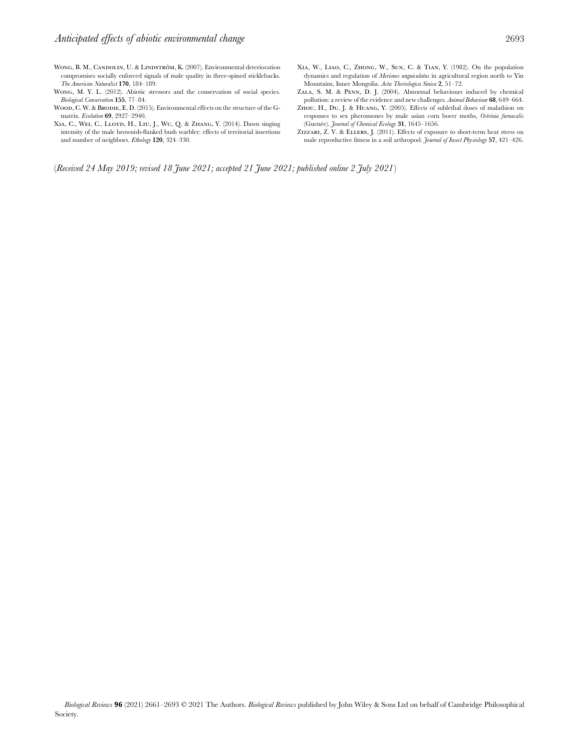Wong, B. M., Candolin, U. & Lindström, K. (2007). Environmental deterioration compromises socially enforced signals of male quality in three-spined sticklebacks. *The American Naturalist* **170**, 184–189.

Wong, M. Y. L. (2012). Abiotic stressors and the conservation of social species. *Biological Conservation* **155**, 77–84.

Wood, C. W. & Brodie, E. D. (2015). Environmental effects on the structure of the G-matrix. *Evolution* **69**, 2927–2940.

Xia, C., Wei, C., Lloyd, H., Liu, J., Wu, Q. & Zhang, Y. (2014). Dawn singing intensity of the male brownish-flanked bush warbler: effects of territorial insertions and number of neighbors. *Ethology* **120**, 324–330.

Xia, W., Liao, C., Zhong, W., Sun, C. & Tian, Y. (1982). On the population dynamics and regulation of *Meriones unguiculatus* in agricultural region north to Yin Mountains, Inner Mongolia. *Acta Theriologica Sinica* **2**, 51–72.

Zala, S. M. & Penn, D. J. (2004). Abnormal behaviours induced by chemical pollution: a review of the evidence and new challenges. *Animal Behaviour* **68**, 649–664.

Zhou, H., Du, J. & Huang, Y. (2005). Effects of sublethal doses of malathion on responses to sex pheromones by male asian corn borer moths, *Ostrinia furnacalis* (Guenée). *Journal of Chemical Ecology* **31**, 1645–1656.

Zizzari, Z. V. & Ellers, J. (2011). Effects of exposure to short-term heat stress on male reproductive fitness in a soil arthropod. *Journal of Insect Physiology* **57**, 421–426.

(*Received 24 May 2019; revised 18 June 2021; accepted 21 June 2021; published online 2 July 2021*)